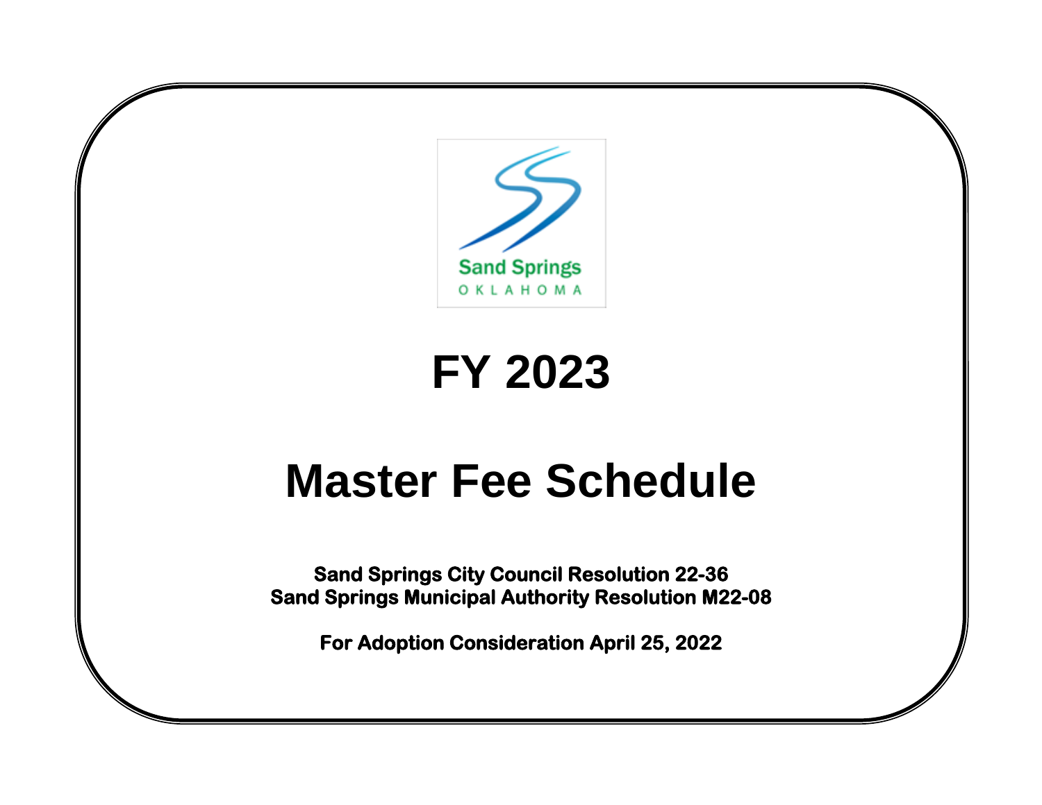Sand Springs
OKLAHOMA

# FY 2023

# Master Fee Schedule

**Sand Springs City Council Resolution 22-36**
**Sand Springs Municipal Authority Resolution M22-08**

**For Adoption Consideration April 25, 2022**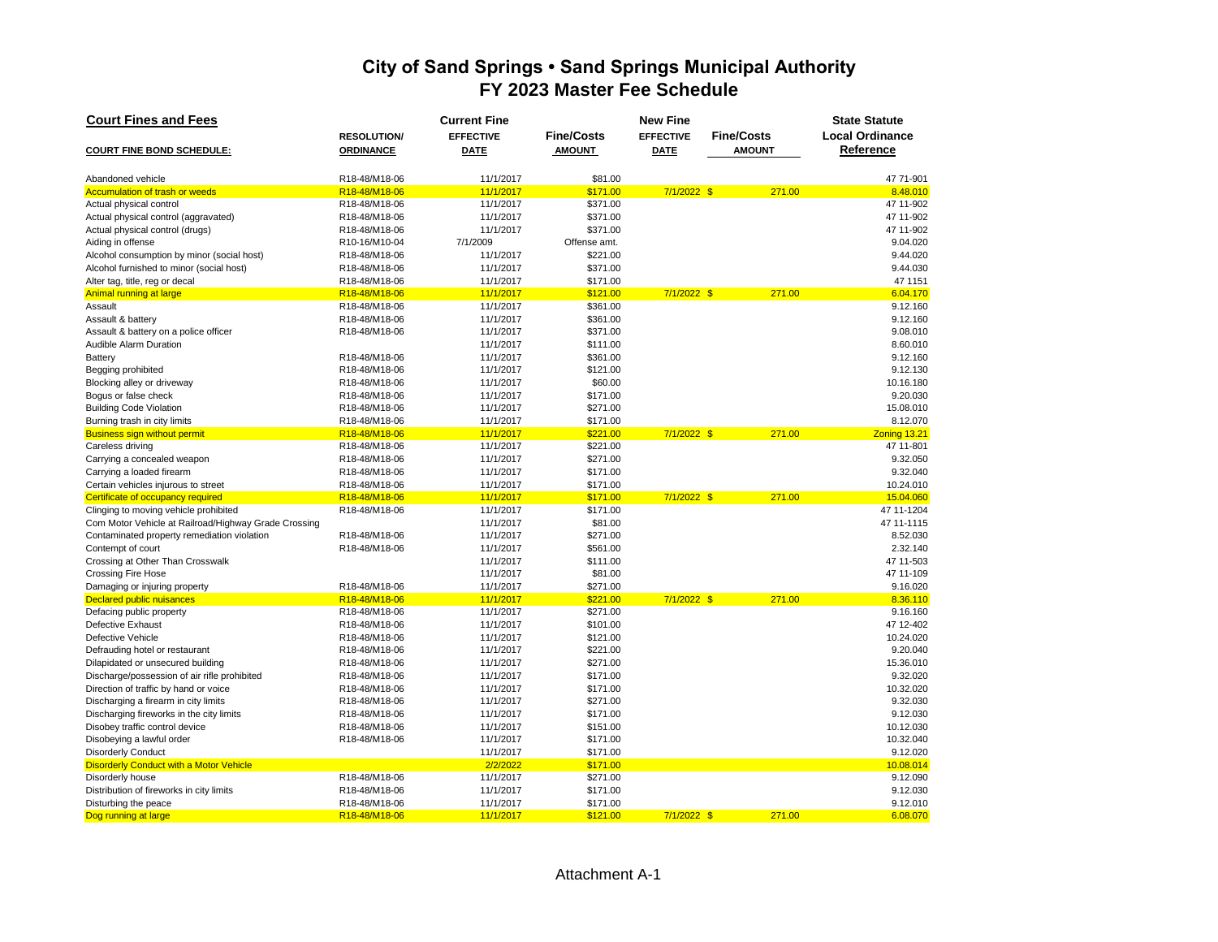# City of Sand Springs • Sand Springs Municipal Authority
## FY 2023 Master Fee Schedule

| Court Fines and Fees | | Current Fine | | New Fine | | State Statute |
|---|---|---|---|---|---|---|
| **COURT FINE BOND SCHEDULE:** | **RESOLUTION/ ORDINANCE** | **EFFECTIVE DATE** | **Fine/Costs AMOUNT** | **EFFECTIVE DATE** | **Fine/Costs AMOUNT** | **Local Ordinance Reference** |
| Abandoned vehicle | R18-48/M18-06 | 11/1/2017 | $81.00 | | | 47 71-901 |
| Accumulation of trash or weeds | R18-48/M18-06 | 11/1/2017 | $171.00 | 7/1/2022 | $ 271.00 | 8.48.010 |
| Actual physical control | R18-48/M18-06 | 11/1/2017 | $371.00 | | | 47 11-902 |
| Actual physical control (aggravated) | R18-48/M18-06 | 11/1/2017 | $371.00 | | | 47 11-902 |
| Actual physical control (drugs) | R18-48/M18-06 | 11/1/2017 | $371.00 | | | 47 11-902 |
| Aiding in offense | R10-16/M10-04 | 7/1/2009 | Offense amt. | | | 9.04.020 |
| Alcohol consumption by minor (social host) | R18-48/M18-06 | 11/1/2017 | $221.00 | | | 9.44.020 |
| Alcohol furnished to minor (social host) | R18-48/M18-06 | 11/1/2017 | $371.00 | | | 9.44.030 |
| Alter tag, title, reg or decal | R18-48/M18-06 | 11/1/2017 | $171.00 | | | 47 1151 |
| Animal running at large | R18-48/M18-06 | 11/1/2017 | $121.00 | 7/1/2022 | $ 271.00 | 6.04.170 |
| Assault | R18-48/M18-06 | 11/1/2017 | $361.00 | | | 9.12.160 |
| Assault & battery | R18-48/M18-06 | 11/1/2017 | $361.00 | | | 9.12.160 |
| Assault & battery on a police officer | R18-48/M18-06 | 11/1/2017 | $371.00 | | | 9.08.010 |
| Audible Alarm Duration | | 11/1/2017 | $111.00 | | | 8.60.010 |
| Battery | R18-48/M18-06 | 11/1/2017 | $361.00 | | | 9.12.160 |
| Begging prohibited | R18-48/M18-06 | 11/1/2017 | $121.00 | | | 9.12.130 |
| Blocking alley or driveway | R18-48/M18-06 | 11/1/2017 | $60.00 | | | 10.16.180 |
| Bogus or false check | R18-48/M18-06 | 11/1/2017 | $171.00 | | | 9.20.030 |
| Building Code Violation | R18-48/M18-06 | 11/1/2017 | $271.00 | | | 15.08.010 |
| Burning trash in city limits | R18-48/M18-06 | 11/1/2017 | $171.00 | | | 8.12.070 |
| Business sign without permit | R18-48/M18-06 | 11/1/2017 | $221.00 | 7/1/2022 | $ 271.00 | Zoning 13.21 |
| Careless driving | R18-48/M18-06 | 11/1/2017 | $221.00 | | | 47 11-801 |
| Carrying a concealed weapon | R18-48/M18-06 | 11/1/2017 | $271.00 | | | 9.32.050 |
| Carrying a loaded firearm | R18-48/M18-06 | 11/1/2017 | $171.00 | | | 9.32.040 |
| Certain vehicles injurous to street | R18-48/M18-06 | 11/1/2017 | $171.00 | | | 10.24.010 |
| Certificate of occupancy required | R18-48/M18-06 | 11/1/2017 | $171.00 | 7/1/2022 | $ 271.00 | 15.04.060 |
| Clinging to moving vehicle prohibited | R18-48/M18-06 | 11/1/2017 | $171.00 | | | 47 11-1204 |
| Com Motor Vehicle at Railroad/Highway Grade Crossing | | 11/1/2017 | $81.00 | | | 47 11-1115 |
| Contaminated property remediation violation | R18-48/M18-06 | 11/1/2017 | $271.00 | | | 8.52.030 |
| Contempt of court | R18-48/M18-06 | 11/1/2017 | $561.00 | | | 2.32.140 |
| Crossing at Other Than Crosswalk | | 11/1/2017 | $111.00 | | | 47 11-503 |
| Crossing Fire Hose | | 11/1/2017 | $81.00 | | | 47 11-109 |
| Damaging or injuring property | R18-48/M18-06 | 11/1/2017 | $271.00 | | | 9.16.020 |
| Declared public nuisances | R18-48/M18-06 | 11/1/2017 | $221.00 | 7/1/2022 | $ 271.00 | 8.36.110 |
| Defacing public property | R18-48/M18-06 | 11/1/2017 | $271.00 | | | 9.16.160 |
| Defective Exhaust | R18-48/M18-06 | 11/1/2017 | $101.00 | | | 47 12-402 |
| Defective Vehicle | R18-48/M18-06 | 11/1/2017 | $121.00 | | | 10.24.020 |
| Defrauding hotel or restaurant | R18-48/M18-06 | 11/1/2017 | $221.00 | | | 9.20.040 |
| Dilapidated or unsecured building | R18-48/M18-06 | 11/1/2017 | $271.00 | | | 15.36.010 |
| Discharge/possession of air rifle prohibited | R18-48/M18-06 | 11/1/2017 | $171.00 | | | 9.32.020 |
| Direction of traffic by hand or voice | R18-48/M18-06 | 11/1/2017 | $171.00 | | | 10.32.020 |
| Discharging a firearm in city limits | R18-48/M18-06 | 11/1/2017 | $271.00 | | | 9.32.030 |
| Discharging fireworks in the city limits | R18-48/M18-06 | 11/1/2017 | $171.00 | | | 9.12.030 |
| Disobey traffic control device | R18-48/M18-06 | 11/1/2017 | $151.00 | | | 10.12.030 |
| Disobeying a lawful order | R18-48/M18-06 | 11/1/2017 | $171.00 | | | 10.32.040 |
| Disorderly Conduct | | 11/1/2017 | $171.00 | | | 9.12.020 |
| Disorderly Conduct with a Motor Vehicle | | 2/2/2022 | $171.00 | | | 10.08.014 |
| Disorderly house | R18-48/M18-06 | 11/1/2017 | $271.00 | | | 9.12.090 |
| Distribution of fireworks in city limits | R18-48/M18-06 | 11/1/2017 | $171.00 | | | 9.12.030 |
| Disturbing the peace | R18-48/M18-06 | 11/1/2017 | $171.00 | | | 9.12.010 |
| Dog running at large | R18-48/M18-06 | 11/1/2017 | $121.00 | 7/1/2022 | $ 271.00 | 6.08.070 |

Attachment A-1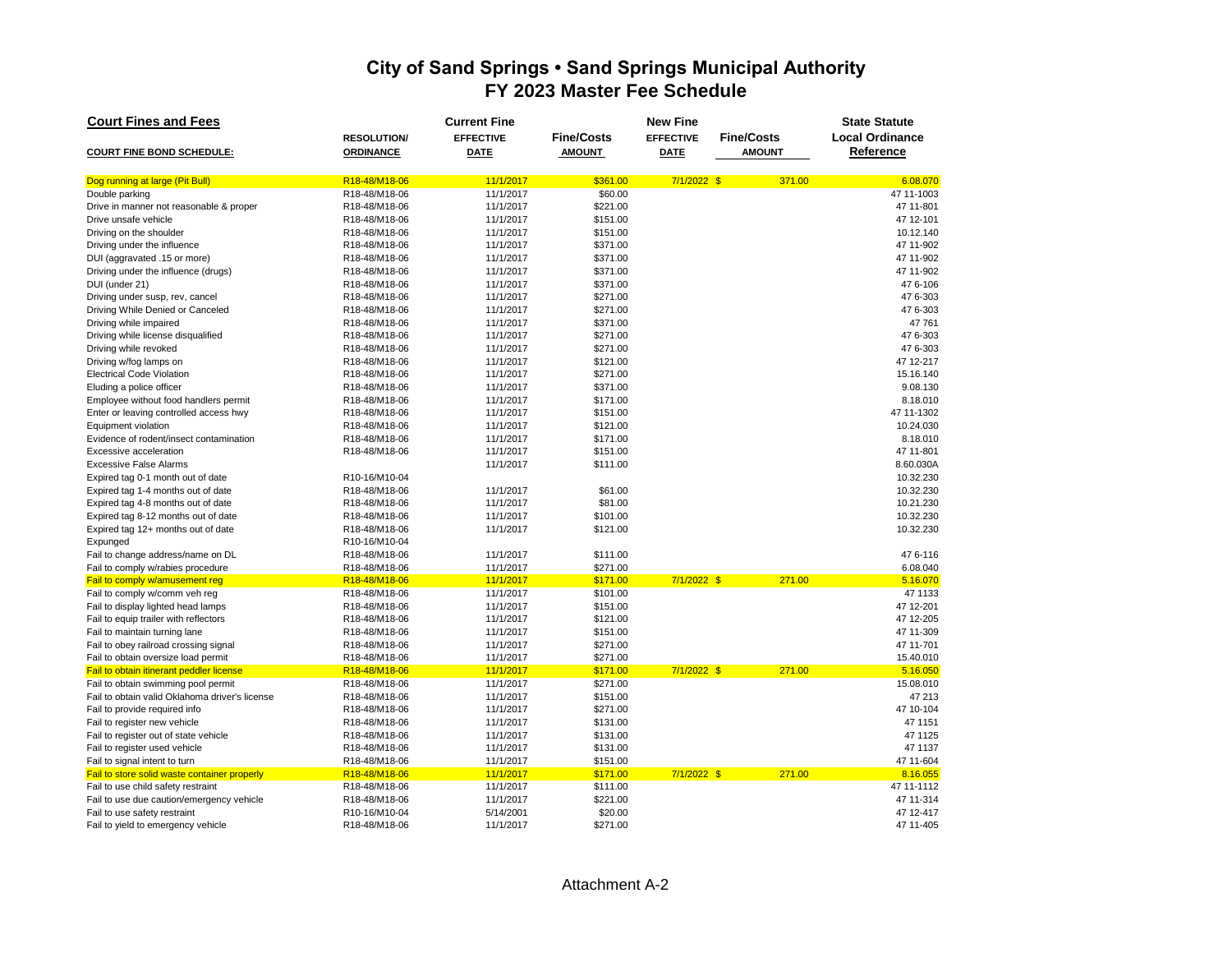# City of Sand Springs • Sand Springs Municipal Authority
# FY 2023 Master Fee Schedule

## Court Fines and Fees

| COURT FINE BOND SCHEDULE: | RESOLUTION/ ORDINANCE | Current Fine EFFECTIVE DATE | Fine/Costs AMOUNT | New Fine EFFECTIVE DATE | Fine/Costs AMOUNT | State Statute Local Ordinance Reference |
|---|---|---|---|---|---|---|
| Dog running at large (Pit Bull) | R18-48/M18-06 | 11/1/2017 | $361.00 | 7/1/2022 | $ 371.00 | 6.08.070 |
| Double parking | R18-48/M18-06 | 11/1/2017 | $60.00 | | | 47 11-1003 |
| Drive in manner not reasonable & proper | R18-48/M18-06 | 11/1/2017 | $221.00 | | | 47 11-801 |
| Drive unsafe vehicle | R18-48/M18-06 | 11/1/2017 | $151.00 | | | 47 12-101 |
| Driving on the shoulder | R18-48/M18-06 | 11/1/2017 | $151.00 | | | 10.12.140 |
| Driving under the influence | R18-48/M18-06 | 11/1/2017 | $371.00 | | | 47 11-902 |
| DUI (aggravated .15 or more) | R18-48/M18-06 | 11/1/2017 | $371.00 | | | 47 11-902 |
| Driving under the influence (drugs) | R18-48/M18-06 | 11/1/2017 | $371.00 | | | 47 11-902 |
| DUI (under 21) | R18-48/M18-06 | 11/1/2017 | $371.00 | | | 47 6-106 |
| Driving under susp, rev, cancel | R18-48/M18-06 | 11/1/2017 | $271.00 | | | 47 6-303 |
| Driving While Denied or Canceled | R18-48/M18-06 | 11/1/2017 | $271.00 | | | 47 6-303 |
| Driving while impaired | R18-48/M18-06 | 11/1/2017 | $371.00 | | | 47 761 |
| Driving while license disqualified | R18-48/M18-06 | 11/1/2017 | $271.00 | | | 47 6-303 |
| Driving while revoked | R18-48/M18-06 | 11/1/2017 | $271.00 | | | 47 6-303 |
| Driving w/fog lamps on | R18-48/M18-06 | 11/1/2017 | $121.00 | | | 47 12-217 |
| Electrical Code Violation | R18-48/M18-06 | 11/1/2017 | $271.00 | | | 15.16.140 |
| Eluding a police officer | R18-48/M18-06 | 11/1/2017 | $371.00 | | | 9.08.130 |
| Employee without food handlers permit | R18-48/M18-06 | 11/1/2017 | $171.00 | | | 8.18.010 |
| Enter or leaving controlled access hwy | R18-48/M18-06 | 11/1/2017 | $151.00 | | | 47 11-1302 |
| Equipment violation | R18-48/M18-06 | 11/1/2017 | $121.00 | | | 10.24.030 |
| Evidence of rodent/insect contamination | R18-48/M18-06 | 11/1/2017 | $171.00 | | | 8.18.010 |
| Excessive acceleration | R18-48/M18-06 | 11/1/2017 | $151.00 | | | 47 11-801 |
| Excessive False Alarms | | 11/1/2017 | $111.00 | | | 8.60.030A |
| Expired tag 0-1 month out of date | R10-16/M10-04 | | | | | 10.32.230 |
| Expired tag 1-4 months out of date | R18-48/M18-06 | 11/1/2017 | $61.00 | | | 10.32.230 |
| Expired tag 4-8 months out of date | R18-48/M18-06 | 11/1/2017 | $81.00 | | | 10.21.230 |
| Expired tag 8-12 months out of date | R18-48/M18-06 | 11/1/2017 | $101.00 | | | 10.32.230 |
| Expired tag 12+ months out of date | R18-48/M18-06 | 11/1/2017 | $121.00 | | | 10.32.230 |
| Expunged | R10-16/M10-04 | | | | | |
| Fail to change address/name on DL | R18-48/M18-06 | 11/1/2017 | $111.00 | | | 47 6-116 |
| Fail to comply w/rabies procedure | R18-48/M18-06 | 11/1/2017 | $271.00 | | | 6.08.040 |
| Fail to comply w/amusement reg | R18-48/M18-06 | 11/1/2017 | $171.00 | 7/1/2022 | $ 271.00 | 5.16.070 |
| Fail to comply w/comm veh reg | R18-48/M18-06 | 11/1/2017 | $101.00 | | | 47 1133 |
| Fail to display lighted head lamps | R18-48/M18-06 | 11/1/2017 | $151.00 | | | 47 12-201 |
| Fail to equip trailer with reflectors | R18-48/M18-06 | 11/1/2017 | $121.00 | | | 47 12-205 |
| Fail to maintain turning lane | R18-48/M18-06 | 11/1/2017 | $151.00 | | | 47 11-309 |
| Fail to obey railroad crossing signal | R18-48/M18-06 | 11/1/2017 | $271.00 | | | 47 11-701 |
| Fail to obtain oversize load permit | R18-48/M18-06 | 11/1/2017 | $271.00 | | | 15.40.010 |
| Fail to obtain itinerant peddler license | R18-48/M18-06 | 11/1/2017 | $171.00 | 7/1/2022 | $ 271.00 | 5.16.050 |
| Fail to obtain swimming pool permit | R18-48/M18-06 | 11/1/2017 | $271.00 | | | 15.08.010 |
| Fail to obtain valid Oklahoma driver's license | R18-48/M18-06 | 11/1/2017 | $151.00 | | | 47 213 |
| Fail to provide required info | R18-48/M18-06 | 11/1/2017 | $271.00 | | | 47 10-104 |
| Fail to register new vehicle | R18-48/M18-06 | 11/1/2017 | $131.00 | | | 47 1151 |
| Fail to register out of state vehicle | R18-48/M18-06 | 11/1/2017 | $131.00 | | | 47 1125 |
| Fail to register used vehicle | R18-48/M18-06 | 11/1/2017 | $131.00 | | | 47 1137 |
| Fail to signal intent to turn | R18-48/M18-06 | 11/1/2017 | $151.00 | | | 47 11-604 |
| Fail to store solid waste container properly | R18-48/M18-06 | 11/1/2017 | $171.00 | 7/1/2022 | $ 271.00 | 8.16.055 |
| Fail to use child safety restraint | R18-48/M18-06 | 11/1/2017 | $111.00 | | | 47 11-1112 |
| Fail to use due caution/emergency vehicle | R18-48/M18-06 | 11/1/2017 | $221.00 | | | 47 11-314 |
| Fail to use safety restraint | R10-16/M10-04 | 5/14/2001 | $20.00 | | | 47 12-417 |
| Fail to yield to emergency vehicle | R18-48/M18-06 | 11/1/2017 | $271.00 | | | 47 11-405 |

Attachment A-2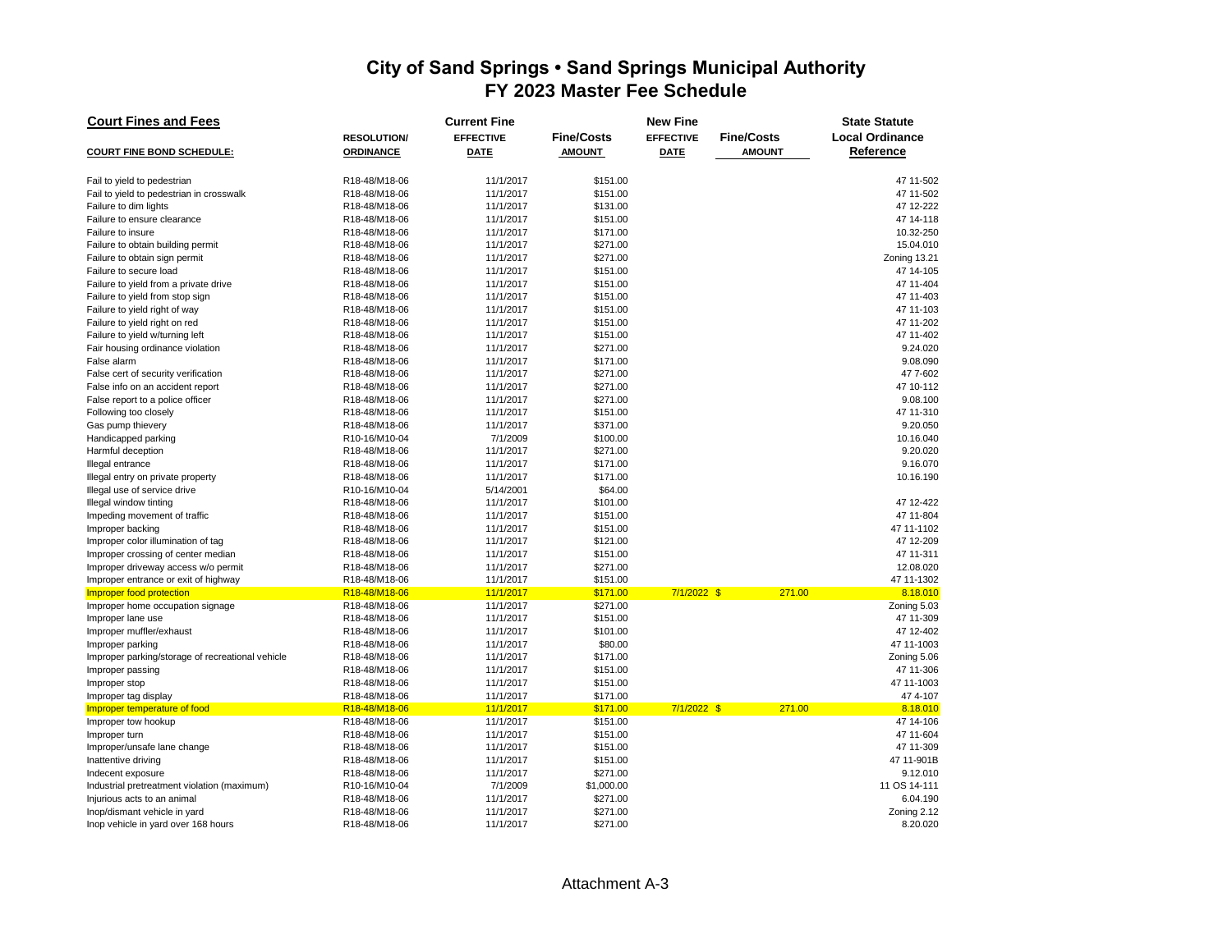# City of Sand Springs • Sand Springs Municipal Authority
## FY 2023 Master Fee Schedule

| Court Fines and Fees | | Current Fine | | New Fine | | State Statute |
|---|---|---|---|---|---|---|
| **COURT FINE BOND SCHEDULE:** | **RESOLUTION/ ORDINANCE** | **EFFECTIVE DATE** | **Fine/Costs AMOUNT** | **EFFECTIVE DATE** | **Fine/Costs AMOUNT** | **Local Ordinance Reference** |
| Fail to yield to pedestrian | R18-48/M18-06 | 11/1/2017 | $151.00 | | | 47 11-502 |
| Fail to yield to pedestrian in crosswalk | R18-48/M18-06 | 11/1/2017 | $151.00 | | | 47 11-502 |
| Failure to dim lights | R18-48/M18-06 | 11/1/2017 | $131.00 | | | 47 12-222 |
| Failure to ensure clearance | R18-48/M18-06 | 11/1/2017 | $151.00 | | | 47 14-118 |
| Failure to insure | R18-48/M18-06 | 11/1/2017 | $171.00 | | | 10.32-250 |
| Failure to obtain building permit | R18-48/M18-06 | 11/1/2017 | $271.00 | | | 15.04.010 |
| Failure to obtain sign permit | R18-48/M18-06 | 11/1/2017 | $271.00 | | | Zoning 13.21 |
| Failure to secure load | R18-48/M18-06 | 11/1/2017 | $151.00 | | | 47 14-105 |
| Failure to yield from a private drive | R18-48/M18-06 | 11/1/2017 | $151.00 | | | 47 11-404 |
| Failure to yield from stop sign | R18-48/M18-06 | 11/1/2017 | $151.00 | | | 47 11-403 |
| Failure to yield right of way | R18-48/M18-06 | 11/1/2017 | $151.00 | | | 47 11-103 |
| Failure to yield right on red | R18-48/M18-06 | 11/1/2017 | $151.00 | | | 47 11-202 |
| Failure to yield w/turning left | R18-48/M18-06 | 11/1/2017 | $151.00 | | | 47 11-402 |
| Fair housing ordinance violation | R18-48/M18-06 | 11/1/2017 | $271.00 | | | 9.24.020 |
| False alarm | R18-48/M18-06 | 11/1/2017 | $171.00 | | | 9.08.090 |
| False cert of security verification | R18-48/M18-06 | 11/1/2017 | $271.00 | | | 47 7-602 |
| False info on an accident report | R18-48/M18-06 | 11/1/2017 | $271.00 | | | 47 10-112 |
| False report to a police officer | R18-48/M18-06 | 11/1/2017 | $271.00 | | | 9.08.100 |
| Following too closely | R18-48/M18-06 | 11/1/2017 | $151.00 | | | 47 11-310 |
| Gas pump thievery | R18-48/M18-06 | 11/1/2017 | $371.00 | | | 9.20.050 |
| Handicapped parking | R10-16/M10-04 | 7/1/2009 | $100.00 | | | 10.16.040 |
| Harmful deception | R18-48/M18-06 | 11/1/2017 | $271.00 | | | 9.20.020 |
| Illegal entrance | R18-48/M18-06 | 11/1/2017 | $171.00 | | | 9.16.070 |
| Illegal entry on private property | R18-48/M18-06 | 11/1/2017 | $171.00 | | | 10.16.190 |
| Illegal use of service drive | R10-16/M10-04 | 5/14/2001 | $64.00 | | | |
| Illegal window tinting | R18-48/M18-06 | 11/1/2017 | $101.00 | | | 47 12-422 |
| Impeding movement of traffic | R18-48/M18-06 | 11/1/2017 | $151.00 | | | 47 11-804 |
| Improper backing | R18-48/M18-06 | 11/1/2017 | $151.00 | | | 47 11-1102 |
| Improper color illumination of tag | R18-48/M18-06 | 11/1/2017 | $121.00 | | | 47 12-209 |
| Improper crossing of center median | R18-48/M18-06 | 11/1/2017 | $151.00 | | | 47 11-311 |
| Improper driveway access w/o permit | R18-48/M18-06 | 11/1/2017 | $271.00 | | | 12.08.020 |
| Improper entrance or exit of highway | R18-48/M18-06 | 11/1/2017 | $151.00 | | | 47 11-1302 |
| Improper food protection | R18-48/M18-06 | 11/1/2017 | $171.00 | 7/1/2022 | $ 271.00 | 8.18.010 |
| Improper home occupation signage | R18-48/M18-06 | 11/1/2017 | $271.00 | | | Zoning 5.03 |
| Improper lane use | R18-48/M18-06 | 11/1/2017 | $151.00 | | | 47 11-309 |
| Improper muffler/exhaust | R18-48/M18-06 | 11/1/2017 | $101.00 | | | 47 12-402 |
| Improper parking | R18-48/M18-06 | 11/1/2017 | $80.00 | | | 47 11-1003 |
| Improper parking/storage of recreational vehicle | R18-48/M18-06 | 11/1/2017 | $171.00 | | | Zoning 5.06 |
| Improper passing | R18-48/M18-06 | 11/1/2017 | $151.00 | | | 47 11-306 |
| Improper stop | R18-48/M18-06 | 11/1/2017 | $151.00 | | | 47 11-1003 |
| Improper tag display | R18-48/M18-06 | 11/1/2017 | $171.00 | | | 47 4-107 |
| Improper temperature of food | R18-48/M18-06 | 11/1/2017 | $171.00 | 7/1/2022 | $ 271.00 | 8.18.010 |
| Improper tow hookup | R18-48/M18-06 | 11/1/2017 | $151.00 | | | 47 14-106 |
| Improper turn | R18-48/M18-06 | 11/1/2017 | $151.00 | | | 47 11-604 |
| Improper/unsafe lane change | R18-48/M18-06 | 11/1/2017 | $151.00 | | | 47 11-309 |
| Inattentive driving | R18-48/M18-06 | 11/1/2017 | $151.00 | | | 47 11-901B |
| Indecent exposure | R18-48/M18-06 | 11/1/2017 | $271.00 | | | 9.12.010 |
| Industrial pretreatment violation (maximum) | R10-16/M10-04 | 7/1/2009 | $1,000.00 | | | 11 OS 14-111 |
| Injurious acts to an animal | R18-48/M18-06 | 11/1/2017 | $271.00 | | | 6.04.190 |
| Inop/dismant vehicle in yard | R18-48/M18-06 | 11/1/2017 | $271.00 | | | Zoning 2.12 |
| Inop vehicle in yard over 168 hours | R18-48/M18-06 | 11/1/2017 | $271.00 | | | 8.20.020 |

Attachment A-3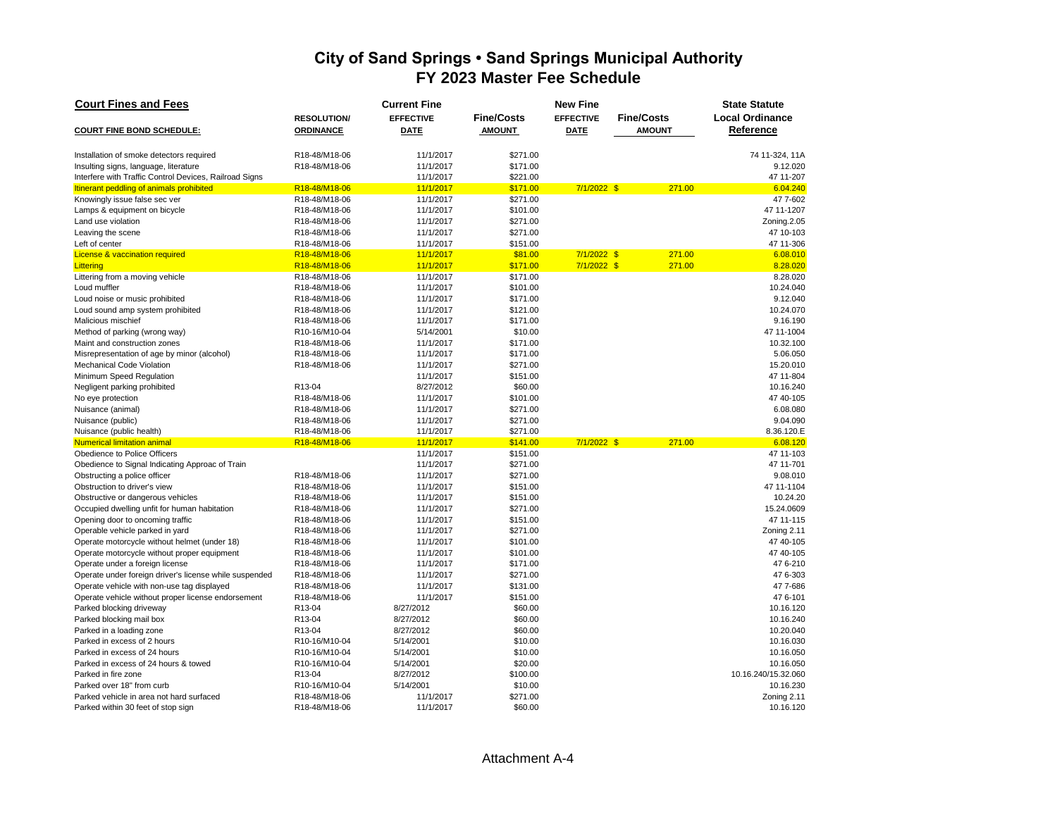# City of Sand Springs • Sand Springs Municipal Authority
## FY 2023 Master Fee Schedule

| **Court Fines and Fees** | | Current Fine | | New Fine | | State Statute |
|---|---|---|---|---|---|---|
| **COURT FINE BOND SCHEDULE:** | **RESOLUTION/ ORDINANCE** | **EFFECTIVE DATE** | **Fine/Costs AMOUNT** | **EFFECTIVE DATE** | **Fine/Costs AMOUNT** | **Local Ordinance Reference** |
| Installation of smoke detectors required | R18-48/M18-06 | 11/1/2017 | $271.00 | | | 74 11-324, 11A |
| Insulting signs, language, literature | R18-48/M18-06 | 11/1/2017 | $171.00 | | | 9.12.020 |
| Interfere with Traffic Control Devices, Railroad Signs | | 11/1/2017 | $221.00 | | | 47 11-207 |
| Itinerant peddling of animals prohibited | R18-48/M18-06 | 11/1/2017 | $171.00 | 7/1/2022 | $ 271.00 | 6.04.240 |
| Knowingly issue false sec ver | R18-48/M18-06 | 11/1/2017 | $271.00 | | | 47 7-602 |
| Lamps & equipment on bicycle | R18-48/M18-06 | 11/1/2017 | $101.00 | | | 47 11-1207 |
| Land use violation | R18-48/M18-06 | 11/1/2017 | $271.00 | | | Zoning.2.05 |
| Leaving the scene | R18-48/M18-06 | 11/1/2017 | $271.00 | | | 47 10-103 |
| Left of center | R18-48/M18-06 | 11/1/2017 | $151.00 | | | 47 11-306 |
| License & vaccination required | R18-48/M18-06 | 11/1/2017 | $81.00 | 7/1/2022 | $ 271.00 | 6.08.010 |
| Littering | R18-48/M18-06 | 11/1/2017 | $171.00 | 7/1/2022 | $ 271.00 | 8.28.020 |
| Littering from a moving vehicle | R18-48/M18-06 | 11/1/2017 | $171.00 | | | 8.28.020 |
| Loud muffler | R18-48/M18-06 | 11/1/2017 | $101.00 | | | 10.24.040 |
| Loud noise or music prohibited | R18-48/M18-06 | 11/1/2017 | $171.00 | | | 9.12.040 |
| Loud sound amp system prohibited | R18-48/M18-06 | 11/1/2017 | $121.00 | | | 10.24.070 |
| Malicious mischief | R18-48/M18-06 | 11/1/2017 | $171.00 | | | 9.16.190 |
| Method of parking (wrong way) | R10-16/M10-04 | 5/14/2001 | $10.00 | | | 47 11-1004 |
| Maint and construction zones | R18-48/M18-06 | 11/1/2017 | $171.00 | | | 10.32.100 |
| Misrepresentation of age by minor (alcohol) | R18-48/M18-06 | 11/1/2017 | $171.00 | | | 5.06.050 |
| Mechanical Code Violation | R18-48/M18-06 | 11/1/2017 | $271.00 | | | 15.20.010 |
| Minimum Speed Regulation | | 11/1/2017 | $151.00 | | | 47 11-804 |
| Negligent parking prohibited | R13-04 | 8/27/2012 | $60.00 | | | 10.16.240 |
| No eye protection | R18-48/M18-06 | 11/1/2017 | $101.00 | | | 47 40-105 |
| Nuisance (animal) | R18-48/M18-06 | 11/1/2017 | $271.00 | | | 6.08.080 |
| Nuisance (public) | R18-48/M18-06 | 11/1/2017 | $271.00 | | | 9.04.090 |
| Nuisance (public health) | R18-48/M18-06 | 11/1/2017 | $271.00 | | | 8.36.120.E |
| Numerical limitation animal | R18-48/M18-06 | 11/1/2017 | $141.00 | 7/1/2022 | $ 271.00 | 6.08.120 |
| Obedience to Police Officers | | 11/1/2017 | $151.00 | | | 47 11-103 |
| Obedience to Signal Indicating Approac of Train | | 11/1/2017 | $271.00 | | | 47 11-701 |
| Obstructing a police officer | R18-48/M18-06 | 11/1/2017 | $271.00 | | | 9.08.010 |
| Obstruction to driver's view | R18-48/M18-06 | 11/1/2017 | $151.00 | | | 47 11-1104 |
| Obstructive or dangerous vehicles | R18-48/M18-06 | 11/1/2017 | $151.00 | | | 10.24.20 |
| Occupied dwelling unfit for human habitation | R18-48/M18-06 | 11/1/2017 | $271.00 | | | 15.24.0609 |
| Opening door to oncoming traffic | R18-48/M18-06 | 11/1/2017 | $151.00 | | | 47 11-115 |
| Operable vehicle parked in yard | R18-48/M18-06 | 11/1/2017 | $271.00 | | | Zoning 2.11 |
| Operate motorcycle without helmet (under 18) | R18-48/M18-06 | 11/1/2017 | $101.00 | | | 47 40-105 |
| Operate motorcycle without proper equipment | R18-48/M18-06 | 11/1/2017 | $101.00 | | | 47 40-105 |
| Operate under a foreign license | R18-48/M18-06 | 11/1/2017 | $171.00 | | | 47 6-210 |
| Operate under foreign driver's license while suspended | R18-48/M18-06 | 11/1/2017 | $271.00 | | | 47 6-303 |
| Operate vehicle with non-use tag displayed | R18-48/M18-06 | 11/1/2017 | $131.00 | | | 47 7-686 |
| Operate vehicle without proper license endorsement | R18-48/M18-06 | 11/1/2017 | $151.00 | | | 47 6-101 |
| Parked blocking driveway | R13-04 | 8/27/2012 | $60.00 | | | 10.16.120 |
| Parked blocking mail box | R13-04 | 8/27/2012 | $60.00 | | | 10.16.240 |
| Parked in a loading zone | R13-04 | 8/27/2012 | $60.00 | | | 10.20.040 |
| Parked in excess of 2 hours | R10-16/M10-04 | 5/14/2001 | $10.00 | | | 10.16.030 |
| Parked in excess of 24 hours | R10-16/M10-04 | 5/14/2001 | $10.00 | | | 10.16.050 |
| Parked in excess of 24 hours & towed | R10-16/M10-04 | 5/14/2001 | $20.00 | | | 10.16.050 |
| Parked in fire zone | R13-04 | 8/27/2012 | $100.00 | | | 10.16.240/15.32.060 |
| Parked over 18" from curb | R10-16/M10-04 | 5/14/2001 | $10.00 | | | 10.16.230 |
| Parked vehicle in area not hard surfaced | R18-48/M18-06 | 11/1/2017 | $271.00 | | | Zoning 2.11 |
| Parked within 30 feet of stop sign | R18-48/M18-06 | 11/1/2017 | $60.00 | | | 10.16.120 |

Attachment A-4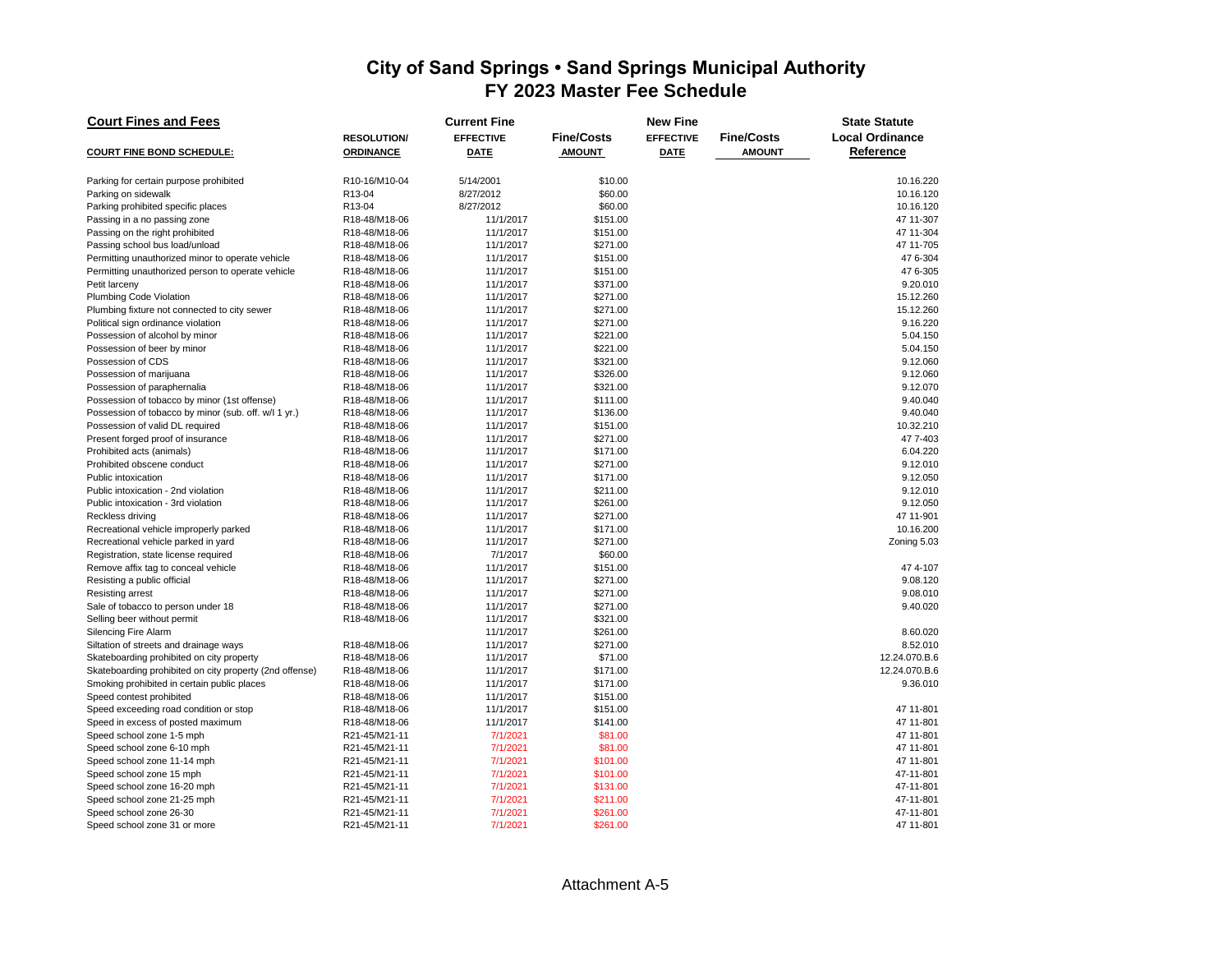# City of Sand Springs • Sand Springs Municipal Authority
## FY 2023 Master Fee Schedule

| Court Fines and Fees | | Current Fine | | New Fine | | State Statute |
|---|---|---|---|---|---|---|
| **COURT FINE BOND SCHEDULE:** | **RESOLUTION/ ORDINANCE** | **EFFECTIVE DATE** | **Fine/Costs AMOUNT** | **EFFECTIVE DATE** | **Fine/Costs AMOUNT** | **Local Ordinance Reference** |
| Parking for certain purpose prohibited | R10-16/M10-04 | 5/14/2001 | $10.00 | | | 10.16.220 |
| Parking on sidewalk | R13-04 | 8/27/2012 | $60.00 | | | 10.16.120 |
| Parking prohibited specific places | R13-04 | 8/27/2012 | $60.00 | | | 10.16.120 |
| Passing in a no passing zone | R18-48/M18-06 | 11/1/2017 | $151.00 | | | 47 11-307 |
| Passing on the right prohibited | R18-48/M18-06 | 11/1/2017 | $151.00 | | | 47 11-304 |
| Passing school bus load/unload | R18-48/M18-06 | 11/1/2017 | $271.00 | | | 47 11-705 |
| Permitting unauthorized minor to operate vehicle | R18-48/M18-06 | 11/1/2017 | $151.00 | | | 47 6-304 |
| Permitting unauthorized person to operate vehicle | R18-48/M18-06 | 11/1/2017 | $151.00 | | | 47 6-305 |
| Petit larceny | R18-48/M18-06 | 11/1/2017 | $371.00 | | | 9.20.010 |
| Plumbing Code Violation | R18-48/M18-06 | 11/1/2017 | $271.00 | | | 15.12.260 |
| Plumbing fixture not connected to city sewer | R18-48/M18-06 | 11/1/2017 | $271.00 | | | 15.12.260 |
| Political sign ordinance violation | R18-48/M18-06 | 11/1/2017 | $271.00 | | | 9.16.220 |
| Possession of alcohol by minor | R18-48/M18-06 | 11/1/2017 | $221.00 | | | 5.04.150 |
| Possession of beer by minor | R18-48/M18-06 | 11/1/2017 | $221.00 | | | 5.04.150 |
| Possession of CDS | R18-48/M18-06 | 11/1/2017 | $321.00 | | | 9.12.060 |
| Possession of marijuana | R18-48/M18-06 | 11/1/2017 | $326.00 | | | 9.12.060 |
| Possession of paraphernalia | R18-48/M18-06 | 11/1/2017 | $321.00 | | | 9.12.070 |
| Possession of tobacco by minor (1st offense) | R18-48/M18-06 | 11/1/2017 | $111.00 | | | 9.40.040 |
| Possession of tobacco by minor (sub. off. w/I 1 yr.) | R18-48/M18-06 | 11/1/2017 | $136.00 | | | 9.40.040 |
| Possession of valid DL required | R18-48/M18-06 | 11/1/2017 | $151.00 | | | 10.32.210 |
| Present forged proof of insurance | R18-48/M18-06 | 11/1/2017 | $271.00 | | | 47 7-403 |
| Prohibited acts (animals) | R18-48/M18-06 | 11/1/2017 | $171.00 | | | 6.04.220 |
| Prohibited obscene conduct | R18-48/M18-06 | 11/1/2017 | $271.00 | | | 9.12.010 |
| Public intoxication | R18-48/M18-06 | 11/1/2017 | $171.00 | | | 9.12.050 |
| Public intoxication - 2nd violation | R18-48/M18-06 | 11/1/2017 | $211.00 | | | 9.12.010 |
| Public intoxication - 3rd violation | R18-48/M18-06 | 11/1/2017 | $261.00 | | | 9.12.050 |
| Reckless driving | R18-48/M18-06 | 11/1/2017 | $271.00 | | | 47 11-901 |
| Recreational vehicle improperly parked | R18-48/M18-06 | 11/1/2017 | $171.00 | | | 10.16.200 |
| Recreational vehicle parked in yard | R18-48/M18-06 | 11/1/2017 | $271.00 | | | Zoning 5.03 |
| Registration, state license required | R18-48/M18-06 | 7/1/2017 | $60.00 | | | |
| Remove affix tag to conceal vehicle | R18-48/M18-06 | 11/1/2017 | $151.00 | | | 47 4-107 |
| Resisting a public official | R18-48/M18-06 | 11/1/2017 | $271.00 | | | 9.08.120 |
| Resisting arrest | R18-48/M18-06 | 11/1/2017 | $271.00 | | | 9.08.010 |
| Sale of tobacco to person under 18 | R18-48/M18-06 | 11/1/2017 | $271.00 | | | 9.40.020 |
| Selling beer without permit | R18-48/M18-06 | 11/1/2017 | $321.00 | | | |
| Silencing Fire Alarm | | 11/1/2017 | $261.00 | | | 8.60.020 |
| Siltation of streets and drainage ways | R18-48/M18-06 | 11/1/2017 | $271.00 | | | 8.52.010 |
| Skateboarding prohibited on city property | R18-48/M18-06 | 11/1/2017 | $71.00 | | | 12.24.070.B.6 |
| Skateboarding prohibited on city property (2nd offense) | R18-48/M18-06 | 11/1/2017 | $171.00 | | | 12.24.070.B.6 |
| Smoking prohibited in certain public places | R18-48/M18-06 | 11/1/2017 | $171.00 | | | 9.36.010 |
| Speed contest prohibited | R18-48/M18-06 | 11/1/2017 | $151.00 | | | |
| Speed exceeding road condition or stop | R18-48/M18-06 | 11/1/2017 | $151.00 | | | 47 11-801 |
| Speed in excess of posted maximum | R18-48/M18-06 | 11/1/2017 | $141.00 | | | 47 11-801 |
| Speed school zone 1-5 mph | R21-45/M21-11 | 7/1/2021 | $81.00 | | | 47 11-801 |
| Speed school zone 6-10 mph | R21-45/M21-11 | 7/1/2021 | $81.00 | | | 47 11-801 |
| Speed school zone 11-14 mph | R21-45/M21-11 | 7/1/2021 | $101.00 | | | 47 11-801 |
| Speed school zone 15 mph | R21-45/M21-11 | 7/1/2021 | $101.00 | | | 47-11-801 |
| Speed school zone 16-20 mph | R21-45/M21-11 | 7/1/2021 | $131.00 | | | 47-11-801 |
| Speed school zone 21-25 mph | R21-45/M21-11 | 7/1/2021 | $211.00 | | | 47-11-801 |
| Speed school zone 26-30 | R21-45/M21-11 | 7/1/2021 | $261.00 | | | 47-11-801 |
| Speed school zone 31 or more | R21-45/M21-11 | 7/1/2021 | $261.00 | | | 47 11-801 |

Attachment A-5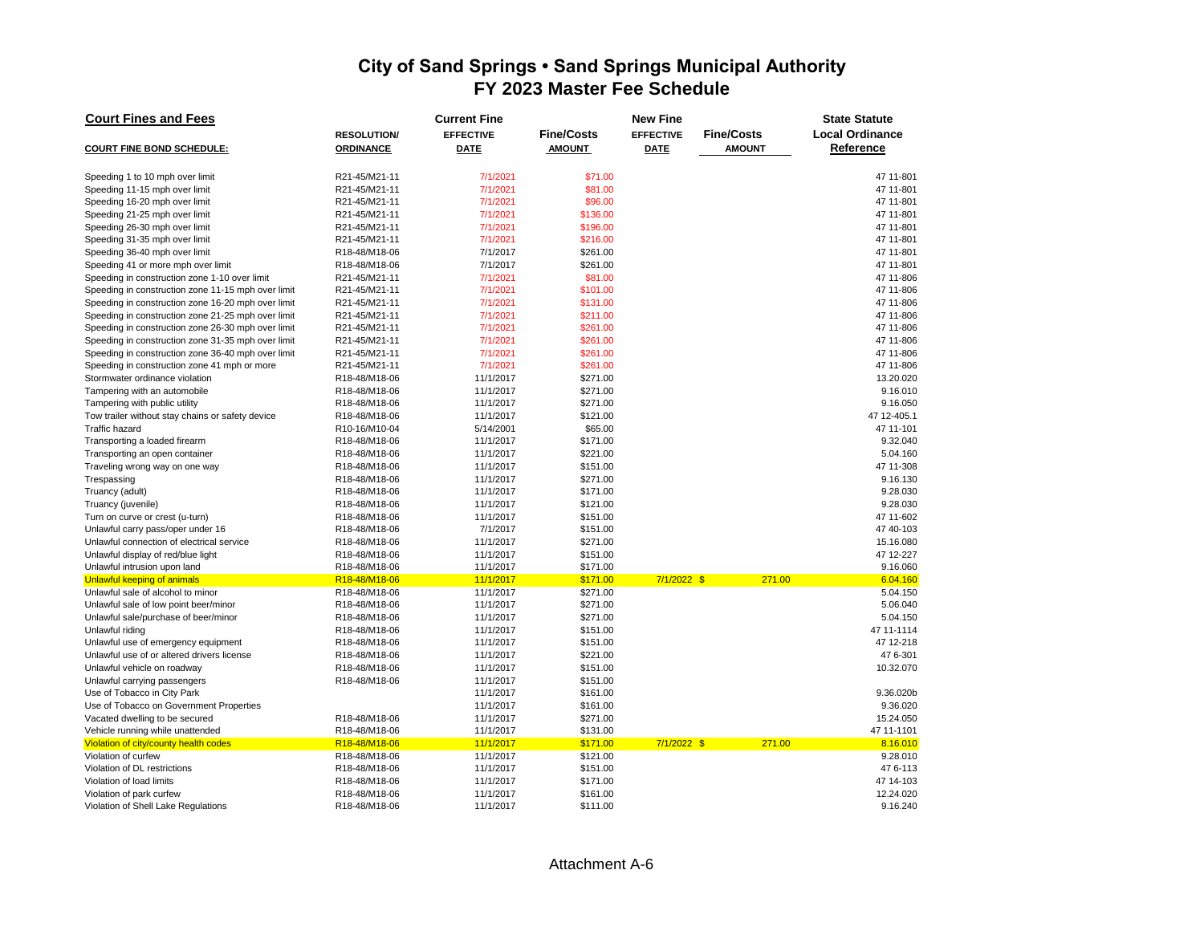# City of Sand Springs • Sand Springs Municipal Authority
## FY 2023 Master Fee Schedule

| Court Fines and Fees | | Current Fine | | New Fine | | State Statute |
|---|---|---|---|---|---|---|
| **COURT FINE BOND SCHEDULE:** | **RESOLUTION/ ORDINANCE** | **EFFECTIVE DATE** | **Fine/Costs AMOUNT** | **EFFECTIVE DATE** | **Fine/Costs AMOUNT** | **Local Ordinance Reference** |
| Speeding 1 to 10 mph over limit | R21-45/M21-11 | 7/1/2021 | $71.00 | | | 47 11-801 |
| Speeding 11-15 mph over limit | R21-45/M21-11 | 7/1/2021 | $81.00 | | | 47 11-801 |
| Speeding 16-20 mph over limit | R21-45/M21-11 | 7/1/2021 | $96.00 | | | 47 11-801 |
| Speeding 21-25 mph over limit | R21-45/M21-11 | 7/1/2021 | $136.00 | | | 47 11-801 |
| Speeding 26-30 mph over limit | R21-45/M21-11 | 7/1/2021 | $196.00 | | | 47 11-801 |
| Speeding 31-35 mph over limit | R21-45/M21-11 | 7/1/2021 | $216.00 | | | 47 11-801 |
| Speeding 36-40 mph over limit | R18-48/M18-06 | 7/1/2017 | $261.00 | | | 47 11-801 |
| Speeding 41 or more mph over limit | R18-48/M18-06 | 7/1/2017 | $261.00 | | | 47 11-801 |
| Speeding in construction zone 1-10 over limit | R21-45/M21-11 | 7/1/2021 | $81.00 | | | 47 11-806 |
| Speeding in construction zone 11-15 mph over limit | R21-45/M21-11 | 7/1/2021 | $101.00 | | | 47 11-806 |
| Speeding in construction zone 16-20 mph over limit | R21-45/M21-11 | 7/1/2021 | $131.00 | | | 47 11-806 |
| Speeding in construction zone 21-25 mph over limit | R21-45/M21-11 | 7/1/2021 | $211.00 | | | 47 11-806 |
| Speeding in construction zone 26-30 mph over limit | R21-45/M21-11 | 7/1/2021 | $261.00 | | | 47 11-806 |
| Speeding in construction zone 31-35 mph over limit | R21-45/M21-11 | 7/1/2021 | $261.00 | | | 47 11-806 |
| Speeding in construction zone 36-40 mph over limit | R21-45/M21-11 | 7/1/2021 | $261.00 | | | 47 11-806 |
| Speeding in construction zone 41 mph or more | R21-45/M21-11 | 7/1/2021 | $261.00 | | | 47 11-806 |
| Stormwater ordinance violation | R18-48/M18-06 | 11/1/2017 | $271.00 | | | 13.20.020 |
| Tampering with an automobile | R18-48/M18-06 | 11/1/2017 | $271.00 | | | 9.16.010 |
| Tampering with public utility | R18-48/M18-06 | 11/1/2017 | $271.00 | | | 9.16.050 |
| Tow trailer without stay chains or safety device | R18-48/M18-06 | 11/1/2017 | $121.00 | | | 47 12-405.1 |
| Traffic hazard | R10-16/M10-04 | 5/14/2001 | $65.00 | | | 47 11-101 |
| Transporting a loaded firearm | R18-48/M18-06 | 11/1/2017 | $171.00 | | | 9.32.040 |
| Transporting an open container | R18-48/M18-06 | 11/1/2017 | $221.00 | | | 5.04.160 |
| Traveling wrong way on one way | R18-48/M18-06 | 11/1/2017 | $151.00 | | | 47 11-308 |
| Trespassing | R18-48/M18-06 | 11/1/2017 | $271.00 | | | 9.16.130 |
| Truancy (adult) | R18-48/M18-06 | 11/1/2017 | $171.00 | | | 9.28.030 |
| Truancy (juvenile) | R18-48/M18-06 | 11/1/2017 | $121.00 | | | 9.28.030 |
| Turn on curve or crest (u-turn) | R18-48/M18-06 | 11/1/2017 | $151.00 | | | 47 11-602 |
| Unlawful carry pass/oper under 16 | R18-48/M18-06 | 7/1/2017 | $151.00 | | | 47 40-103 |
| Unlawful connection of electrical service | R18-48/M18-06 | 11/1/2017 | $271.00 | | | 15.16.080 |
| Unlawful display of red/blue light | R18-48/M18-06 | 11/1/2017 | $151.00 | | | 47 12-227 |
| Unlawful intrusion upon land | R18-48/M18-06 | 11/1/2017 | $171.00 | | | 9.16.060 |
| Unlawful keeping of animals | R18-48/M18-06 | 11/1/2017 | $171.00 | 7/1/2022 | $ 271.00 | 6.04.160 |
| Unlawful sale of alcohol to minor | R18-48/M18-06 | 11/1/2017 | $271.00 | | | 5.04.150 |
| Unlawful sale of low point beer/minor | R18-48/M18-06 | 11/1/2017 | $271.00 | | | 5.06.040 |
| Unlawful sale/purchase of beer/minor | R18-48/M18-06 | 11/1/2017 | $271.00 | | | 5.04.150 |
| Unlawful riding | R18-48/M18-06 | 11/1/2017 | $151.00 | | | 47 11-1114 |
| Unlawful use of emergency equipment | R18-48/M18-06 | 11/1/2017 | $151.00 | | | 47 12-218 |
| Unlawful use of or altered drivers license | R18-48/M18-06 | 11/1/2017 | $221.00 | | | 47 6-301 |
| Unlawful vehicle on roadway | R18-48/M18-06 | 11/1/2017 | $151.00 | | | 10.32.070 |
| Unlawful carrying passengers | R18-48/M18-06 | 11/1/2017 | $151.00 | | | |
| Use of Tobacco in City Park | | 11/1/2017 | $161.00 | | | 9.36.020b |
| Use of Tobacco on Government Properties | | 11/1/2017 | $161.00 | | | 9.36.020 |
| Vacated dwelling to be secured | R18-48/M18-06 | 11/1/2017 | $271.00 | | | 15.24.050 |
| Vehicle running while unattended | R18-48/M18-06 | 11/1/2017 | $131.00 | | | 47 11-1101 |
| Violation of city/county health codes | R18-48/M18-06 | 11/1/2017 | $171.00 | 7/1/2022 | $ 271.00 | 8.16.010 |
| Violation of curfew | R18-48/M18-06 | 11/1/2017 | $121.00 | | | 9.28.010 |
| Violation of DL restrictions | R18-48/M18-06 | 11/1/2017 | $151.00 | | | 47 6-113 |
| Violation of load limits | R18-48/M18-06 | 11/1/2017 | $171.00 | | | 47 14-103 |
| Violation of park curfew | R18-48/M18-06 | 11/1/2017 | $161.00 | | | 12.24.020 |
| Violation of Shell Lake Regulations | R18-48/M18-06 | 11/1/2017 | $111.00 | | | 9.16.240 |

Attachment A-6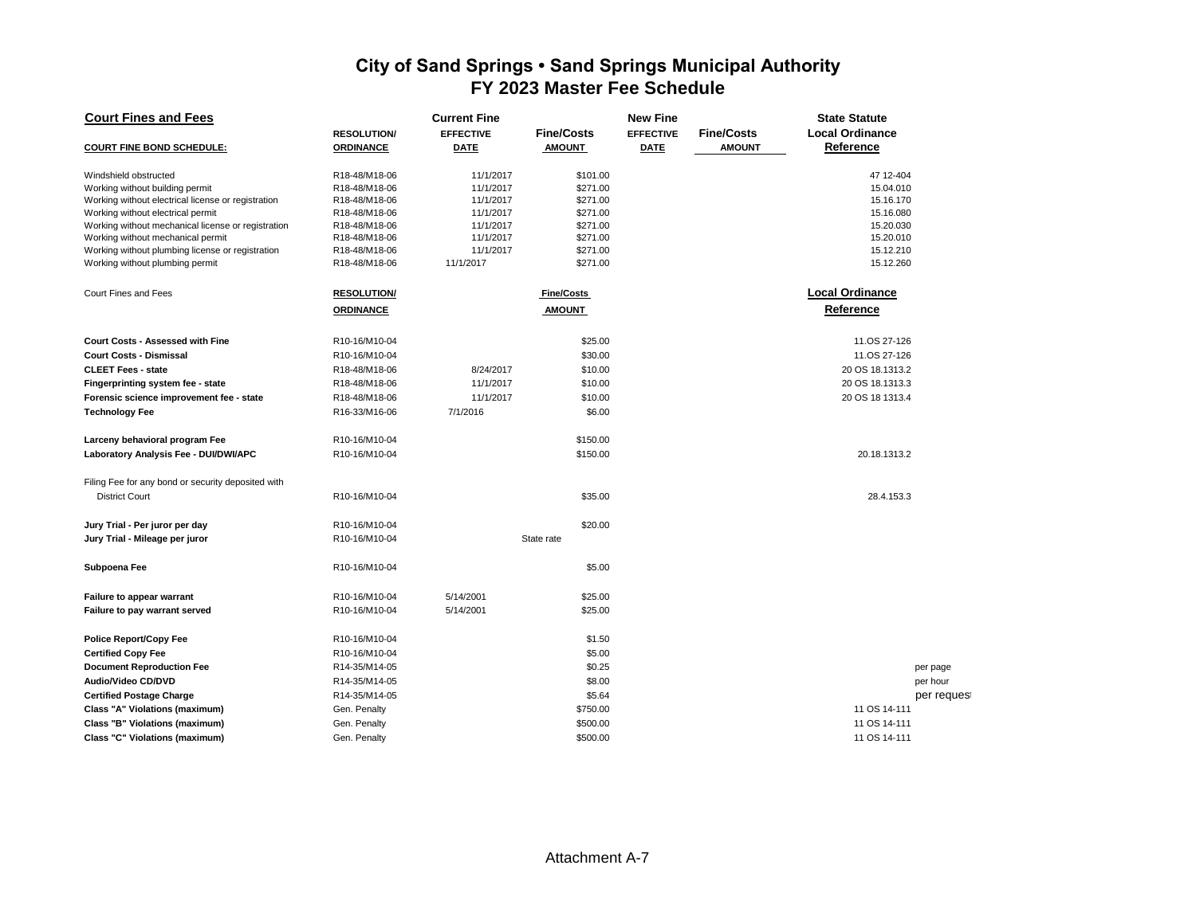# City of Sand Springs • Sand Springs Municipal Authority
## FY 2023 Master Fee Schedule

**Court Fines and Fees**

| COURT FINE BOND SCHEDULE: | RESOLUTION/ ORDINANCE | Current Fine EFFECTIVE DATE | Fine/Costs AMOUNT | New Fine EFFECTIVE DATE | Fine/Costs AMOUNT | State Statute Local Ordinance Reference | |
|---|---|---|---|---|---|---|---|
| Windshield obstructed | R18-48/M18-06 | 11/1/2017 | $101.00 | | | 47 12-404 | |
| Working without building permit | R18-48/M18-06 | 11/1/2017 | $271.00 | | | 15.04.010 | |
| Working without electrical license or registration | R18-48/M18-06 | 11/1/2017 | $271.00 | | | 15.16.170 | |
| Working without electrical permit | R18-48/M18-06 | 11/1/2017 | $271.00 | | | 15.16.080 | |
| Working without mechanical license or registration | R18-48/M18-06 | 11/1/2017 | $271.00 | | | 15.20.030 | |
| Working without mechanical permit | R18-48/M18-06 | 11/1/2017 | $271.00 | | | 15.20.010 | |
| Working without plumbing license or registration | R18-48/M18-06 | 11/1/2017 | $271.00 | | | 15.12.210 | |
| Working without plumbing permit | R18-48/M18-06 | 11/1/2017 | $271.00 | | | 15.12.260 | |

| Court Fines and Fees | RESOLUTION/ ORDINANCE | | Fine/Costs AMOUNT | | | Local Ordinance Reference | |
|---|---|---|---|---|---|---|---|
| **Court Costs - Assessed with Fine** | R10-16/M10-04 | | $25.00 | | | 11.OS 27-126 | |
| **Court Costs - Dismissal** | R10-16/M10-04 | | $30.00 | | | 11.OS 27-126 | |
| **CLEET Fees - state** | R18-48/M18-06 | 8/24/2017 | $10.00 | | | 20 OS 18.1313.2 | |
| **Fingerprinting system fee - state** | R18-48/M18-06 | 11/1/2017 | $10.00 | | | 20 OS 18.1313.3 | |
| **Forensic science improvement fee - state** | R18-48/M18-06 | 11/1/2017 | $10.00 | | | 20 OS 18 1313.4 | |
| **Technology Fee** | R16-33/M16-06 | 7/1/2016 | $6.00 | | | | |
| **Larceny behavioral program Fee** | R10-16/M10-04 | | $150.00 | | | | |
| **Laboratory Analysis Fee - DUI/DWI/APC** | R10-16/M10-04 | | $150.00 | | | 20.18.1313.2 | |
| Filing Fee for any bond or security deposited with District Court | R10-16/M10-04 | | $35.00 | | | 28.4.153.3 | |
| **Jury Trial - Per juror per day** | R10-16/M10-04 | | $20.00 | | | | |
| **Jury Trial - Mileage per juror** | R10-16/M10-04 | | State rate | | | | |
| **Subpoena Fee** | R10-16/M10-04 | | $5.00 | | | | |
| **Failure to appear warrant** | R10-16/M10-04 | 5/14/2001 | $25.00 | | | | |
| **Failure to pay warrant served** | R10-16/M10-04 | 5/14/2001 | $25.00 | | | | |
| **Police Report/Copy Fee** | R10-16/M10-04 | | $1.50 | | | | |
| **Certified Copy Fee** | R10-16/M10-04 | | $5.00 | | | | |
| **Document Reproduction Fee** | R14-35/M14-05 | | $0.25 | | | | per page |
| **Audio/Video CD/DVD** | R14-35/M14-05 | | $8.00 | | | | per hour |
| **Certified Postage Charge** | R14-35/M14-05 | | $5.64 | | | | per request |
| **Class "A" Violations (maximum)** | Gen. Penalty | | $750.00 | | | 11 OS 14-111 | |
| **Class "B" Violations (maximum)** | Gen. Penalty | | $500.00 | | | 11 OS 14-111 | |
| **Class "C" Violations (maximum)** | Gen. Penalty | | $500.00 | | | 11 OS 14-111 | |

Attachment A-7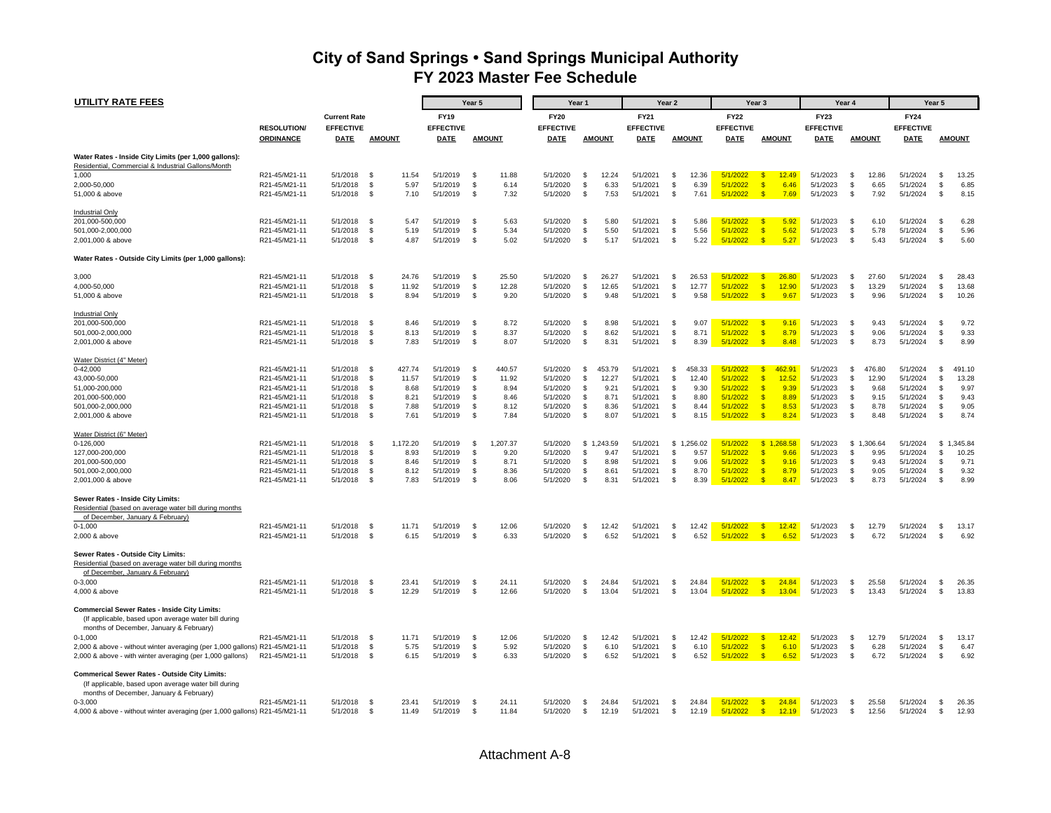# City of Sand Springs • Sand Springs Municipal Authority
## FY 2023 Master Fee Schedule

| UTILITY RATE FEES | | | | Year 5 | | Year 1 | | Year 2 | | Year 3 | | Year 4 | | Year 5 | |
|---|---|---|---|---|---|---|---|---|---|---|---|---|---|---|---|
| | RESOLUTION/ ORDINANCE | Current Rate EFFECTIVE DATE | AMOUNT | FY19 EFFECTIVE DATE | AMOUNT | FY20 EFFECTIVE DATE | AMOUNT | FY21 EFFECTIVE DATE | AMOUNT | FY22 EFFECTIVE DATE | AMOUNT | FY23 EFFECTIVE DATE | AMOUNT | FY24 EFFECTIVE DATE | AMOUNT |
| **Water Rates - Inside City Limits (per 1,000 gallons):** | | | | | | | | | | | | | | | |
| Residential, Commercial & Industrial Gallons/Month | | | | | | | | | | | | | | | |
| 1,000 | R21-45/M21-11 | 5/1/2018 | $ 11.54 | 5/1/2019 | $ 11.88 | 5/1/2020 | $ 12.24 | 5/1/2021 | $ 12.36 | 5/1/2022 | $ 12.49 | 5/1/2023 | $ 12.86 | 5/1/2024 | $ 13.25 |
| 2,000-50,000 | R21-45/M21-11 | 5/1/2018 | $ 5.97 | 5/1/2019 | $ 6.14 | 5/1/2020 | $ 6.33 | 5/1/2021 | $ 6.39 | 5/1/2022 | $ 6.46 | 5/1/2023 | $ 6.65 | 5/1/2024 | $ 6.85 |
| 51,000 & above | R21-45/M21-11 | 5/1/2018 | $ 7.10 | 5/1/2019 | $ 7.32 | 5/1/2020 | $ 7.53 | 5/1/2021 | $ 7.61 | 5/1/2022 | $ 7.69 | 5/1/2023 | $ 7.92 | 5/1/2024 | $ 8.15 |
| Industrial Only | | | | | | | | | | | | | | | |
| 201,000-500,000 | R21-45/M21-11 | 5/1/2018 | $ 5.47 | 5/1/2019 | $ 5.63 | 5/1/2020 | $ 5.80 | 5/1/2021 | $ 5.86 | 5/1/2022 | $ 5.92 | 5/1/2023 | $ 6.10 | 5/1/2024 | $ 6.28 |
| 501,000-2,000,000 | R21-45/M21-11 | 5/1/2018 | $ 5.19 | 5/1/2019 | $ 5.34 | 5/1/2020 | $ 5.50 | 5/1/2021 | $ 5.56 | 5/1/2022 | $ 5.62 | 5/1/2023 | $ 5.78 | 5/1/2024 | $ 5.96 |
| 2,001,000 & above | R21-45/M21-11 | 5/1/2018 | $ 4.87 | 5/1/2019 | $ 5.02 | 5/1/2020 | $ 5.17 | 5/1/2021 | $ 5.22 | 5/1/2022 | $ 5.27 | 5/1/2023 | $ 5.43 | 5/1/2024 | $ 5.60 |
| **Water Rates - Outside City Limits (per 1,000 gallons):** | | | | | | | | | | | | | | | |
| 3,000 | R21-45/M21-11 | 5/1/2018 | $ 24.76 | 5/1/2019 | $ 25.50 | 5/1/2020 | $ 26.27 | 5/1/2021 | $ 26.53 | 5/1/2022 | $ 26.80 | 5/1/2023 | $ 27.60 | 5/1/2024 | $ 28.43 |
| 4,000-50,000 | R21-45/M21-11 | 5/1/2018 | $ 11.92 | 5/1/2019 | $ 12.28 | 5/1/2020 | $ 12.65 | 5/1/2021 | $ 12.77 | 5/1/2022 | $ 12.90 | 5/1/2023 | $ 13.29 | 5/1/2024 | $ 13.68 |
| 51,000 & above | R21-45/M21-11 | 5/1/2018 | $ 8.94 | 5/1/2019 | $ 9.20 | 5/1/2020 | $ 9.48 | 5/1/2021 | $ 9.58 | 5/1/2022 | $ 9.67 | 5/1/2023 | $ 9.96 | 5/1/2024 | $ 10.26 |
| Industrial Only | | | | | | | | | | | | | | | |
| 201,000-500,000 | R21-45/M21-11 | 5/1/2018 | $ 8.46 | 5/1/2019 | $ 8.72 | 5/1/2020 | $ 8.98 | 5/1/2021 | $ 9.07 | 5/1/2022 | $ 9.16 | 5/1/2023 | $ 9.43 | 5/1/2024 | $ 9.72 |
| 501,000-2,000,000 | R21-45/M21-11 | 5/1/2018 | $ 8.13 | 5/1/2019 | $ 8.37 | 5/1/2020 | $ 8.62 | 5/1/2021 | $ 8.71 | 5/1/2022 | $ 8.79 | 5/1/2023 | $ 9.06 | 5/1/2024 | $ 9.33 |
| 2,001,000 & above | R21-45/M21-11 | 5/1/2018 | $ 7.83 | 5/1/2019 | $ 8.07 | 5/1/2020 | $ 8.31 | 5/1/2021 | $ 8.39 | 5/1/2022 | $ 8.48 | 5/1/2023 | $ 8.73 | 5/1/2024 | $ 8.99 |
| Water District (4" Meter) | | | | | | | | | | | | | | | |
| 0-42,000 | R21-45/M21-11 | 5/1/2018 | $ 427.74 | 5/1/2019 | $ 440.57 | 5/1/2020 | $ 453.79 | 5/1/2021 | $ 458.33 | 5/1/2022 | $ 462.91 | 5/1/2023 | $ 476.80 | 5/1/2024 | $ 491.10 |
| 43,000-50,000 | R21-45/M21-11 | 5/1/2018 | $ 11.57 | 5/1/2019 | $ 11.92 | 5/1/2020 | $ 12.27 | 5/1/2021 | $ 12.40 | 5/1/2022 | $ 12.52 | 5/1/2023 | $ 12.90 | 5/1/2024 | $ 13.28 |
| 51,000-200,000 | R21-45/M21-11 | 5/1/2018 | $ 8.68 | 5/1/2019 | $ 8.94 | 5/1/2020 | $ 9.21 | 5/1/2021 | $ 9.30 | 5/1/2022 | $ 9.39 | 5/1/2023 | $ 9.68 | 5/1/2024 | $ 9.97 |
| 201,000-500,000 | R21-45/M21-11 | 5/1/2018 | $ 8.21 | 5/1/2019 | $ 8.46 | 5/1/2020 | $ 8.71 | 5/1/2021 | $ 8.80 | 5/1/2022 | $ 8.89 | 5/1/2023 | $ 9.15 | 5/1/2024 | $ 9.43 |
| 501,000-2,000,000 | R21-45/M21-11 | 5/1/2018 | $ 7.88 | 5/1/2019 | $ 8.12 | 5/1/2020 | $ 8.36 | 5/1/2021 | $ 8.44 | 5/1/2022 | $ 8.53 | 5/1/2023 | $ 8.78 | 5/1/2024 | $ 9.05 |
| 2,001,000 & above | R21-45/M21-11 | 5/1/2018 | $ 7.61 | 5/1/2019 | $ 7.84 | 5/1/2020 | $ 8.07 | 5/1/2021 | $ 8.15 | 5/1/2022 | $ 8.24 | 5/1/2023 | $ 8.48 | 5/1/2024 | $ 8.74 |
| Water District (6" Meter) | | | | | | | | | | | | | | | |
| 0-126,000 | R21-45/M21-11 | 5/1/2018 | $ 1,172.20 | 5/1/2019 | $ 1,207.37 | 5/1/2020 | $ 1,243.59 | 5/1/2021 | $ 1,256.02 | 5/1/2022 | $ 1,268.58 | 5/1/2023 | $ 1,306.64 | 5/1/2024 | $ 1,345.84 |
| 127,000-200,000 | R21-45/M21-11 | 5/1/2018 | $ 8.93 | 5/1/2019 | $ 9.20 | 5/1/2020 | $ 9.47 | 5/1/2021 | $ 9.57 | 5/1/2022 | $ 9.66 | 5/1/2023 | $ 9.95 | 5/1/2024 | $ 10.25 |
| 201,000-500,000 | R21-45/M21-11 | 5/1/2018 | $ 8.46 | 5/1/2019 | $ 8.71 | 5/1/2020 | $ 8.98 | 5/1/2021 | $ 9.06 | 5/1/2022 | $ 9.16 | 5/1/2023 | $ 9.43 | 5/1/2024 | $ 9.71 |
| 501,000-2,000,000 | R21-45/M21-11 | 5/1/2018 | $ 8.12 | 5/1/2019 | $ 8.36 | 5/1/2020 | $ 8.61 | 5/1/2021 | $ 8.70 | 5/1/2022 | $ 8.79 | 5/1/2023 | $ 9.05 | 5/1/2024 | $ 9.32 |
| 2,001,000 & above | R21-45/M21-11 | 5/1/2018 | $ 7.83 | 5/1/2019 | $ 8.06 | 5/1/2020 | $ 8.31 | 5/1/2021 | $ 8.39 | 5/1/2022 | $ 8.47 | 5/1/2023 | $ 8.73 | 5/1/2024 | $ 8.99 |
| **Sewer Rates - Inside City Limits:** | | | | | | | | | | | | | | | |
| Residential (based on average water bill during months of December, January & February) | | | | | | | | | | | | | | | |
| 0-1,000 | R21-45/M21-11 | 5/1/2018 | $ 11.71 | 5/1/2019 | $ 12.06 | 5/1/2020 | $ 12.42 | 5/1/2021 | $ 12.42 | 5/1/2022 | $ 12.42 | 5/1/2023 | $ 12.79 | 5/1/2024 | $ 13.17 |
| 2,000 & above | R21-45/M21-11 | 5/1/2018 | $ 6.15 | 5/1/2019 | $ 6.33 | 5/1/2020 | $ 6.52 | 5/1/2021 | $ 6.52 | 5/1/2022 | $ 6.52 | 5/1/2023 | $ 6.72 | 5/1/2024 | $ 6.92 |
| **Sewer Rates - Outside City Limits:** | | | | | | | | | | | | | | | |
| Residential (based on average water bill during months of December, January & February) | | | | | | | | | | | | | | | |
| 0-3,000 | R21-45/M21-11 | 5/1/2018 | $ 23.41 | 5/1/2019 | $ 24.11 | 5/1/2020 | $ 24.84 | 5/1/2021 | $ 24.84 | 5/1/2022 | $ 24.84 | 5/1/2023 | $ 25.58 | 5/1/2024 | $ 26.35 |
| 4,000 & above | R21-45/M21-11 | 5/1/2018 | $ 12.29 | 5/1/2019 | $ 12.66 | 5/1/2020 | $ 13.04 | 5/1/2021 | $ 13.04 | 5/1/2022 | $ 13.04 | 5/1/2023 | $ 13.43 | 5/1/2024 | $ 13.83 |
| **Commercial Sewer Rates - Inside City Limits:** | | | | | | | | | | | | | | | |
| (If applicable, based upon average water bill during months of December, January & February) | | | | | | | | | | | | | | | |
| 0-1,000 | R21-45/M21-11 | 5/1/2018 | $ 11.71 | 5/1/2019 | $ 12.06 | 5/1/2020 | $ 12.42 | 5/1/2021 | $ 12.42 | 5/1/2022 | $ 12.42 | 5/1/2023 | $ 12.79 | 5/1/2024 | $ 13.17 |
| 2,000 & above - without winter averaging (per 1,000 gallons) | R21-45/M21-11 | 5/1/2018 | $ 5.75 | 5/1/2019 | $ 5.92 | 5/1/2020 | $ 6.10 | 5/1/2021 | $ 6.10 | 5/1/2022 | $ 6.10 | 5/1/2023 | $ 6.28 | 5/1/2024 | $ 6.47 |
| 2,000 & above - with winter averaging (per 1,000 gallons) | R21-45/M21-11 | 5/1/2018 | $ 6.15 | 5/1/2019 | $ 6.33 | 5/1/2020 | $ 6.52 | 5/1/2021 | $ 6.52 | 5/1/2022 | $ 6.52 | 5/1/2023 | $ 6.72 | 5/1/2024 | $ 6.92 |
| **Commerical Sewer Rates - Outside City Limits:** | | | | | | | | | | | | | | | |
| (If applicable, based upon average water bill during months of December, January & February) | | | | | | | | | | | | | | | |
| 0-3,000 | R21-45/M21-11 | 5/1/2018 | $ 23.41 | 5/1/2019 | $ 24.11 | 5/1/2020 | $ 24.84 | 5/1/2021 | $ 24.84 | 5/1/2022 | $ 24.84 | 5/1/2023 | $ 25.58 | 5/1/2024 | $ 26.35 |
| 4,000 & above - without winter averaging (per 1,000 gallons) | R21-45/M21-11 | 5/1/2018 | $ 11.49 | 5/1/2019 | $ 11.84 | 5/1/2020 | $ 12.19 | 5/1/2021 | $ 12.19 | 5/1/2022 | $ 12.19 | 5/1/2023 | $ 12.56 | 5/1/2024 | $ 12.93 |

Attachment A-8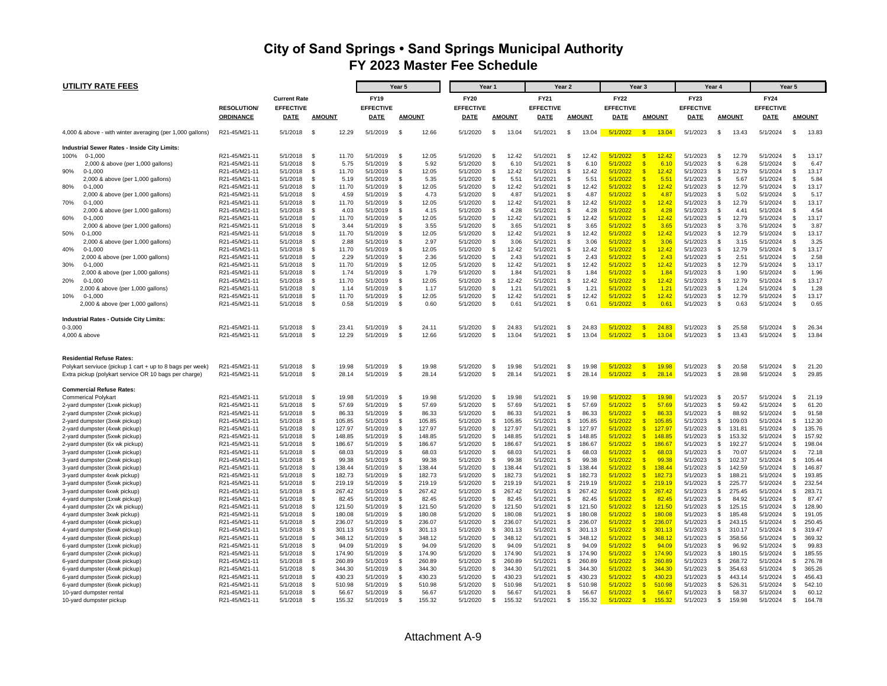# City of Sand Springs • Sand Springs Municipal Authority
## FY 2023 Master Fee Schedule

**UTILITY RATE FEES**

| | RESOLUTION/ ORDINANCE | Current Rate EFFECTIVE DATE | AMOUNT | Year 5 FY19 EFFECTIVE DATE | AMOUNT | Year 1 FY20 EFFECTIVE DATE | AMOUNT | Year 2 FY21 EFFECTIVE DATE | AMOUNT | Year 3 FY22 EFFECTIVE DATE | AMOUNT | Year 4 FY23 EFFECTIVE DATE | AMOUNT | Year 5 FY24 EFFECTIVE DATE | AMOUNT |
|---|---|---|---|---|---|---|---|---|---|---|---|---|---|---|---|
| 4,000 & above - with winter averaging (per 1,000 gallons) | R21-45/M21-11 | 5/1/2018 | $ 12.29 | 5/1/2019 | $ 12.66 | 5/1/2020 | $ 13.04 | 5/1/2021 | $ 13.04 | 5/1/2022 | $ 13.04 | 5/1/2023 | $ 13.43 | 5/1/2024 | $ 13.83 |
| **Industrial Sewer Rates - Inside City Limits:** | | | | | | | | | | | | | | | |
| 100% 0-1,000 | R21-45/M21-11 | 5/1/2018 | $ 11.70 | 5/1/2019 | $ 12.05 | 5/1/2020 | $ 12.42 | 5/1/2021 | $ 12.42 | 5/1/2022 | $ 12.42 | 5/1/2023 | $ 12.79 | 5/1/2024 | $ 13.17 |
| 2,000 & above (per 1,000 gallons) | R21-45/M21-11 | 5/1/2018 | $ 5.75 | 5/1/2019 | $ 5.92 | 5/1/2020 | $ 6.10 | 5/1/2021 | $ 6.10 | 5/1/2022 | $ 6.10 | 5/1/2023 | $ 6.28 | 5/1/2024 | $ 6.47 |
| 90% 0-1,000 | R21-45/M21-11 | 5/1/2018 | $ 11.70 | 5/1/2019 | $ 12.05 | 5/1/2020 | $ 12.42 | 5/1/2021 | $ 12.42 | 5/1/2022 | $ 12.42 | 5/1/2023 | $ 12.79 | 5/1/2024 | $ 13.17 |
| 2,000 & above (per 1,000 gallons) | R21-45/M21-11 | 5/1/2018 | $ 5.19 | 5/1/2019 | $ 5.35 | 5/1/2020 | $ 5.51 | 5/1/2021 | $ 5.51 | 5/1/2022 | $ 5.51 | 5/1/2023 | $ 5.67 | 5/1/2024 | $ 5.84 |
| 80% 0-1,000 | R21-45/M21-11 | 5/1/2018 | $ 11.70 | 5/1/2019 | $ 12.05 | 5/1/2020 | $ 12.42 | 5/1/2021 | $ 12.42 | 5/1/2022 | $ 12.42 | 5/1/2023 | $ 12.79 | 5/1/2024 | $ 13.17 |
| 2,000 & above (per 1,000 gallons) | R21-45/M21-11 | 5/1/2018 | $ 4.59 | 5/1/2019 | $ 4.73 | 5/1/2020 | $ 4.87 | 5/1/2021 | $ 4.87 | 5/1/2022 | $ 4.87 | 5/1/2023 | $ 5.02 | 5/1/2024 | $ 5.17 |
| 70% 0-1,000 | R21-45/M21-11 | 5/1/2018 | $ 11.70 | 5/1/2019 | $ 12.05 | 5/1/2020 | $ 12.42 | 5/1/2021 | $ 12.42 | 5/1/2022 | $ 12.42 | 5/1/2023 | $ 12.79 | 5/1/2024 | $ 13.17 |
| 2,000 & above (per 1,000 gallons) | R21-45/M21-11 | 5/1/2018 | $ 4.03 | 5/1/2019 | $ 4.15 | 5/1/2020 | $ 4.28 | 5/1/2021 | $ 4.28 | 5/1/2022 | $ 4.28 | 5/1/2023 | $ 4.41 | 5/1/2024 | $ 4.54 |
| 60% 0-1,000 | R21-45/M21-11 | 5/1/2018 | $ 11.70 | 5/1/2019 | $ 12.05 | 5/1/2020 | $ 12.42 | 5/1/2021 | $ 12.42 | 5/1/2022 | $ 12.42 | 5/1/2023 | $ 12.79 | 5/1/2024 | $ 13.17 |
| 2,000 & above (per 1,000 gallons) | R21-45/M21-11 | 5/1/2018 | $ 3.44 | 5/1/2019 | $ 3.55 | 5/1/2020 | $ 3.65 | 5/1/2021 | $ 3.65 | 5/1/2022 | $ 3.65 | 5/1/2023 | $ 3.76 | 5/1/2024 | $ 3.87 |
| 50% 0-1,000 | R21-45/M21-11 | 5/1/2018 | $ 11.70 | 5/1/2019 | $ 12.05 | 5/1/2020 | $ 12.42 | 5/1/2021 | $ 12.42 | 5/1/2022 | $ 12.42 | 5/1/2023 | $ 12.79 | 5/1/2024 | $ 13.17 |
| 2,000 & above (per 1,000 gallons) | R21-45/M21-11 | 5/1/2018 | $ 2.88 | 5/1/2019 | $ 2.97 | 5/1/2020 | $ 3.06 | 5/1/2021 | $ 3.06 | 5/1/2022 | $ 3.06 | 5/1/2023 | $ 3.15 | 5/1/2024 | $ 3.25 |
| 40% 0-1,000 | R21-45/M21-11 | 5/1/2018 | $ 11.70 | 5/1/2019 | $ 12.05 | 5/1/2020 | $ 12.42 | 5/1/2021 | $ 12.42 | 5/1/2022 | $ 12.42 | 5/1/2023 | $ 12.79 | 5/1/2024 | $ 13.17 |
| 2,000 & above (per 1,000 gallons) | R21-45/M21-11 | 5/1/2018 | $ 2.29 | 5/1/2019 | $ 2.36 | 5/1/2020 | $ 2.43 | 5/1/2021 | $ 2.43 | 5/1/2022 | $ 2.43 | 5/1/2023 | $ 2.51 | 5/1/2024 | $ 2.58 |
| 30% 0-1,000 | R21-45/M21-11 | 5/1/2018 | $ 11.70 | 5/1/2019 | $ 12.05 | 5/1/2020 | $ 12.42 | 5/1/2021 | $ 12.42 | 5/1/2022 | $ 12.42 | 5/1/2023 | $ 12.79 | 5/1/2024 | $ 13.17 |
| 2,000 & above (per 1,000 gallons) | R21-45/M21-11 | 5/1/2018 | $ 1.74 | 5/1/2019 | $ 1.79 | 5/1/2020 | $ 1.84 | 5/1/2021 | $ 1.84 | 5/1/2022 | $ 1.84 | 5/1/2023 | $ 1.90 | 5/1/2024 | $ 1.96 |
| 20% 0-1,000 | R21-45/M21-11 | 5/1/2018 | $ 11.70 | 5/1/2019 | $ 12.05 | 5/1/2020 | $ 12.42 | 5/1/2021 | $ 12.42 | 5/1/2022 | $ 12.42 | 5/1/2023 | $ 12.79 | 5/1/2024 | $ 13.17 |
| 2,000 & above (per 1,000 gallons) | R21-45/M21-11 | 5/1/2018 | $ 1.14 | 5/1/2019 | $ 1.17 | 5/1/2020 | $ 1.21 | 5/1/2021 | $ 1.21 | 5/1/2022 | $ 1.21 | 5/1/2023 | $ 1.24 | 5/1/2024 | $ 1.28 |
| 10% 0-1,000 | R21-45/M21-11 | 5/1/2018 | $ 11.70 | 5/1/2019 | $ 12.05 | 5/1/2020 | $ 12.42 | 5/1/2021 | $ 12.42 | 5/1/2022 | $ 12.42 | 5/1/2023 | $ 12.79 | 5/1/2024 | $ 13.17 |
| 2,000 & above (per 1,000 gallons) | R21-45/M21-11 | 5/1/2018 | $ 0.58 | 5/1/2019 | $ 0.60 | 5/1/2020 | $ 0.61 | 5/1/2021 | $ 0.61 | 5/1/2022 | $ 0.61 | 5/1/2023 | $ 0.63 | 5/1/2024 | $ 0.65 |
| **Industrial Rates - Outside City Limits:** | | | | | | | | | | | | | | | |
| 0-3,000 | R21-45/M21-11 | 5/1/2018 | $ 23.41 | 5/1/2019 | $ 24.11 | 5/1/2020 | $ 24.83 | 5/1/2021 | $ 24.83 | 5/1/2022 | $ 24.83 | 5/1/2023 | $ 25.58 | 5/1/2024 | $ 26.34 |
| 4,000 & above | R21-45/M21-11 | 5/1/2018 | $ 12.29 | 5/1/2019 | $ 12.66 | 5/1/2020 | $ 13.04 | 5/1/2021 | $ 13.04 | 5/1/2022 | $ 13.04 | 5/1/2023 | $ 13.43 | 5/1/2024 | $ 13.84 |
| **Residential Refuse Rates:** | | | | | | | | | | | | | | | |
| Polykart serviuce (pickup 1 cart + up to 8 bags per week) | R21-45/M21-11 | 5/1/2018 | $ 19.98 | 5/1/2019 | $ 19.98 | 5/1/2020 | $ 19.98 | 5/1/2021 | $ 19.98 | 5/1/2022 | $ 19.98 | 5/1/2023 | $ 20.58 | 5/1/2024 | $ 21.20 |
| Extra pickup (polykart service OR 10 bags per charge) | R21-45/M21-11 | 5/1/2018 | $ 28.14 | 5/1/2019 | $ 28.14 | 5/1/2020 | $ 28.14 | 5/1/2021 | $ 28.14 | 5/1/2022 | $ 28.14 | 5/1/2023 | $ 28.98 | 5/1/2024 | $ 29.85 |
| **Commercial Refuse Rates:** | | | | | | | | | | | | | | | |
| Commerical Polykart | R21-45/M21-11 | 5/1/2018 | $ 19.98 | 5/1/2019 | $ 19.98 | 5/1/2020 | $ 19.98 | 5/1/2021 | $ 19.98 | 5/1/2022 | $ 19.98 | 5/1/2023 | $ 20.57 | 5/1/2024 | $ 21.19 |
| 2-yard dumpster (1xwk pickup) | R21-45/M21-11 | 5/1/2018 | $ 57.69 | 5/1/2019 | $ 57.69 | 5/1/2020 | $ 57.69 | 5/1/2021 | $ 57.69 | 5/1/2022 | $ 57.69 | 5/1/2023 | $ 59.42 | 5/1/2024 | $ 61.20 |
| 2-yard dumpster (2xwk pickup) | R21-45/M21-11 | 5/1/2018 | $ 86.33 | 5/1/2019 | $ 86.33 | 5/1/2020 | $ 86.33 | 5/1/2021 | $ 86.33 | 5/1/2022 | $ 86.33 | 5/1/2023 | $ 88.92 | 5/1/2024 | $ 91.58 |
| 2-yard dumpster (3xwk pickup) | R21-45/M21-11 | 5/1/2018 | $ 105.85 | 5/1/2019 | $ 105.85 | 5/1/2020 | $ 105.85 | 5/1/2021 | $ 105.85 | 5/1/2022 | $ 105.85 | 5/1/2023 | $ 109.03 | 5/1/2024 | $ 112.30 |
| 2-yard dumpster (4xwk pickup) | R21-45/M21-11 | 5/1/2018 | $ 127.97 | 5/1/2019 | $ 127.97 | 5/1/2020 | $ 127.97 | 5/1/2021 | $ 127.97 | 5/1/2022 | $ 127.97 | 5/1/2023 | $ 131.81 | 5/1/2024 | $ 135.76 |
| 2-yard dumpster (5xwk pickup) | R21-45/M21-11 | 5/1/2018 | $ 148.85 | 5/1/2019 | $ 148.85 | 5/1/2020 | $ 148.85 | 5/1/2021 | $ 148.85 | 5/1/2022 | $ 148.85 | 5/1/2023 | $ 153.32 | 5/1/2024 | $ 157.92 |
| 2-yard dumpster (6x wk pickup) | R21-45/M21-11 | 5/1/2018 | $ 186.67 | 5/1/2019 | $ 186.67 | 5/1/2020 | $ 186.67 | 5/1/2021 | $ 186.67 | 5/1/2022 | $ 186.67 | 5/1/2023 | $ 192.27 | 5/1/2024 | $ 198.04 |
| 3-yard dumpster (1xwk pickup) | R21-45/M21-11 | 5/1/2018 | $ 68.03 | 5/1/2019 | $ 68.03 | 5/1/2020 | $ 68.03 | 5/1/2021 | $ 68.03 | 5/1/2022 | $ 68.03 | 5/1/2023 | $ 70.07 | 5/1/2024 | $ 72.18 |
| 3-yard dumpster (2xwk pickup) | R21-45/M21-11 | 5/1/2018 | $ 99.38 | 5/1/2019 | $ 99.38 | 5/1/2020 | $ 99.38 | 5/1/2021 | $ 99.38 | 5/1/2022 | $ 99.38 | 5/1/2023 | $ 102.37 | 5/1/2024 | $ 105.44 |
| 3-yard dumpster (3xwk pickup) | R21-45/M21-11 | 5/1/2018 | $ 138.44 | 5/1/2019 | $ 138.44 | 5/1/2020 | $ 138.44 | 5/1/2021 | $ 138.44 | 5/1/2022 | $ 138.44 | 5/1/2023 | $ 142.59 | 5/1/2024 | $ 146.87 |
| 3-yard dumpster 4xwk pickup) | R21-45/M21-11 | 5/1/2018 | $ 182.73 | 5/1/2019 | $ 182.73 | 5/1/2020 | $ 182.73 | 5/1/2021 | $ 182.73 | 5/1/2022 | $ 182.73 | 5/1/2023 | $ 188.21 | 5/1/2024 | $ 193.85 |
| 3-yard dumpster (5xwk pickup) | R21-45/M21-11 | 5/1/2018 | $ 219.19 | 5/1/2019 | $ 219.19 | 5/1/2020 | $ 219.19 | 5/1/2021 | $ 219.19 | 5/1/2022 | $ 219.19 | 5/1/2023 | $ 225.77 | 5/1/2024 | $ 232.54 |
| 3-yard dumpster 6xwk pickup) | R21-45/M21-11 | 5/1/2018 | $ 267.42 | 5/1/2019 | $ 267.42 | 5/1/2020 | $ 267.42 | 5/1/2021 | $ 267.42 | 5/1/2022 | $ 267.42 | 5/1/2023 | $ 275.45 | 5/1/2024 | $ 283.71 |
| 4-yard dumpster (1xwk pickup) | R21-45/M21-11 | 5/1/2018 | $ 82.45 | 5/1/2019 | $ 82.45 | 5/1/2020 | $ 82.45 | 5/1/2021 | $ 82.45 | 5/1/2022 | $ 82.45 | 5/1/2023 | $ 84.92 | 5/1/2024 | $ 87.47 |
| 4-yard dumpster (2x wk pickup) | R21-45/M21-11 | 5/1/2018 | $ 121.50 | 5/1/2019 | $ 121.50 | 5/1/2020 | $ 121.50 | 5/1/2021 | $ 121.50 | 5/1/2022 | $ 121.50 | 5/1/2023 | $ 125.15 | 5/1/2024 | $ 128.90 |
| 4-yard dumpster 3xwk pickup) | R21-45/M21-11 | 5/1/2018 | $ 180.08 | 5/1/2019 | $ 180.08 | 5/1/2020 | $ 180.08 | 5/1/2021 | $ 180.08 | 5/1/2022 | $ 180.08 | 5/1/2023 | $ 185.48 | 5/1/2024 | $ 191.05 |
| 4-yard dumpster (4xwk pickup) | R21-45/M21-11 | 5/1/2018 | $ 236.07 | 5/1/2019 | $ 236.07 | 5/1/2020 | $ 236.07 | 5/1/2021 | $ 236.07 | 5/1/2022 | $ 236.07 | 5/1/2023 | $ 243.15 | 5/1/2024 | $ 250.45 |
| 4-yard dumpster (5xwk pickup) | R21-45/M21-11 | 5/1/2018 | $ 301.13 | 5/1/2019 | $ 301.13 | 5/1/2020 | $ 301.13 | 5/1/2021 | $ 301.13 | 5/1/2022 | $ 301.13 | 5/1/2023 | $ 310.17 | 5/1/2024 | $ 319.47 |
| 4-yard dumpster (6xwk pickup) | R21-45/M21-11 | 5/1/2018 | $ 348.12 | 5/1/2019 | $ 348.12 | 5/1/2020 | $ 348.12 | 5/1/2021 | $ 348.12 | 5/1/2022 | $ 348.12 | 5/1/2023 | $ 358.56 | 5/1/2024 | $ 369.32 |
| 6-yard dumpster (1xwk pickup) | R21-45/M21-11 | 5/1/2018 | $ 94.09 | 5/1/2019 | $ 94.09 | 5/1/2020 | $ 94.09 | 5/1/2021 | $ 94.09 | 5/1/2022 | $ 94.09 | 5/1/2023 | $ 96.92 | 5/1/2024 | $ 99.83 |
| 6-yard dumpster (2xwk pickup) | R21-45/M21-11 | 5/1/2018 | $ 174.90 | 5/1/2019 | $ 174.90 | 5/1/2020 | $ 174.90 | 5/1/2021 | $ 174.90 | 5/1/2022 | $ 174.90 | 5/1/2023 | $ 180.15 | 5/1/2024 | $ 185.55 |
| 6-yard dumpster (3xwk pickup) | R21-45/M21-11 | 5/1/2018 | $ 260.89 | 5/1/2019 | $ 260.89 | 5/1/2020 | $ 260.89 | 5/1/2021 | $ 260.89 | 5/1/2022 | $ 260.89 | 5/1/2023 | $ 268.72 | 5/1/2024 | $ 276.78 |
| 6-yard dumpster (4xwk pickup) | R21-45/M21-11 | 5/1/2018 | $ 344.30 | 5/1/2019 | $ 344.30 | 5/1/2020 | $ 344.30 | 5/1/2021 | $ 344.30 | 5/1/2022 | $ 344.30 | 5/1/2023 | $ 354.63 | 5/1/2024 | $ 365.26 |
| 6-yard dumpster (5xwk pickup) | R21-45/M21-11 | 5/1/2018 | $ 430.23 | 5/1/2019 | $ 430.23 | 5/1/2020 | $ 430.23 | 5/1/2021 | $ 430.23 | 5/1/2022 | $ 430.23 | 5/1/2023 | $ 443.14 | 5/1/2024 | $ 456.43 |
| 6-yard dumpster (6xwk pickup) | R21-45/M21-11 | 5/1/2018 | $ 510.98 | 5/1/2019 | $ 510.98 | 5/1/2020 | $ 510.98 | 5/1/2021 | $ 510.98 | 5/1/2022 | $ 510.98 | 5/1/2023 | $ 526.31 | 5/1/2024 | $ 542.10 |
| 10-yard dumpster rental | R21-45/M21-11 | 5/1/2018 | $ 56.67 | 5/1/2019 | $ 56.67 | 5/1/2020 | $ 56.67 | 5/1/2021 | $ 56.67 | 5/1/2022 | $ 56.67 | 5/1/2023 | $ 58.37 | 5/1/2024 | $ 60.12 |
| 10-yard dumpster pickup | R21-45/M21-11 | 5/1/2018 | $ 155.32 | 5/1/2019 | $ 155.32 | 5/1/2020 | $ 155.32 | 5/1/2021 | $ 155.32 | 5/1/2022 | $ 155.32 | 5/1/2023 | $ 159.98 | 5/1/2024 | $ 164.78 |

Attachment A-9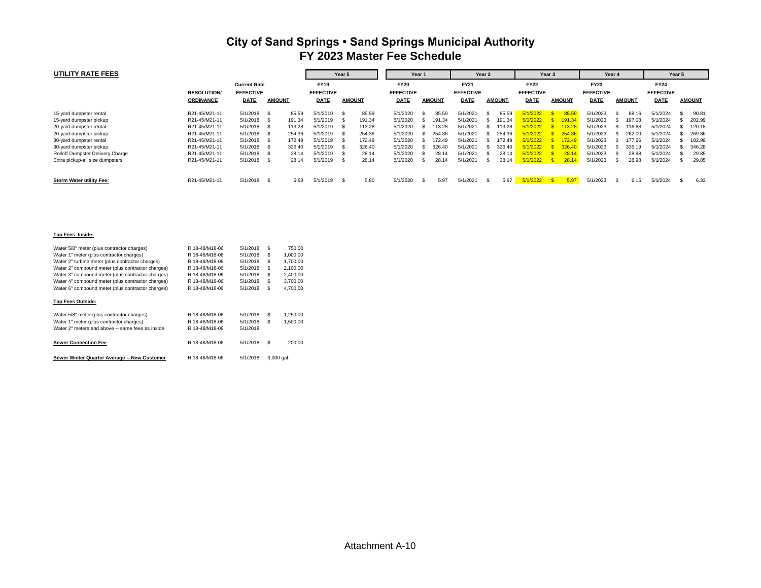# City of Sand Springs • Sand Springs Municipal Authority
## FY 2023 Master Fee Schedule

**UTILITY RATE FEES**

| | RESOLUTION/ ORDINANCE | Current Rate EFFECTIVE DATE | AMOUNT | Year 5 FY19 EFFECTIVE DATE | AMOUNT | Year 1 FY20 EFFECTIVE DATE | AMOUNT | Year 2 FY21 EFFECTIVE DATE | AMOUNT | Year 3 FY22 EFFECTIVE DATE | AMOUNT | Year 4 FY23 EFFECTIVE DATE | AMOUNT | Year 5 FY24 EFFECTIVE DATE | AMOUNT |
|---|---|---|---|---|---|---|---|---|---|---|---|---|---|---|---|
| 15-yard dumpster rental | R21-45/M21-11 | 5/1/2018 | $ 85.59 | 5/1/2019 | $ 85.59 | 5/1/2020 | $ 85.59 | 5/1/2021 | $ 85.59 | 5/1/2022 | $ 85.59 | 5/1/2023 | $ 88.16 | 5/1/2024 | $ 90.81 |
| 15-yard dumpster pickup | R21-45/M21-11 | 5/1/2018 | $ 191.34 | 5/1/2019 | $ 191.34 | 5/1/2020 | $ 191.34 | 5/1/2021 | $ 191.34 | 5/1/2022 | $ 191.34 | 5/1/2023 | $ 197.08 | 5/1/2024 | $ 202.99 |
| 20-yard dumpster rental | R21-45/M21-11 | 5/1/2018 | $ 113.28 | 5/1/2019 | $ 113.28 | 5/1/2020 | $ 113.28 | 5/1/2021 | $ 113.28 | 5/1/2022 | $ 113.28 | 5/1/2023 | $ 116.68 | 5/1/2024 | $ 120.18 |
| 20-yard dumpster pickup | R21-45/M21-11 | 5/1/2018 | $ 254.36 | 5/1/2019 | $ 254.36 | 5/1/2020 | $ 254.36 | 5/1/2021 | $ 254.36 | 5/1/2022 | $ 254.36 | 5/1/2023 | $ 262.00 | 5/1/2024 | $ 269.86 |
| 30-yard dumpster rental | R21-45/M21-11 | 5/1/2018 | $ 172.49 | 5/1/2019 | $ 172.49 | 5/1/2020 | $ 172.49 | 5/1/2021 | $ 172.49 | 5/1/2022 | $ 172.49 | 5/1/2023 | $ 177.66 | 5/1/2024 | $ 182.99 |
| 30-yard dumpster pickup | R21-45/M21-11 | 5/1/2018 | $ 326.40 | 5/1/2019 | $ 326.40 | 5/1/2020 | $ 326.40 | 5/1/2021 | $ 326.40 | 5/1/2022 | $ 326.40 | 5/1/2023 | $ 336.19 | 5/1/2024 | $ 346.28 |
| Rolloff Dumpster Delivery Charge | R21-45/M21-11 | 5/1/2018 | $ 28.14 | 5/1/2019 | $ 28.14 | 5/1/2020 | $ 28.14 | 5/1/2021 | $ 28.14 | 5/1/2022 | $ 28.14 | 5/1/2023 | $ 28.98 | 5/1/2024 | $ 29.85 |
| Extra pickup-all size dumpsters | R21-45/M21-11 | 5/1/2018 | $ 28.14 | 5/1/2019 | $ 28.14 | 5/1/2020 | $ 28.14 | 5/1/2021 | $ 28.14 | 5/1/2022 | $ 28.14 | 5/1/2023 | $ 28.98 | 5/1/2024 | $ 29.85 |
| **Storm Water utility Fee:** | R21-45/M21-11 | 5/1/2018 | $ 5.63 | 5/1/2019 | $ 5.80 | 5/1/2020 | $ 5.97 | 5/1/2021 | $ 5.97 | 5/1/2022 | $ 5.97 | 5/1/2023 | $ 6.15 | 5/1/2024 | $ 6.33 |

| **Tap Fees Inside:** | | | |
|---|---|---|---|
| Water 5/8" meter (plus contractor charges) | R 18-48/M18-06 | 5/1/2018 | $ 750.00 |
| Water 1" meter (plus contractor charges) | R 18-48/M18-06 | 5/1/2018 | $ 1,000.00 |
| Water 2" turbine meter (plus contractor charges) | R 18-48/M18-06 | 5/1/2018 | $ 1,700.00 |
| Water 2" compound meter (plus contractor charges) | R 18-48/M18-06 | 5/1/2018 | $ 2,100.00 |
| Water 3" compound meter (plus contractor charges) | R 18-48/M18-06 | 5/1/2018 | $ 2,400.00 |
| Water 4" compound meter (plus contractor charges) | R 18-48/M18-06 | 5/1/2018 | $ 3,700.00 |
| Water 6" compound meter (plus contractor charges) | R 18-48/M18-06 | 5/1/2018 | $ 4,700.00 |
| **Tap Fees Outside:** | | | |
| Water 5/8" meter (plus contractor charges) | R 18-48/M18-06 | 5/1/2018 | $ 1,250.00 |
| Water 1" meter (plus contractor charges) | R 18-48/M18-06 | 5/1/2018 | $ 1,500.00 |
| Water 2" meters and above -- same fees as inside | R 18-48/M18-06 | 5/1/2018 | |
| **Sewer Connection Fee** | R 18-48/M18-06 | 5/1/2018 | $ 200.00 |
| **Sewer Winter Quarter Average -- New Customer** | R 18-48/M18-06 | 5/1/2018 | 3,000 gal. |

Attachment A-10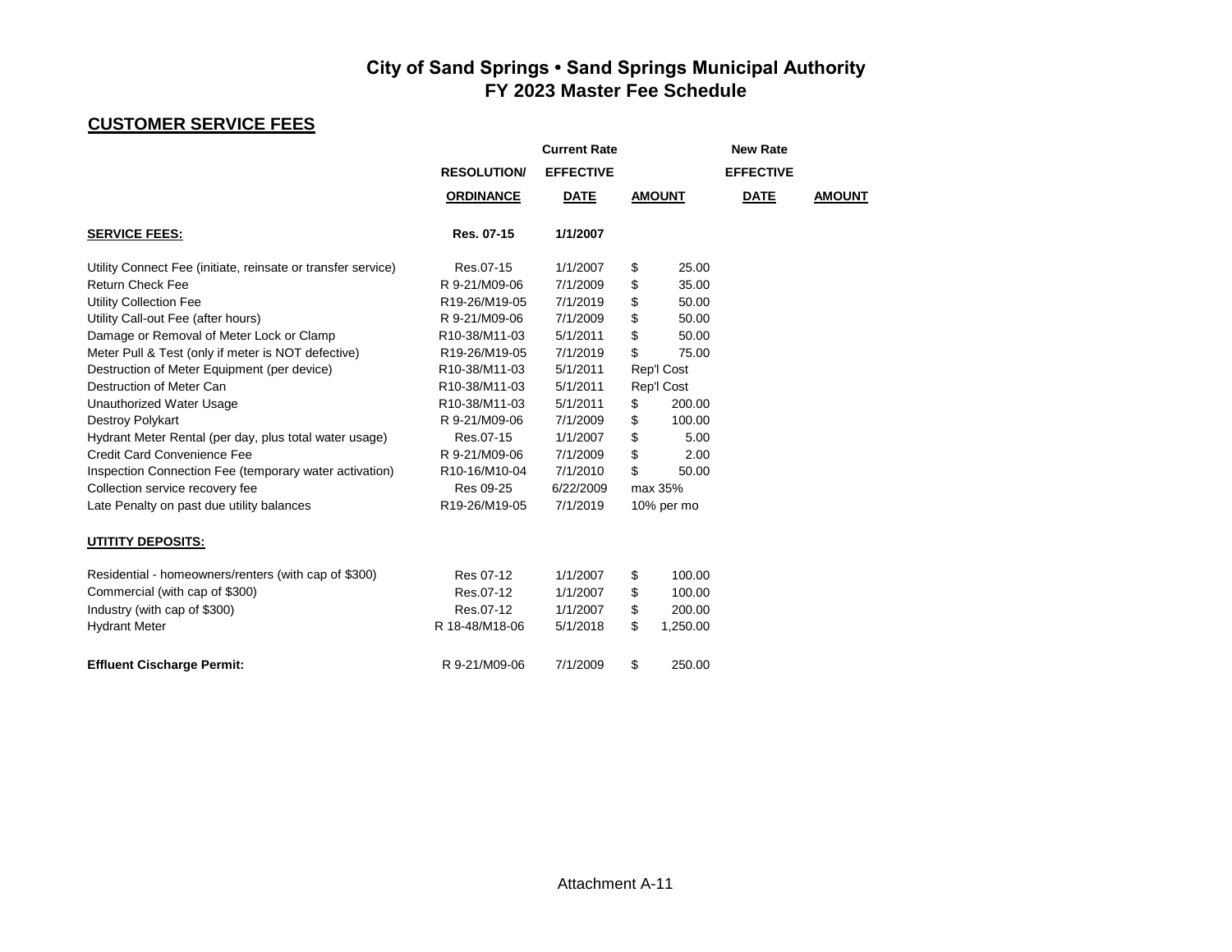# City of Sand Springs • Sand Springs Municipal Authority
# FY 2023 Master Fee Schedule

## CUSTOMER SERVICE FEES

| | | Current Rate | | New Rate | |
|---|---|---|---|---|---|
| | RESOLUTION/ ORDINANCE | EFFECTIVE DATE | AMOUNT | EFFECTIVE DATE | AMOUNT |
| **SERVICE FEES:** | **Res. 07-15** | **1/1/2007** | | | |
| Utility Connect Fee (initiate, reinsate or transfer service) | Res.07-15 | 1/1/2007 | $ 25.00 | | |
| Return Check Fee | R 9-21/M09-06 | 7/1/2009 | $ 35.00 | | |
| Utility Collection Fee | R19-26/M19-05 | 7/1/2019 | $ 50.00 | | |
| Utility Call-out Fee (after hours) | R 9-21/M09-06 | 7/1/2009 | $ 50.00 | | |
| Damage or Removal of Meter Lock or Clamp | R10-38/M11-03 | 5/1/2011 | $ 50.00 | | |
| Meter Pull & Test (only if meter is NOT defective) | R19-26/M19-05 | 7/1/2019 | $ 75.00 | | |
| Destruction of Meter Equipment (per device) | R10-38/M11-03 | 5/1/2011 | Rep'l Cost | | |
| Destruction of Meter Can | R10-38/M11-03 | 5/1/2011 | Rep'l Cost | | |
| Unauthorized Water Usage | R10-38/M11-03 | 5/1/2011 | $ 200.00 | | |
| Destroy Polykart | R 9-21/M09-06 | 7/1/2009 | $ 100.00 | | |
| Hydrant Meter Rental (per day, plus total water usage) | Res.07-15 | 1/1/2007 | $ 5.00 | | |
| Credit Card Convenience Fee | R 9-21/M09-06 | 7/1/2009 | $ 2.00 | | |
| Inspection Connection Fee (temporary water activation) | R10-16/M10-04 | 7/1/2010 | $ 50.00 | | |
| Collection service recovery fee | Res 09-25 | 6/22/2009 | max 35% | | |
| Late Penalty on past due utility balances | R19-26/M19-05 | 7/1/2019 | 10% per mo | | |
| **UTITITY DEPOSITS:** | | | | | |
| Residential - homeowners/renters (with cap of $300) | Res 07-12 | 1/1/2007 | $ 100.00 | | |
| Commercial (with cap of $300) | Res.07-12 | 1/1/2007 | $ 100.00 | | |
| Industry (with cap of $300) | Res.07-12 | 1/1/2007 | $ 200.00 | | |
| Hydrant Meter | R 18-48/M18-06 | 5/1/2018 | $ 1,250.00 | | |
| **Effluent Cischarge Permit:** | R 9-21/M09-06 | 7/1/2009 | $ 250.00 | | |

Attachment A-11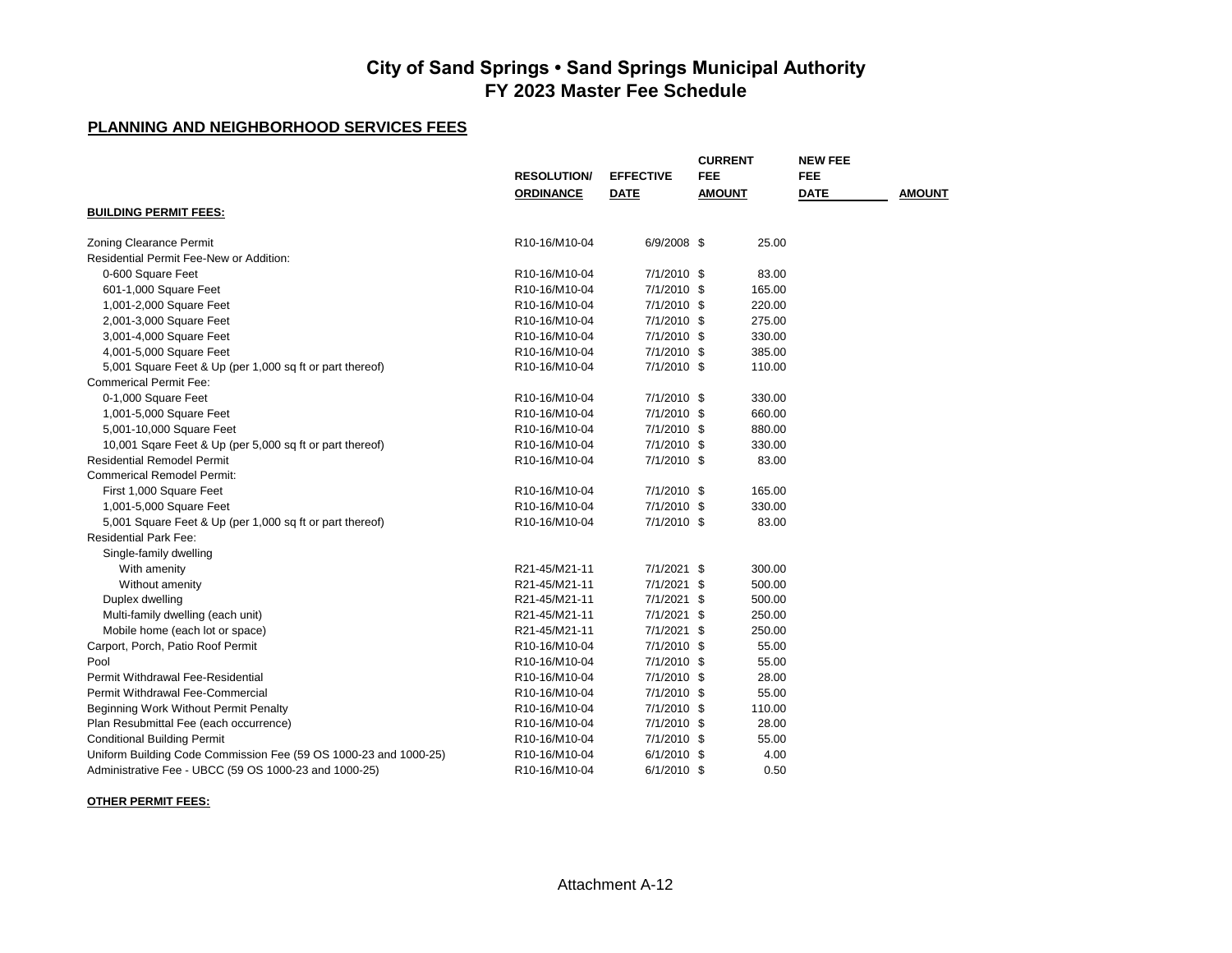# City of Sand Springs • Sand Springs Municipal Authority
## FY 2023 Master Fee Schedule

### PLANNING AND NEIGHBORHOOD SERVICES FEES

| | RESOLUTION/ ORDINANCE | EFFECTIVE DATE | CURRENT FEE AMOUNT | NEW FEE DATE | AMOUNT |
|---|---|---|---|---|---|
| **BUILDING PERMIT FEES:** | | | | | |
| Zoning Clearance Permit | R10-16/M10-04 | 6/9/2008 | $ 25.00 | | |
| Residential Permit Fee-New or Addition: | | | | | |
| 0-600 Square Feet | R10-16/M10-04 | 7/1/2010 | $ 83.00 | | |
| 601-1,000 Square Feet | R10-16/M10-04 | 7/1/2010 | $ 165.00 | | |
| 1,001-2,000 Square Feet | R10-16/M10-04 | 7/1/2010 | $ 220.00 | | |
| 2,001-3,000 Square Feet | R10-16/M10-04 | 7/1/2010 | $ 275.00 | | |
| 3,001-4,000 Square Feet | R10-16/M10-04 | 7/1/2010 | $ 330.00 | | |
| 4,001-5,000 Square Feet | R10-16/M10-04 | 7/1/2010 | $ 385.00 | | |
| 5,001 Square Feet & Up (per 1,000 sq ft or part thereof) | R10-16/M10-04 | 7/1/2010 | $ 110.00 | | |
| Commerical Permit Fee: | | | | | |
| 0-1,000 Square Feet | R10-16/M10-04 | 7/1/2010 | $ 330.00 | | |
| 1,001-5,000 Square Feet | R10-16/M10-04 | 7/1/2010 | $ 660.00 | | |
| 5,001-10,000 Square Feet | R10-16/M10-04 | 7/1/2010 | $ 880.00 | | |
| 10,001 Sqare Feet & Up (per 5,000 sq ft or part thereof) | R10-16/M10-04 | 7/1/2010 | $ 330.00 | | |
| Residential Remodel Permit | R10-16/M10-04 | 7/1/2010 | $ 83.00 | | |
| Commerical Remodel Permit: | | | | | |
| First 1,000 Square Feet | R10-16/M10-04 | 7/1/2010 | $ 165.00 | | |
| 1,001-5,000 Square Feet | R10-16/M10-04 | 7/1/2010 | $ 330.00 | | |
| 5,001 Square Feet & Up (per 1,000 sq ft or part thereof) | R10-16/M10-04 | 7/1/2010 | $ 83.00 | | |
| Residential Park Fee: | | | | | |
| Single-family dwelling | | | | | |
| With amenity | R21-45/M21-11 | 7/1/2021 | $ 300.00 | | |
| Without amenity | R21-45/M21-11 | 7/1/2021 | $ 500.00 | | |
| Duplex dwelling | R21-45/M21-11 | 7/1/2021 | $ 500.00 | | |
| Multi-family dwelling (each unit) | R21-45/M21-11 | 7/1/2021 | $ 250.00 | | |
| Mobile home (each lot or space) | R21-45/M21-11 | 7/1/2021 | $ 250.00 | | |
| Carport, Porch, Patio Roof Permit | R10-16/M10-04 | 7/1/2010 | $ 55.00 | | |
| Pool | R10-16/M10-04 | 7/1/2010 | $ 55.00 | | |
| Permit Withdrawal Fee-Residential | R10-16/M10-04 | 7/1/2010 | $ 28.00 | | |
| Permit Withdrawal Fee-Commercial | R10-16/M10-04 | 7/1/2010 | $ 55.00 | | |
| Beginning Work Without Permit Penalty | R10-16/M10-04 | 7/1/2010 | $ 110.00 | | |
| Plan Resubmittal Fee (each occurrence) | R10-16/M10-04 | 7/1/2010 | $ 28.00 | | |
| Conditional Building Permit | R10-16/M10-04 | 7/1/2010 | $ 55.00 | | |
| Uniform Building Code Commission Fee (59 OS 1000-23 and 1000-25) | R10-16/M10-04 | 6/1/2010 | $ 4.00 | | |
| Administrative Fee - UBCC (59 OS 1000-23 and 1000-25) | R10-16/M10-04 | 6/1/2010 | $ 0.50 | | |

**OTHER PERMIT FEES:**

Attachment A-12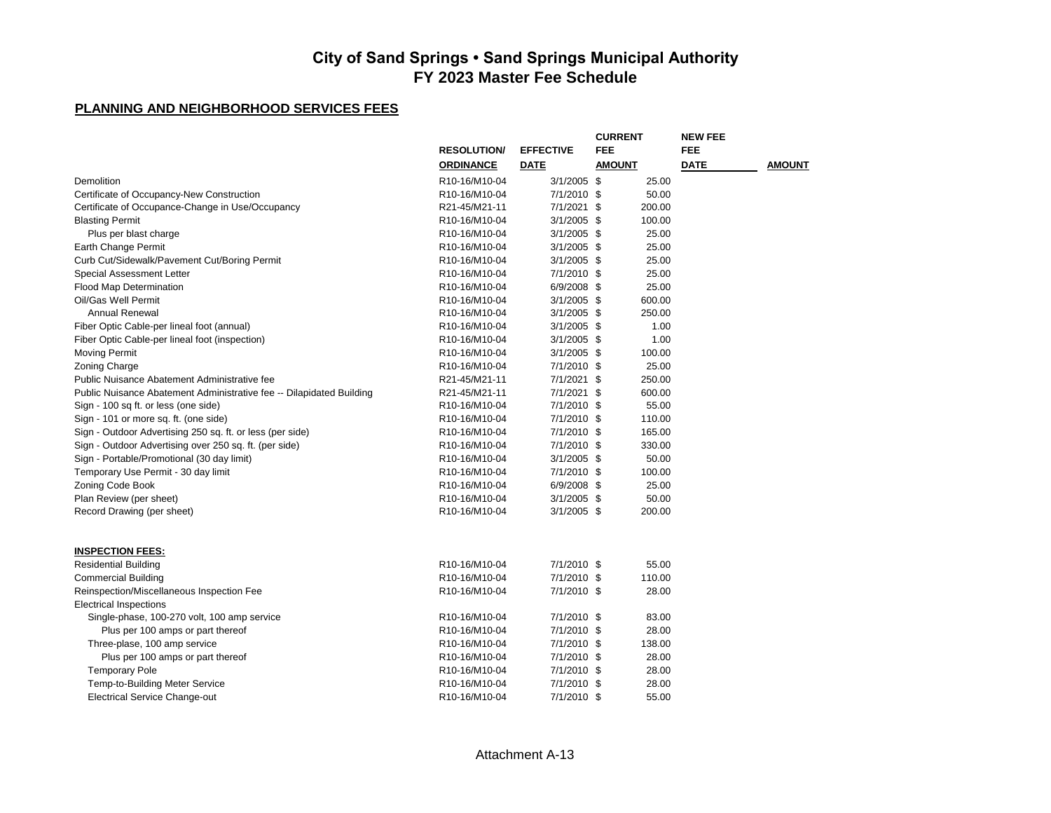# City of Sand Springs • Sand Springs Municipal Authority
## FY 2023 Master Fee Schedule

### PLANNING AND NEIGHBORHOOD SERVICES FEES

| | RESOLUTION/ ORDINANCE | EFFECTIVE DATE | CURRENT FEE AMOUNT | NEW FEE DATE | NEW FEE AMOUNT |
|---|---|---|---|---|---|
| Demolition | R10-16/M10-04 | 3/1/2005 | $ 25.00 | | |
| Certificate of Occupancy-New Construction | R10-16/M10-04 | 7/1/2010 | $ 50.00 | | |
| Certificate of Occupance-Change in Use/Occupancy | R21-45/M21-11 | 7/1/2021 | $ 200.00 | | |
| Blasting Permit | R10-16/M10-04 | 3/1/2005 | $ 100.00 | | |
| Plus per blast charge | R10-16/M10-04 | 3/1/2005 | $ 25.00 | | |
| Earth Change Permit | R10-16/M10-04 | 3/1/2005 | $ 25.00 | | |
| Curb Cut/Sidewalk/Pavement Cut/Boring Permit | R10-16/M10-04 | 3/1/2005 | $ 25.00 | | |
| Special Assessment Letter | R10-16/M10-04 | 7/1/2010 | $ 25.00 | | |
| Flood Map Determination | R10-16/M10-04 | 6/9/2008 | $ 25.00 | | |
| Oil/Gas Well Permit | R10-16/M10-04 | 3/1/2005 | $ 600.00 | | |
| Annual Renewal | R10-16/M10-04 | 3/1/2005 | $ 250.00 | | |
| Fiber Optic Cable-per lineal foot (annual) | R10-16/M10-04 | 3/1/2005 | $ 1.00 | | |
| Fiber Optic Cable-per lineal foot (inspection) | R10-16/M10-04 | 3/1/2005 | $ 1.00 | | |
| Moving Permit | R10-16/M10-04 | 3/1/2005 | $ 100.00 | | |
| Zoning Charge | R10-16/M10-04 | 7/1/2010 | $ 25.00 | | |
| Public Nuisance Abatement Administrative fee | R21-45/M21-11 | 7/1/2021 | $ 250.00 | | |
| Public Nuisance Abatement Administrative fee -- Dilapidated Building | R21-45/M21-11 | 7/1/2021 | $ 600.00 | | |
| Sign - 100 sq ft. or less (one side) | R10-16/M10-04 | 7/1/2010 | $ 55.00 | | |
| Sign - 101 or more sq. ft. (one side) | R10-16/M10-04 | 7/1/2010 | $ 110.00 | | |
| Sign - Outdoor Advertising 250 sq. ft. or less (per side) | R10-16/M10-04 | 7/1/2010 | $ 165.00 | | |
| Sign - Outdoor Advertising over 250 sq. ft. (per side) | R10-16/M10-04 | 7/1/2010 | $ 330.00 | | |
| Sign - Portable/Promotional (30 day limit) | R10-16/M10-04 | 3/1/2005 | $ 50.00 | | |
| Temporary Use Permit - 30 day limit | R10-16/M10-04 | 7/1/2010 | $ 100.00 | | |
| Zoning Code Book | R10-16/M10-04 | 6/9/2008 | $ 25.00 | | |
| Plan Review (per sheet) | R10-16/M10-04 | 3/1/2005 | $ 50.00 | | |
| Record Drawing (per sheet) | R10-16/M10-04 | 3/1/2005 | $ 200.00 | | |
| **INSPECTION FEES:** | | | | | |
| Residential Building | R10-16/M10-04 | 7/1/2010 | $ 55.00 | | |
| Commercial Building | R10-16/M10-04 | 7/1/2010 | $ 110.00 | | |
| Reinspection/Miscellaneous Inspection Fee | R10-16/M10-04 | 7/1/2010 | $ 28.00 | | |
| Electrical Inspections | | | | | |
| Single-phase, 100-270 volt, 100 amp service | R10-16/M10-04 | 7/1/2010 | $ 83.00 | | |
| Plus per 100 amps or part thereof | R10-16/M10-04 | 7/1/2010 | $ 28.00 | | |
| Three-plase, 100 amp service | R10-16/M10-04 | 7/1/2010 | $ 138.00 | | |
| Plus per 100 amps or part thereof | R10-16/M10-04 | 7/1/2010 | $ 28.00 | | |
| Temporary Pole | R10-16/M10-04 | 7/1/2010 | $ 28.00 | | |
| Temp-to-Building Meter Service | R10-16/M10-04 | 7/1/2010 | $ 28.00 | | |
| Electrical Service Change-out | R10-16/M10-04 | 7/1/2010 | $ 55.00 | | |

Attachment A-13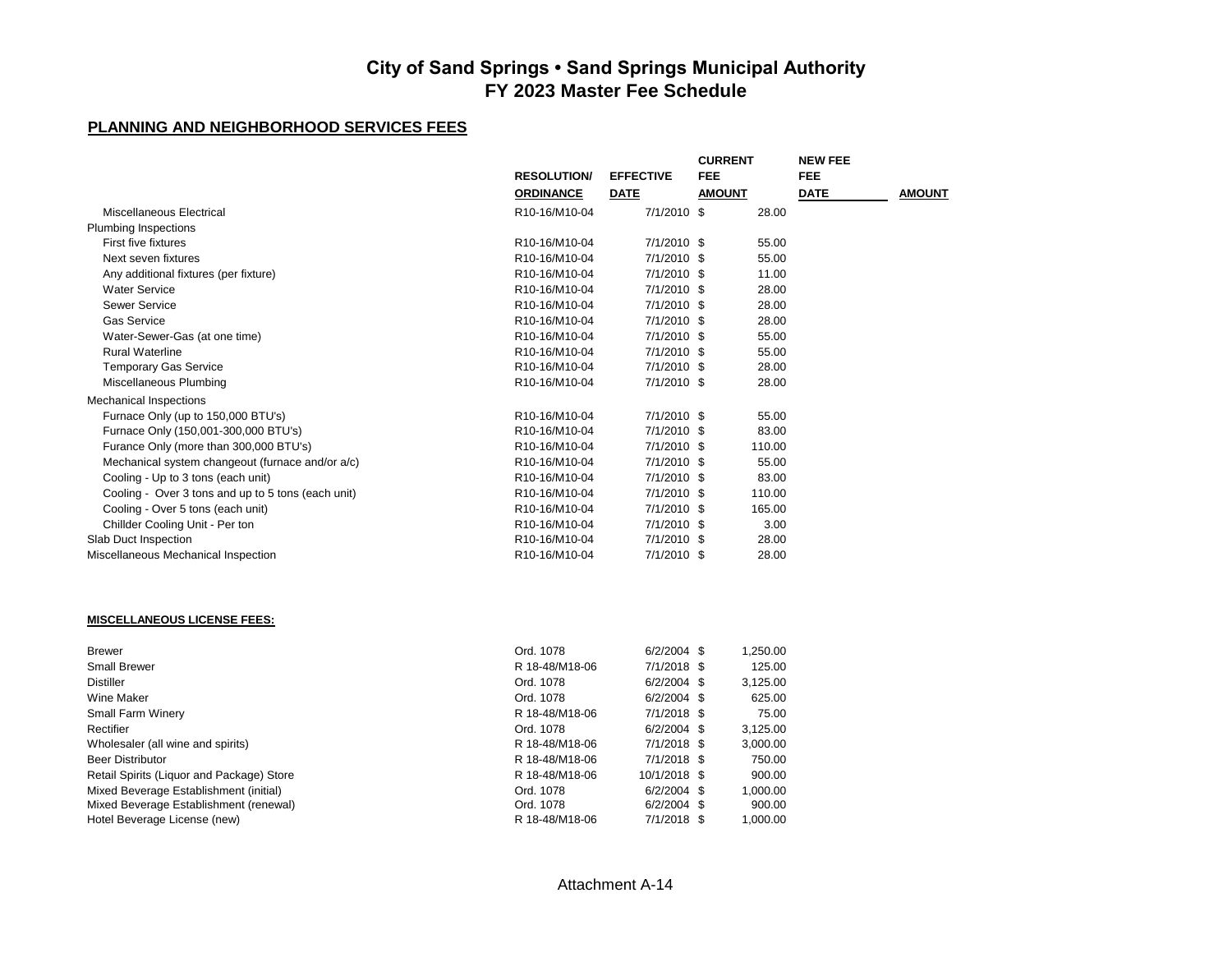# City of Sand Springs • Sand Springs Municipal Authority
# FY 2023 Master Fee Schedule

## PLANNING AND NEIGHBORHOOD SERVICES FEES

| | RESOLUTION/ ORDINANCE | EFFECTIVE DATE | CURRENT FEE AMOUNT | NEW FEE DATE | FEE AMOUNT |
|---|---|---|---|---|---|
| Miscellaneous Electrical | R10-16/M10-04 | 7/1/2010 | $ 28.00 | | |
| Plumbing Inspections | | | | | |
| First five fixtures | R10-16/M10-04 | 7/1/2010 | $ 55.00 | | |
| Next seven fixtures | R10-16/M10-04 | 7/1/2010 | $ 55.00 | | |
| Any additional fixtures (per fixture) | R10-16/M10-04 | 7/1/2010 | $ 11.00 | | |
| Water Service | R10-16/M10-04 | 7/1/2010 | $ 28.00 | | |
| Sewer Service | R10-16/M10-04 | 7/1/2010 | $ 28.00 | | |
| Gas Service | R10-16/M10-04 | 7/1/2010 | $ 28.00 | | |
| Water-Sewer-Gas (at one time) | R10-16/M10-04 | 7/1/2010 | $ 55.00 | | |
| Rural Waterline | R10-16/M10-04 | 7/1/2010 | $ 55.00 | | |
| Temporary Gas Service | R10-16/M10-04 | 7/1/2010 | $ 28.00 | | |
| Miscellaneous Plumbing | R10-16/M10-04 | 7/1/2010 | $ 28.00 | | |
| Mechanical Inspections | | | | | |
| Furnace Only (up to 150,000 BTU's) | R10-16/M10-04 | 7/1/2010 | $ 55.00 | | |
| Furnace Only (150,001-300,000 BTU's) | R10-16/M10-04 | 7/1/2010 | $ 83.00 | | |
| Furance Only (more than 300,000 BTU's) | R10-16/M10-04 | 7/1/2010 | $ 110.00 | | |
| Mechanical system changeout (furnace and/or a/c) | R10-16/M10-04 | 7/1/2010 | $ 55.00 | | |
| Cooling - Up to 3 tons (each unit) | R10-16/M10-04 | 7/1/2010 | $ 83.00 | | |
| Cooling - Over 3 tons and up to 5 tons (each unit) | R10-16/M10-04 | 7/1/2010 | $ 110.00 | | |
| Cooling - Over 5 tons (each unit) | R10-16/M10-04 | 7/1/2010 | $ 165.00 | | |
| Chillder Cooling Unit - Per ton | R10-16/M10-04 | 7/1/2010 | $ 3.00 | | |
| Slab Duct Inspection | R10-16/M10-04 | 7/1/2010 | $ 28.00 | | |
| Miscellaneous Mechanical Inspection | R10-16/M10-04 | 7/1/2010 | $ 28.00 | | |

**MISCELLANEOUS LICENSE FEES:**

| | RESOLUTION/ ORDINANCE | EFFECTIVE DATE | CURRENT FEE AMOUNT | NEW FEE DATE | FEE AMOUNT |
|---|---|---|---|---|---|
| Brewer | Ord. 1078 | 6/2/2004 | $ 1,250.00 | | |
| Small Brewer | R 18-48/M18-06 | 7/1/2018 | $ 125.00 | | |
| Distiller | Ord. 1078 | 6/2/2004 | $ 3,125.00 | | |
| Wine Maker | Ord. 1078 | 6/2/2004 | $ 625.00 | | |
| Small Farm Winery | R 18-48/M18-06 | 7/1/2018 | $ 75.00 | | |
| Rectifier | Ord. 1078 | 6/2/2004 | $ 3,125.00 | | |
| Wholesaler (all wine and spirits) | R 18-48/M18-06 | 7/1/2018 | $ 3,000.00 | | |
| Beer Distributor | R 18-48/M18-06 | 7/1/2018 | $ 750.00 | | |
| Retail Spirits (Liquor and Package) Store | R 18-48/M18-06 | 10/1/2018 | $ 900.00 | | |
| Mixed Beverage Establishment (initial) | Ord. 1078 | 6/2/2004 | $ 1,000.00 | | |
| Mixed Beverage Establishment (renewal) | Ord. 1078 | 6/2/2004 | $ 900.00 | | |
| Hotel Beverage License (new) | R 18-48/M18-06 | 7/1/2018 | $ 1,000.00 | | |

Attachment A-14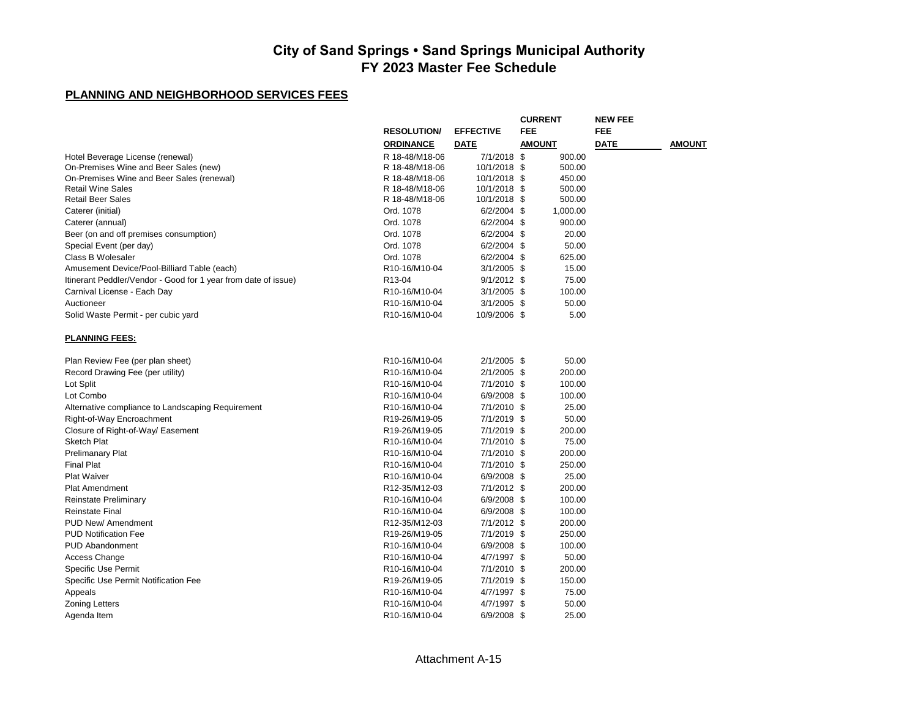# City of Sand Springs • Sand Springs Municipal Authority
## FY 2023 Master Fee Schedule

### PLANNING AND NEIGHBORHOOD SERVICES FEES

| | RESOLUTION/ ORDINANCE | EFFECTIVE DATE | CURRENT FEE AMOUNT | NEW FEE DATE | FEE AMOUNT |
|---|---|---|---|---|---|
| Hotel Beverage License (renewal) | R 18-48/M18-06 | 7/1/2018 | $ 900.00 | | |
| On-Premises Wine and Beer Sales (new) | R 18-48/M18-06 | 10/1/2018 | $ 500.00 | | |
| On-Premises Wine and Beer Sales (renewal) | R 18-48/M18-06 | 10/1/2018 | $ 450.00 | | |
| Retail Wine Sales | R 18-48/M18-06 | 10/1/2018 | $ 500.00 | | |
| Retail Beer Sales | R 18-48/M18-06 | 10/1/2018 | $ 500.00 | | |
| Caterer (initial) | Ord. 1078 | 6/2/2004 | $ 1,000.00 | | |
| Caterer (annual) | Ord. 1078 | 6/2/2004 | $ 900.00 | | |
| Beer (on and off premises consumption) | Ord. 1078 | 6/2/2004 | $ 20.00 | | |
| Special Event (per day) | Ord. 1078 | 6/2/2004 | $ 50.00 | | |
| Class B Wolesaler | Ord. 1078 | 6/2/2004 | $ 625.00 | | |
| Amusement Device/Pool-Billiard Table (each) | R10-16/M10-04 | 3/1/2005 | $ 15.00 | | |
| Itinerant Peddler/Vendor - Good for 1 year from date of issue) | R13-04 | 9/1/2012 | $ 75.00 | | |
| Carnival License - Each Day | R10-16/M10-04 | 3/1/2005 | $ 100.00 | | |
| Auctioneer | R10-16/M10-04 | 3/1/2005 | $ 50.00 | | |
| Solid Waste Permit - per cubic yard | R10-16/M10-04 | 10/9/2006 | $ 5.00 | | |
| **PLANNING FEES:** | | | | | |
| Plan Review Fee (per plan sheet) | R10-16/M10-04 | 2/1/2005 | $ 50.00 | | |
| Record Drawing Fee (per utility) | R10-16/M10-04 | 2/1/2005 | $ 200.00 | | |
| Lot Split | R10-16/M10-04 | 7/1/2010 | $ 100.00 | | |
| Lot Combo | R10-16/M10-04 | 6/9/2008 | $ 100.00 | | |
| Alternative compliance to Landscaping Requirement | R10-16/M10-04 | 7/1/2010 | $ 25.00 | | |
| Right-of-Way Encroachment | R19-26/M19-05 | 7/1/2019 | $ 50.00 | | |
| Closure of Right-of-Way/ Easement | R19-26/M19-05 | 7/1/2019 | $ 200.00 | | |
| Sketch Plat | R10-16/M10-04 | 7/1/2010 | $ 75.00 | | |
| Prelimanary Plat | R10-16/M10-04 | 7/1/2010 | $ 200.00 | | |
| Final Plat | R10-16/M10-04 | 7/1/2010 | $ 250.00 | | |
| Plat Waiver | R10-16/M10-04 | 6/9/2008 | $ 25.00 | | |
| Plat Amendment | R12-35/M12-03 | 7/1/2012 | $ 200.00 | | |
| Reinstate Preliminary | R10-16/M10-04 | 6/9/2008 | $ 100.00 | | |
| Reinstate Final | R10-16/M10-04 | 6/9/2008 | $ 100.00 | | |
| PUD New/ Amendment | R12-35/M12-03 | 7/1/2012 | $ 200.00 | | |
| PUD Notification Fee | R19-26/M19-05 | 7/1/2019 | $ 250.00 | | |
| PUD Abandonment | R10-16/M10-04 | 6/9/2008 | $ 100.00 | | |
| Access Change | R10-16/M10-04 | 4/7/1997 | $ 50.00 | | |
| Specific Use Permit | R10-16/M10-04 | 7/1/2010 | $ 200.00 | | |
| Specific Use Permit Notification Fee | R19-26/M19-05 | 7/1/2019 | $ 150.00 | | |
| Appeals | R10-16/M10-04 | 4/7/1997 | $ 75.00 | | |
| Zoning Letters | R10-16/M10-04 | 4/7/1997 | $ 50.00 | | |
| Agenda Item | R10-16/M10-04 | 6/9/2008 | $ 25.00 | | |

Attachment A-15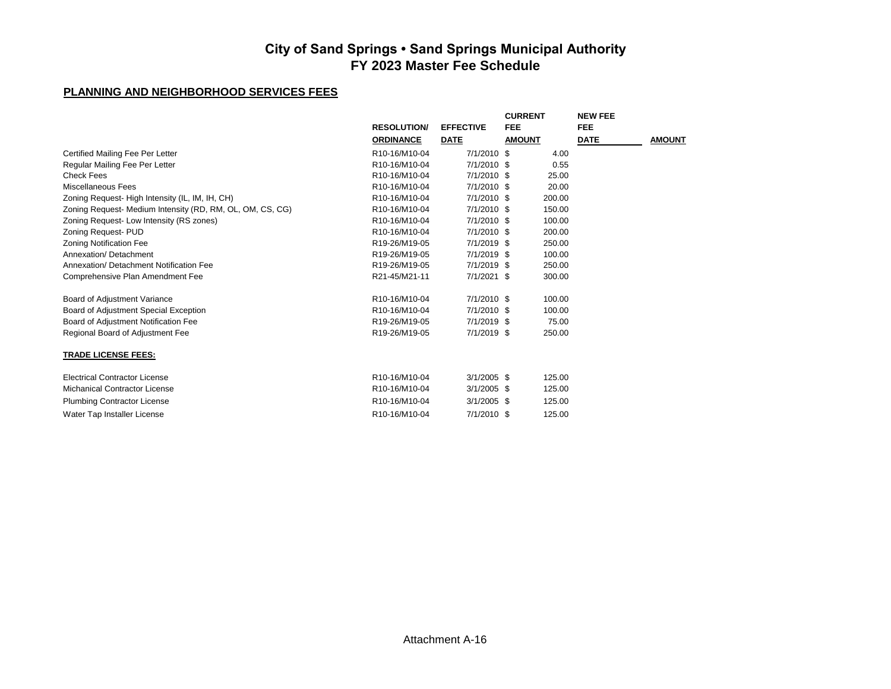# City of Sand Springs • Sand Springs Municipal Authority
## FY 2023 Master Fee Schedule

### PLANNING AND NEIGHBORHOOD SERVICES FEES

| | RESOLUTION/ ORDINANCE | EFFECTIVE DATE | CURRENT FEE AMOUNT | NEW FEE FEE DATE | AMOUNT |
|---|---|---|---|---|---|
| Certified Mailing Fee Per Letter | R10-16/M10-04 | 7/1/2010 | $ 4.00 | | |
| Regular Mailing Fee Per Letter | R10-16/M10-04 | 7/1/2010 | $ 0.55 | | |
| Check Fees | R10-16/M10-04 | 7/1/2010 | $ 25.00 | | |
| Miscellaneous Fees | R10-16/M10-04 | 7/1/2010 | $ 20.00 | | |
| Zoning Request- High Intensity (IL, IM, IH, CH) | R10-16/M10-04 | 7/1/2010 | $ 200.00 | | |
| Zoning Request- Medium Intensity (RD, RM, OL, OM, CS, CG) | R10-16/M10-04 | 7/1/2010 | $ 150.00 | | |
| Zoning Request- Low Intensity (RS zones) | R10-16/M10-04 | 7/1/2010 | $ 100.00 | | |
| Zoning Request- PUD | R10-16/M10-04 | 7/1/2010 | $ 200.00 | | |
| Zoning Notification Fee | R19-26/M19-05 | 7/1/2019 | $ 250.00 | | |
| Annexation/ Detachment | R19-26/M19-05 | 7/1/2019 | $ 100.00 | | |
| Annexation/ Detachment Notification Fee | R19-26/M19-05 | 7/1/2019 | $ 250.00 | | |
| Comprehensive Plan Amendment Fee | R21-45/M21-11 | 7/1/2021 | $ 300.00 | | |
| Board of Adjustment Variance | R10-16/M10-04 | 7/1/2010 | $ 100.00 | | |
| Board of Adjustment Special Exception | R10-16/M10-04 | 7/1/2010 | $ 100.00 | | |
| Board of Adjustment Notification Fee | R19-26/M19-05 | 7/1/2019 | $ 75.00 | | |
| Regional Board of Adjustment Fee | R19-26/M19-05 | 7/1/2019 | $ 250.00 | | |
| **TRADE LICENSE FEES:** | | | | | |
| Electrical Contractor License | R10-16/M10-04 | 3/1/2005 | $ 125.00 | | |
| Michanical Contractor License | R10-16/M10-04 | 3/1/2005 | $ 125.00 | | |
| Plumbing Contractor License | R10-16/M10-04 | 3/1/2005 | $ 125.00 | | |
| Water Tap Installer License | R10-16/M10-04 | 7/1/2010 | $ 125.00 | | |

Attachment A-16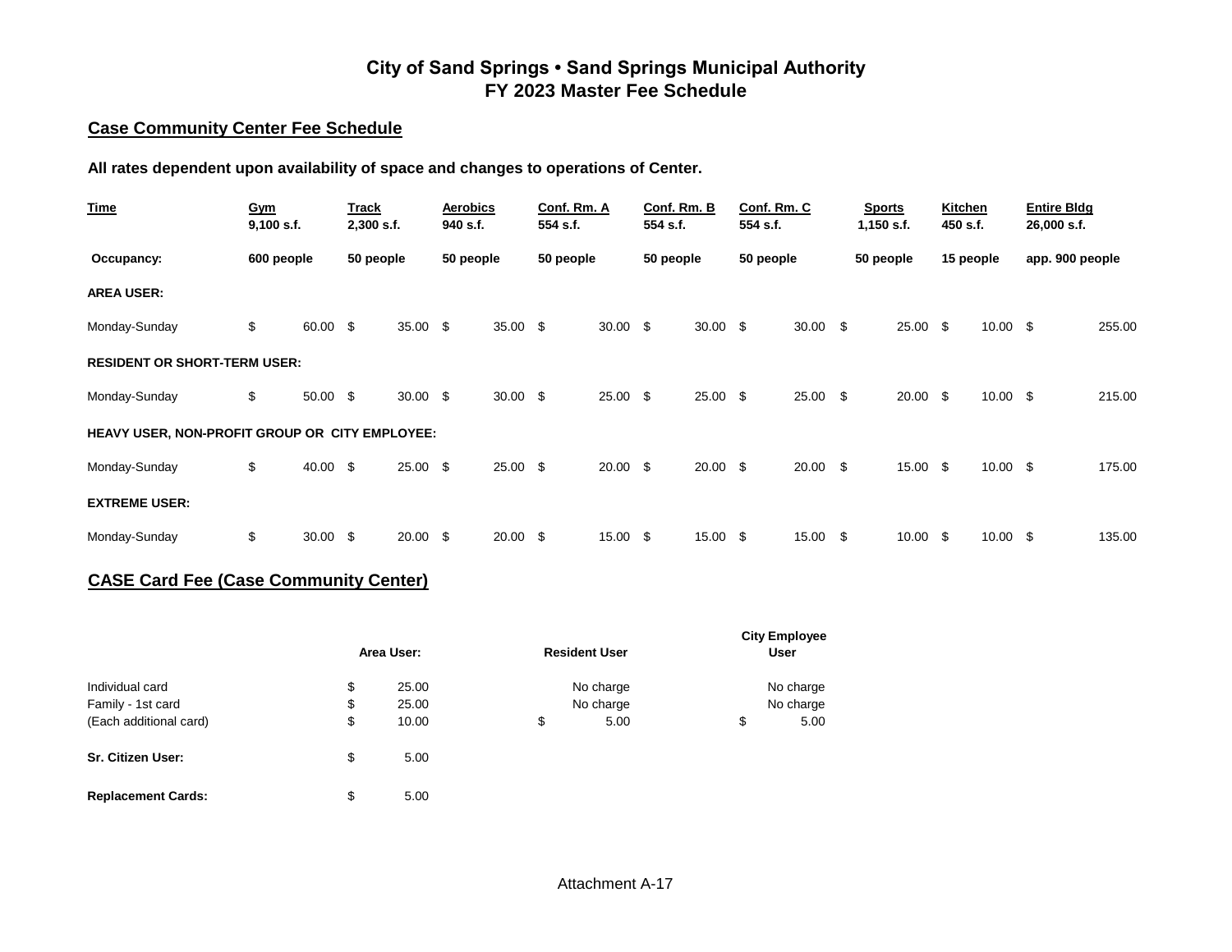# City of Sand Springs • Sand Springs Municipal Authority
# FY 2023 Master Fee Schedule

## Case Community Center Fee Schedule

**All rates dependent upon availability of space and changes to operations of Center.**

| Time | Gym 9,100 s.f. | Track 2,300 s.f. | Aerobics 940 s.f. | Conf. Rm. A 554 s.f. | Conf. Rm. B 554 s.f. | Conf. Rm. C 554 s.f. | Sports 1,150 s.f. | Kitchen 450 s.f. | Entire Bldg 26,000 s.f. |
|---|---|---|---|---|---|---|---|---|---|
| **Occupancy:** | **600 people** | **50 people** | **50 people** | **50 people** | **50 people** | **50 people** | **50 people** | **15 people** | **app. 900 people** |
| **AREA USER:** | | | | | | | | | |
| Monday-Sunday | $ 60.00 | $ 35.00 | $ 35.00 | $ 30.00 | $ 30.00 | $ 30.00 | $ 25.00 | $ 10.00 | $ 255.00 |
| **RESIDENT OR SHORT-TERM USER:** | | | | | | | | | |
| Monday-Sunday | $ 50.00 | $ 30.00 | $ 30.00 | $ 25.00 | $ 25.00 | $ 25.00 | $ 20.00 | $ 10.00 | $ 215.00 |
| **HEAVY USER, NON-PROFIT GROUP OR CITY EMPLOYEE:** | | | | | | | | | |
| Monday-Sunday | $ 40.00 | $ 25.00 | $ 25.00 | $ 20.00 | $ 20.00 | $ 20.00 | $ 15.00 | $ 10.00 | $ 175.00 |
| **EXTREME USER:** | | | | | | | | | |
| Monday-Sunday | $ 30.00 | $ 20.00 | $ 20.00 | $ 15.00 | $ 15.00 | $ 15.00 | $ 10.00 | $ 10.00 | $ 135.00 |

## CASE Card Fee (Case Community Center)

| | Area User: | Resident User | City Employee User |
|---|---|---|---|
| Individual card | $ 25.00 | No charge | No charge |
| Family - 1st card | $ 25.00 | No charge | No charge |
| (Each additional card) | $ 10.00 | $ 5.00 | $ 5.00 |
| **Sr. Citizen User:** | $ 5.00 | | |
| **Replacement Cards:** | $ 5.00 | | |

Attachment A-17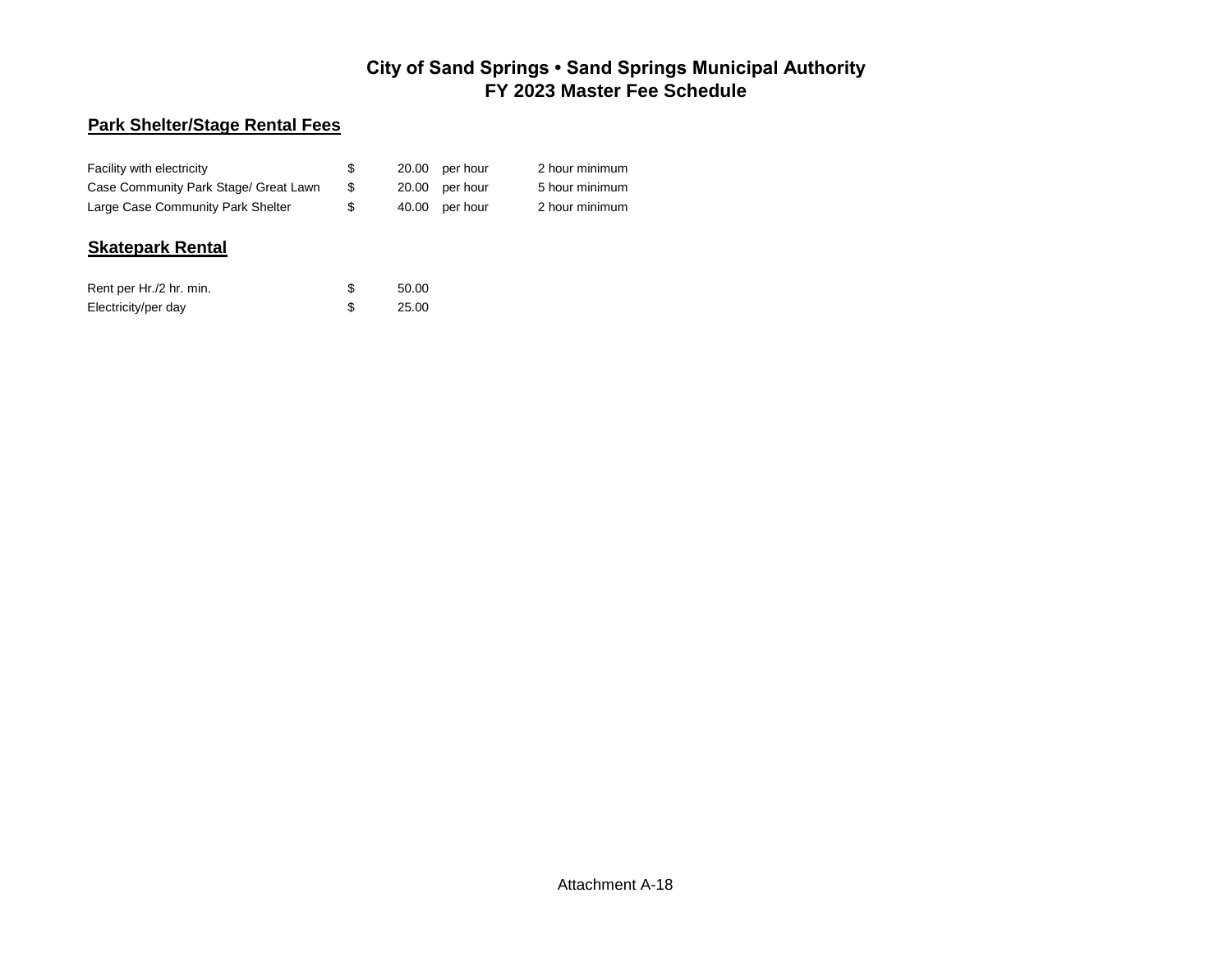# City of Sand Springs • Sand Springs Municipal Authority
# FY 2023 Master Fee Schedule

## Park Shelter/Stage Rental Fees

| | | | | |
|---|---|---|---|---|
| Facility with electricity | $ | 20.00 | per hour | 2 hour minimum |
| Case Community Park Stage/ Great Lawn | $ | 20.00 | per hour | 5 hour minimum |
| Large Case Community Park Shelter | $ | 40.00 | per hour | 2 hour minimum |

## Skatepark Rental

| | | |
|---|---|---|
| Rent per Hr./2 hr. min. | $ | 50.00 |
| Electricity/per day | $ | 25.00 |

Attachment A-18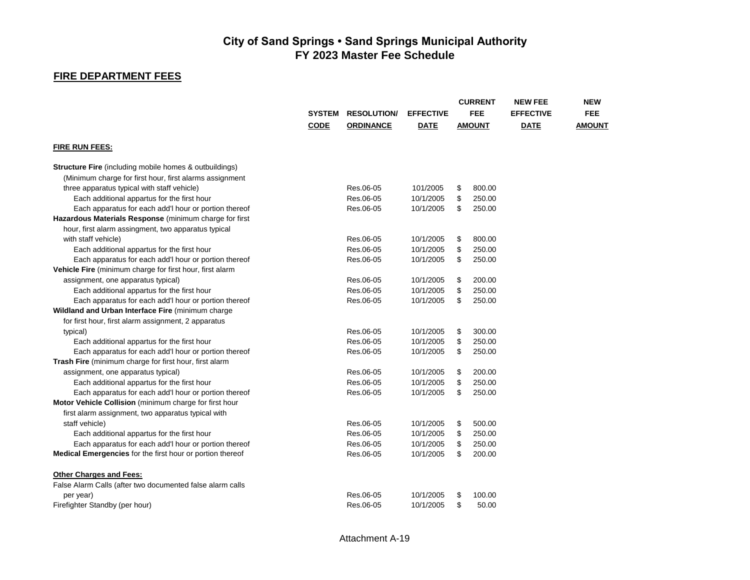# City of Sand Springs • Sand Springs Municipal Authority
## FY 2023 Master Fee Schedule

### FIRE DEPARTMENT FEES

| | SYSTEM CODE | RESOLUTION/ ORDINANCE | EFFECTIVE DATE | CURRENT FEE AMOUNT | NEW FEE EFFECTIVE DATE | NEW FEE AMOUNT |
|---|---|---|---|---|---|---|
| **FIRE RUN FEES:** | | | | | | |
| **Structure Fire** (including mobile homes & outbuildings) (Minimum charge for first hour, first alarms assignment three apparatus typical with staff vehicle) | | Res.06-05 | 101/2005 | $ 800.00 | | |
| Each additional appartus for the first hour | | Res.06-05 | 10/1/2005 | $ 250.00 | | |
| Each apparatus for each add'l hour or portion thereof | | Res.06-05 | 10/1/2005 | $ 250.00 | | |
| **Hazardous Materials Response** (minimum charge for first hour, first alarm assingment, two apparatus typical with staff vehicle) | | Res.06-05 | 10/1/2005 | $ 800.00 | | |
| Each additional appartus for the first hour | | Res.06-05 | 10/1/2005 | $ 250.00 | | |
| Each apparatus for each add'l hour or portion thereof | | Res.06-05 | 10/1/2005 | $ 250.00 | | |
| **Vehicle Fire** (minimum charge for first hour, first alarm assignment, one apparatus typical) | | Res.06-05 | 10/1/2005 | $ 200.00 | | |
| Each additional appartus for the first hour | | Res.06-05 | 10/1/2005 | $ 250.00 | | |
| Each apparatus for each add'l hour or portion thereof | | Res.06-05 | 10/1/2005 | $ 250.00 | | |
| **Wildland and Urban Interface Fire** (minimum charge for first hour, first alarm assignment, 2 apparatus typical) | | Res.06-05 | 10/1/2005 | $ 300.00 | | |
| Each additional appartus for the first hour | | Res.06-05 | 10/1/2005 | $ 250.00 | | |
| Each apparatus for each add'l hour or portion thereof | | Res.06-05 | 10/1/2005 | $ 250.00 | | |
| **Trash Fire** (minimum charge for first hour, first alarm assignment, one apparatus typical) | | Res.06-05 | 10/1/2005 | $ 200.00 | | |
| Each additional appartus for the first hour | | Res.06-05 | 10/1/2005 | $ 250.00 | | |
| Each apparatus for each add'l hour or portion thereof | | Res.06-05 | 10/1/2005 | $ 250.00 | | |
| **Motor Vehicle Collision** (minimum charge for first hour first alarm assignment, two apparatus typical with staff vehicle) | | Res.06-05 | 10/1/2005 | $ 500.00 | | |
| Each additional appartus for the first hour | | Res.06-05 | 10/1/2005 | $ 250.00 | | |
| Each apparatus for each add'l hour or portion thereof | | Res.06-05 | 10/1/2005 | $ 250.00 | | |
| **Medical Emergencies** for the first hour or portion thereof | | Res.06-05 | 10/1/2005 | $ 200.00 | | |
| **Other Charges and Fees:** | | | | | | |
| False Alarm Calls (after two documented false alarm calls per year) | | Res.06-05 | 10/1/2005 | $ 100.00 | | |
| Firefighter Standby (per hour) | | Res.06-05 | 10/1/2005 | $ 50.00 | | |

Attachment A-19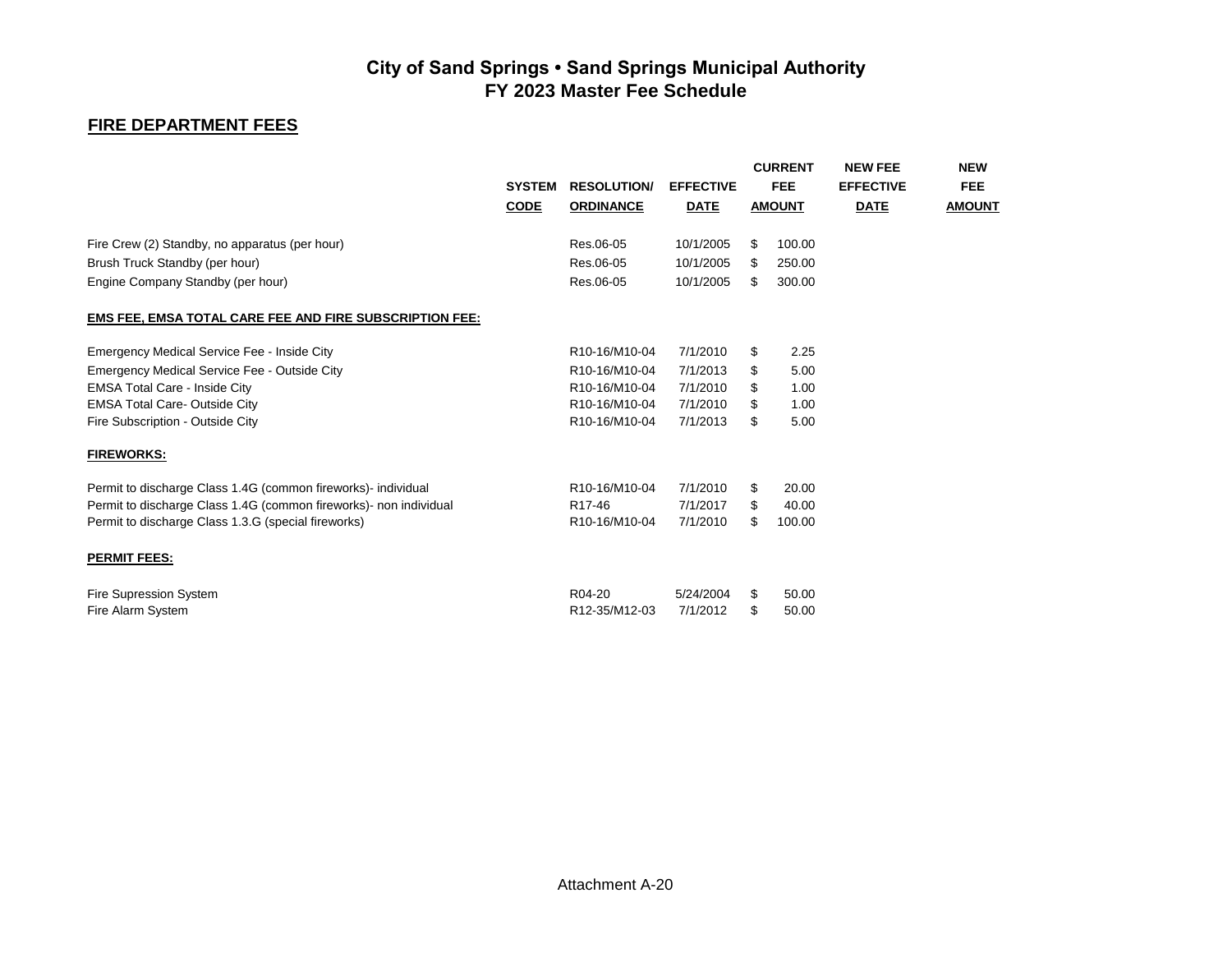# City of Sand Springs • Sand Springs Municipal Authority
# FY 2023 Master Fee Schedule

## FIRE DEPARTMENT FEES

| | SYSTEM CODE | RESOLUTION/ ORDINANCE | EFFECTIVE DATE | CURRENT FEE AMOUNT | NEW FEE EFFECTIVE DATE | NEW FEE AMOUNT |
|---|---|---|---|---|---|---|
| Fire Crew (2) Standby, no apparatus (per hour) | | Res.06-05 | 10/1/2005 | $ 100.00 | | |
| Brush Truck Standby (per hour) | | Res.06-05 | 10/1/2005 | $ 250.00 | | |
| Engine Company Standby (per hour) | | Res.06-05 | 10/1/2005 | $ 300.00 | | |
| **EMS FEE, EMSA TOTAL CARE FEE AND FIRE SUBSCRIPTION FEE:** | | | | | | |
| Emergency Medical Service Fee - Inside City | | R10-16/M10-04 | 7/1/2010 | $ 2.25 | | |
| Emergency Medical Service Fee - Outside City | | R10-16/M10-04 | 7/1/2013 | $ 5.00 | | |
| EMSA Total Care - Inside City | | R10-16/M10-04 | 7/1/2010 | $ 1.00 | | |
| EMSA Total Care- Outside City | | R10-16/M10-04 | 7/1/2010 | $ 1.00 | | |
| Fire Subscription - Outside City | | R10-16/M10-04 | 7/1/2013 | $ 5.00 | | |
| **FIREWORKS:** | | | | | | |
| Permit to discharge Class 1.4G (common fireworks)- individual | | R10-16/M10-04 | 7/1/2010 | $ 20.00 | | |
| Permit to discharge Class 1.4G (common fireworks)- non individual | | R17-46 | 7/1/2017 | $ 40.00 | | |
| Permit to discharge Class 1.3.G (special fireworks) | | R10-16/M10-04 | 7/1/2010 | $ 100.00 | | |
| **PERMIT FEES:** | | | | | | |
| Fire Supression System | | R04-20 | 5/24/2004 | $ 50.00 | | |
| Fire Alarm System | | R12-35/M12-03 | 7/1/2012 | $ 50.00 | | |

Attachment A-20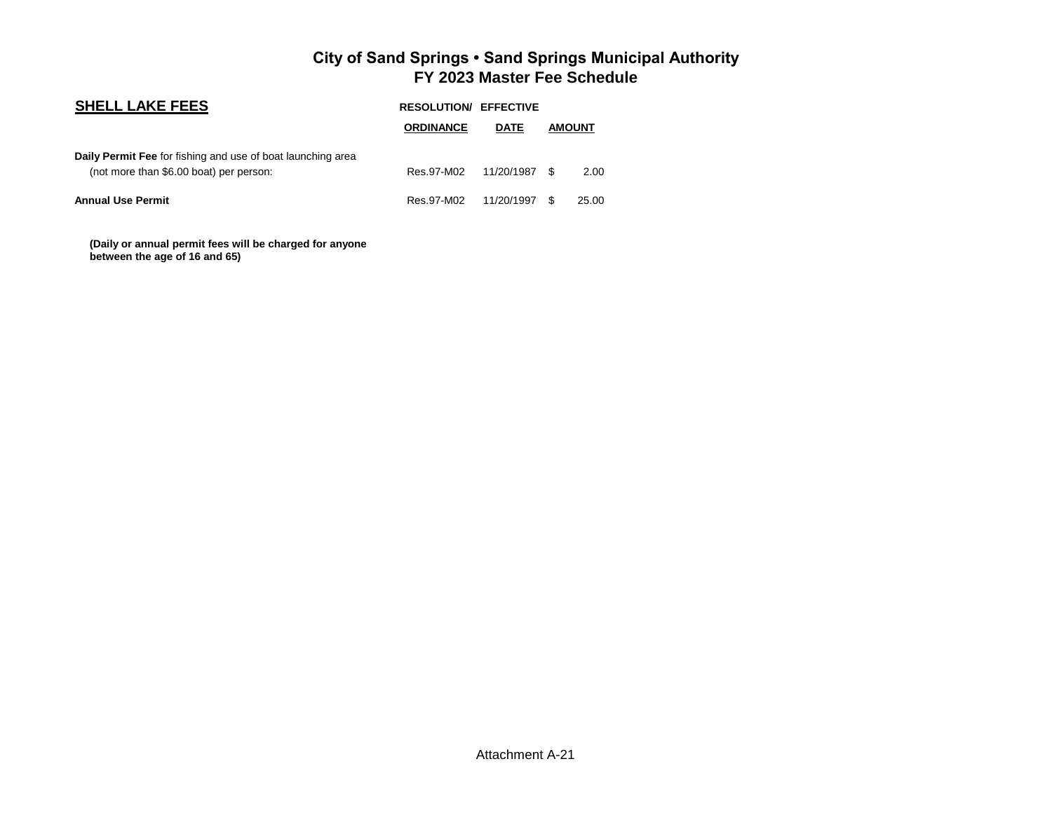# City of Sand Springs • Sand Springs Municipal Authority
## FY 2023 Master Fee Schedule

### SHELL LAKE FEES

| | RESOLUTION/ ORDINANCE | EFFECTIVE DATE | AMOUNT |
|---|---|---|---|
| **Daily Permit Fee** for fishing and use of boat launching area (not more than $6.00 boat) per person: | Res.97-M02 | 11/20/1987 | $ 2.00 |
| **Annual Use Permit** | Res.97-M02 | 11/20/1997 | $ 25.00 |

**(Daily or annual permit fees will be charged for anyone between the age of 16 and 65)**

Attachment A-21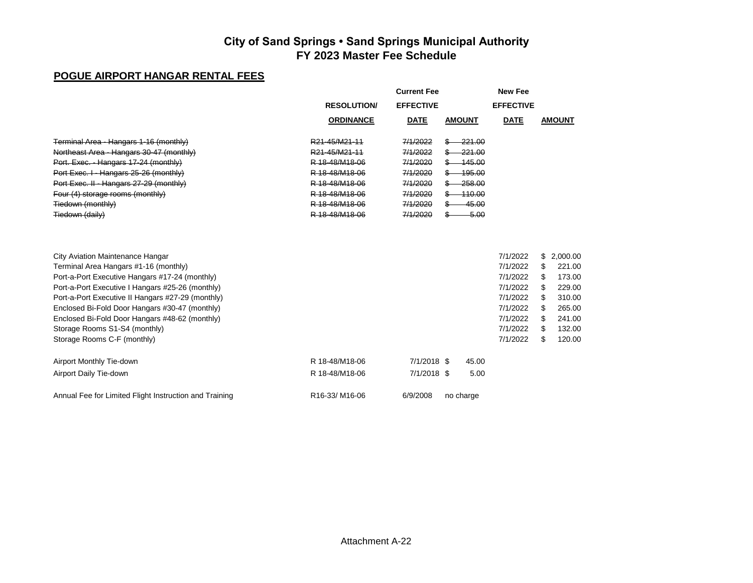# City of Sand Springs • Sand Springs Municipal Authority
## FY 2023 Master Fee Schedule

### POGUE AIRPORT HANGAR RENTAL FEES

| | RESOLUTION/ ORDINANCE | Current Fee EFFECTIVE DATE | Current Fee AMOUNT | New Fee EFFECTIVE DATE | New Fee AMOUNT |
|---|---|---|---|---|---|
| ~~Terminal Area - Hangars 1-16 (monthly)~~ | ~~R21-45/M21-11~~ | ~~7/1/2022~~ | ~~$ 221.00~~ | | |
| ~~Northeast Area - Hangars 30-47 (monthly)~~ | ~~R21-45/M21-11~~ | ~~7/1/2022~~ | ~~$ 221.00~~ | | |
| ~~Port. Exec. - Hangars 17-24 (monthly)~~ | ~~R 18-48/M18-06~~ | ~~7/1/2020~~ | ~~$ 145.00~~ | | |
| ~~Port Exec. I - Hangars 25-26 (monthly)~~ | ~~R 18-48/M18-06~~ | ~~7/1/2020~~ | ~~$ 195.00~~ | | |
| ~~Port Exec. II - Hangars 27-29 (monthly)~~ | ~~R 18-48/M18-06~~ | ~~7/1/2020~~ | ~~$ 258.00~~ | | |
| ~~Four (4) storage rooms (monthly)~~ | ~~R 18-48/M18-06~~ | ~~7/1/2020~~ | ~~$ 110.00~~ | | |
| ~~Tiedown (monthly)~~ | ~~R 18-48/M18-06~~ | ~~7/1/2020~~ | ~~$ 45.00~~ | | |
| ~~Tiedown (daily)~~ | ~~R 18-48/M18-06~~ | ~~7/1/2020~~ | ~~$ 5.00~~ | | |
| City Aviation Maintenance Hangar | | | | 7/1/2022 | $ 2,000.00 |
| Terminal Area Hangars #1-16 (monthly) | | | | 7/1/2022 | $ 221.00 |
| Port-a-Port Executive Hangars #17-24 (monthly) | | | | 7/1/2022 | $ 173.00 |
| Port-a-Port Executive I Hangars #25-26 (monthly) | | | | 7/1/2022 | $ 229.00 |
| Port-a-Port Executive II Hangars #27-29 (monthly) | | | | 7/1/2022 | $ 310.00 |
| Enclosed Bi-Fold Door Hangars #30-47 (monthly) | | | | 7/1/2022 | $ 265.00 |
| Enclosed Bi-Fold Door Hangars #48-62 (monthly) | | | | 7/1/2022 | $ 241.00 |
| Storage Rooms S1-S4 (monthly) | | | | 7/1/2022 | $ 132.00 |
| Storage Rooms C-F (monthly) | | | | 7/1/2022 | $ 120.00 |
| Airport Monthly Tie-down | R 18-48/M18-06 | 7/1/2018 | $ 45.00 | | |
| Airport Daily Tie-down | R 18-48/M18-06 | 7/1/2018 | $ 5.00 | | |
| Annual Fee for Limited Flight Instruction and Training | R16-33/ M16-06 | 6/9/2008 | no charge | | |

Attachment A-22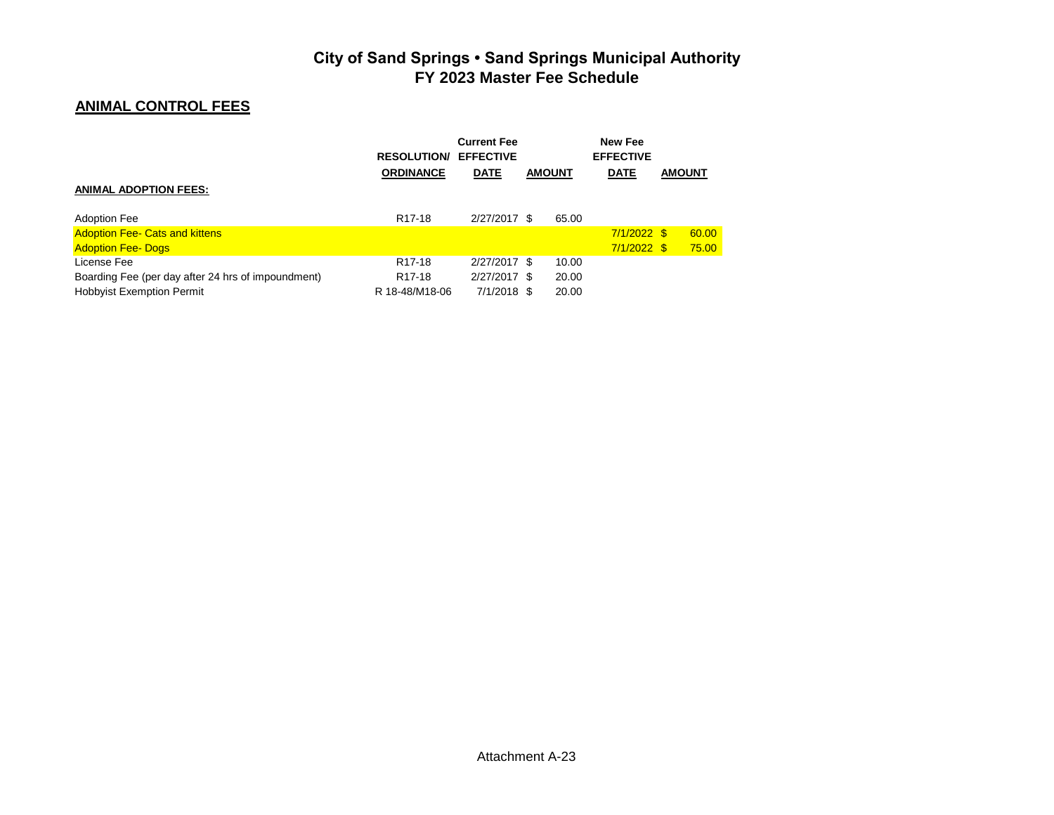# City of Sand Springs • Sand Springs Municipal Authority
# FY 2023 Master Fee Schedule

## ANIMAL CONTROL FEES

| | RESOLUTION/ ORDINANCE | Current Fee EFFECTIVE DATE | AMOUNT | New Fee EFFECTIVE DATE | AMOUNT |
|---|---|---|---|---|---|
| **ANIMAL ADOPTION FEES:** | | | | | |
| Adoption Fee | R17-18 | 2/27/2017 | $ 65.00 | | |
| Adoption Fee- Cats and kittens | | | | 7/1/2022 | $ 60.00 |
| Adoption Fee- Dogs | | | | 7/1/2022 | $ 75.00 |
| License Fee | R17-18 | 2/27/2017 | $ 10.00 | | |
| Boarding Fee (per day after 24 hrs of impoundment) | R17-18 | 2/27/2017 | $ 20.00 | | |
| Hobbyist Exemption Permit | R 18-48/M18-06 | 7/1/2018 | $ 20.00 | | |

Attachment A-23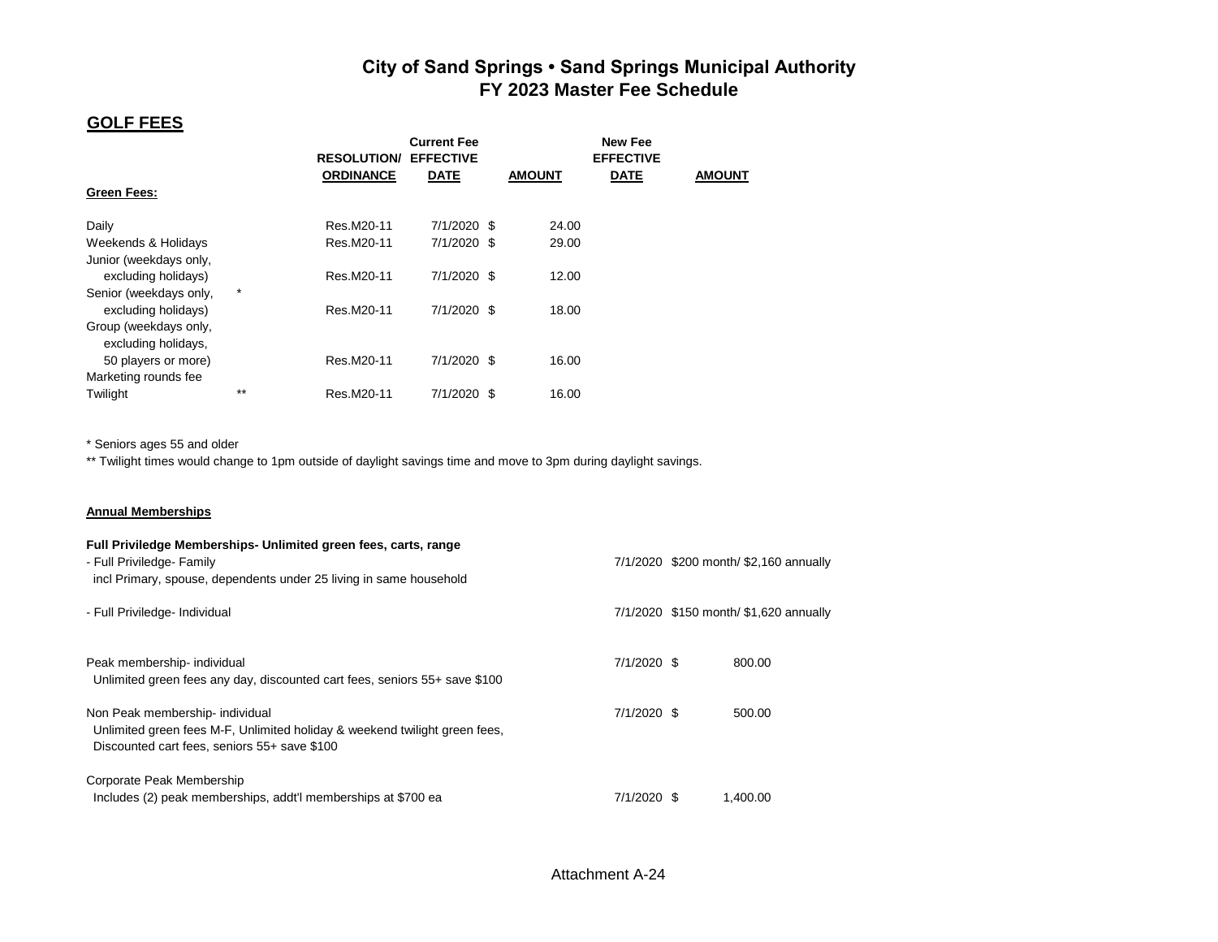# City of Sand Springs • Sand Springs Municipal Authority
## FY 2023 Master Fee Schedule

### GOLF FEES

| | | RESOLUTION/ ORDINANCE | Current Fee EFFECTIVE DATE | AMOUNT | New Fee EFFECTIVE DATE | AMOUNT |
|---|---|---|---|---|---|---|
| **Green Fees:** | | | | | | |
| Daily | | Res.M20-11 | 7/1/2020 | $ 24.00 | | |
| Weekends & Holidays | | Res.M20-11 | 7/1/2020 | $ 29.00 | | |
| Junior (weekdays only, excluding holidays) | | Res.M20-11 | 7/1/2020 | $ 12.00 | | |
| Senior (weekdays only, excluding holidays) | * | Res.M20-11 | 7/1/2020 | $ 18.00 | | |
| Group (weekdays only, excluding holidays, 50 players or more) | | Res.M20-11 | 7/1/2020 | $ 16.00 | | |
| Marketing rounds fee | | | | | | |
| Twilight | ** | Res.M20-11 | 7/1/2020 | $ 16.00 | | |

* Seniors ages 55 and older

** Twilight times would change to 1pm outside of daylight savings time and move to 3pm during daylight savings.

#### Annual Memberships

| | New Fee EFFECTIVE DATE | AMOUNT |
|---|---|---|
| **Full Priviledge Memberships- Unlimited green fees, carts, range** | | |
| - Full Priviledge- Family<br>incl Primary, spouse, dependents under 25 living in same household | 7/1/2020 | $200 month/ $2,160 annually |
| - Full Priviledge- Individual | 7/1/2020 | $150 month/ $1,620 annually |
| Peak membership- individual<br>Unlimited green fees any day, discounted cart fees, seniors 55+ save $100 | 7/1/2020 | $ 800.00 |
| Non Peak membership- individual<br>Unlimited green fees M-F, Unlimited holiday & weekend twilight green fees, Discounted cart fees, seniors 55+ save $100 | 7/1/2020 | $ 500.00 |
| Corporate Peak Membership<br>Includes (2) peak memberships, addt'l memberships at $700 ea | 7/1/2020 | $ 1,400.00 |

Attachment A-24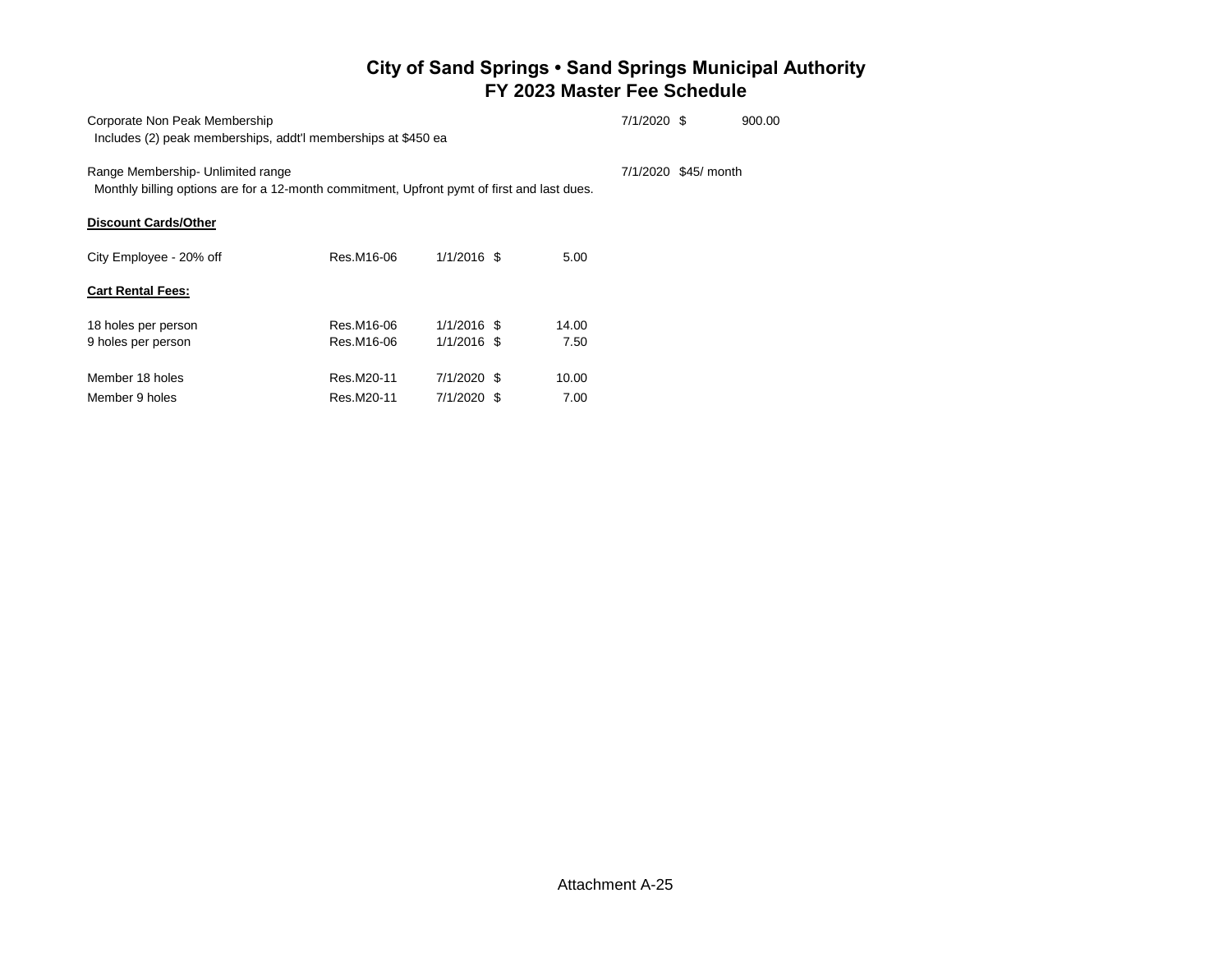# City of Sand Springs • Sand Springs Municipal Authority
## FY 2023 Master Fee Schedule

| | | | | |
|---|---|---|---|---|
| Corporate Non Peak Membership | | | 7/1/2020 | $ 900.00 |
| Includes (2) peak memberships, addt'l memberships at $450 ea | | | | |
| | | | | |
| Range Membership- Unlimited range | | | 7/1/2020 | $45/ month |
| Monthly billing options are for a 12-month commitment, Upfront pymt of first and last dues. | | | | |
| | | | | |
| **Discount Cards/Other** | | | | |
| | | | | |
| City Employee - 20% off | Res.M16-06 | 1/1/2016 | $ 5.00 | |
| | | | | |
| **Cart Rental Fees:** | | | | |
| | | | | |
| 18 holes per person | Res.M16-06 | 1/1/2016 | $ 14.00 | |
| 9 holes per person | Res.M16-06 | 1/1/2016 | $ 7.50 | |
| | | | | |
| Member 18 holes | Res.M20-11 | 7/1/2020 | $ 10.00 | |
| Member 9 holes | Res.M20-11 | 7/1/2020 | $ 7.00 | |

Attachment A-25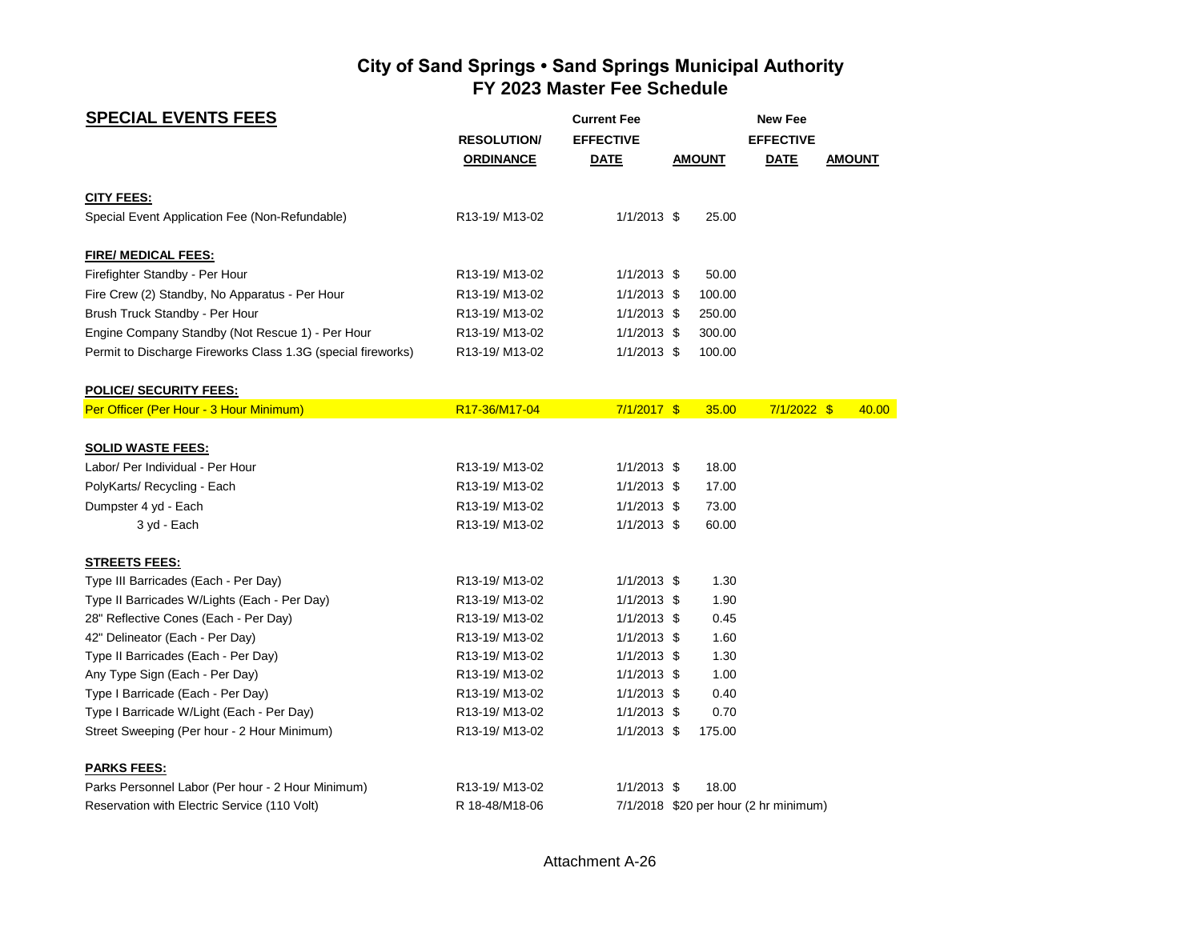# City of Sand Springs • Sand Springs Municipal Authority
## FY 2023 Master Fee Schedule

| SPECIAL EVENTS FEES | | Current Fee | | New Fee | |
|---|---|---|---|---|---|
| | RESOLUTION/ ORDINANCE | EFFECTIVE DATE | AMOUNT | EFFECTIVE DATE | AMOUNT |
| **CITY FEES:** | | | | | |
| Special Event Application Fee (Non-Refundable) | R13-19/ M13-02 | 1/1/2013 | $ 25.00 | | |
| **FIRE/ MEDICAL FEES:** | | | | | |
| Firefighter Standby - Per Hour | R13-19/ M13-02 | 1/1/2013 | $ 50.00 | | |
| Fire Crew (2) Standby, No Apparatus - Per Hour | R13-19/ M13-02 | 1/1/2013 | $ 100.00 | | |
| Brush Truck Standby - Per Hour | R13-19/ M13-02 | 1/1/2013 | $ 250.00 | | |
| Engine Company Standby (Not Rescue 1) - Per Hour | R13-19/ M13-02 | 1/1/2013 | $ 300.00 | | |
| Permit to Discharge Fireworks Class 1.3G (special fireworks) | R13-19/ M13-02 | 1/1/2013 | $ 100.00 | | |
| **POLICE/ SECURITY FEES:** | | | | | |
| Per Officer (Per Hour - 3 Hour Minimum) | R17-36/M17-04 | 7/1/2017 | $ 35.00 | 7/1/2022 | $ 40.00 |
| **SOLID WASTE FEES:** | | | | | |
| Labor/ Per Individual - Per Hour | R13-19/ M13-02 | 1/1/2013 | $ 18.00 | | |
| PolyKarts/ Recycling - Each | R13-19/ M13-02 | 1/1/2013 | $ 17.00 | | |
| Dumpster 4 yd - Each | R13-19/ M13-02 | 1/1/2013 | $ 73.00 | | |
| 3 yd - Each | R13-19/ M13-02 | 1/1/2013 | $ 60.00 | | |
| **STREETS FEES:** | | | | | |
| Type III Barricades (Each - Per Day) | R13-19/ M13-02 | 1/1/2013 | $ 1.30 | | |
| Type II Barricades W/Lights (Each - Per Day) | R13-19/ M13-02 | 1/1/2013 | $ 1.90 | | |
| 28" Reflective Cones (Each - Per Day) | R13-19/ M13-02 | 1/1/2013 | $ 0.45 | | |
| 42" Delineator (Each - Per Day) | R13-19/ M13-02 | 1/1/2013 | $ 1.60 | | |
| Type II Barricades (Each - Per Day) | R13-19/ M13-02 | 1/1/2013 | $ 1.30 | | |
| Any Type Sign (Each - Per Day) | R13-19/ M13-02 | 1/1/2013 | $ 1.00 | | |
| Type I Barricade (Each - Per Day) | R13-19/ M13-02 | 1/1/2013 | $ 0.40 | | |
| Type I Barricade W/Light (Each - Per Day) | R13-19/ M13-02 | 1/1/2013 | $ 0.70 | | |
| Street Sweeping (Per hour - 2 Hour Minimum) | R13-19/ M13-02 | 1/1/2013 | $ 175.00 | | |
| **PARKS FEES:** | | | | | |
| Parks Personnel Labor (Per hour - 2 Hour Minimum) | R13-19/ M13-02 | 1/1/2013 | $ 18.00 | | |
| Reservation with Electric Service (110 Volt) | R 18-48/M18-06 | 7/1/2018 | $20 per hour (2 hr minimum) | | |

Attachment A-26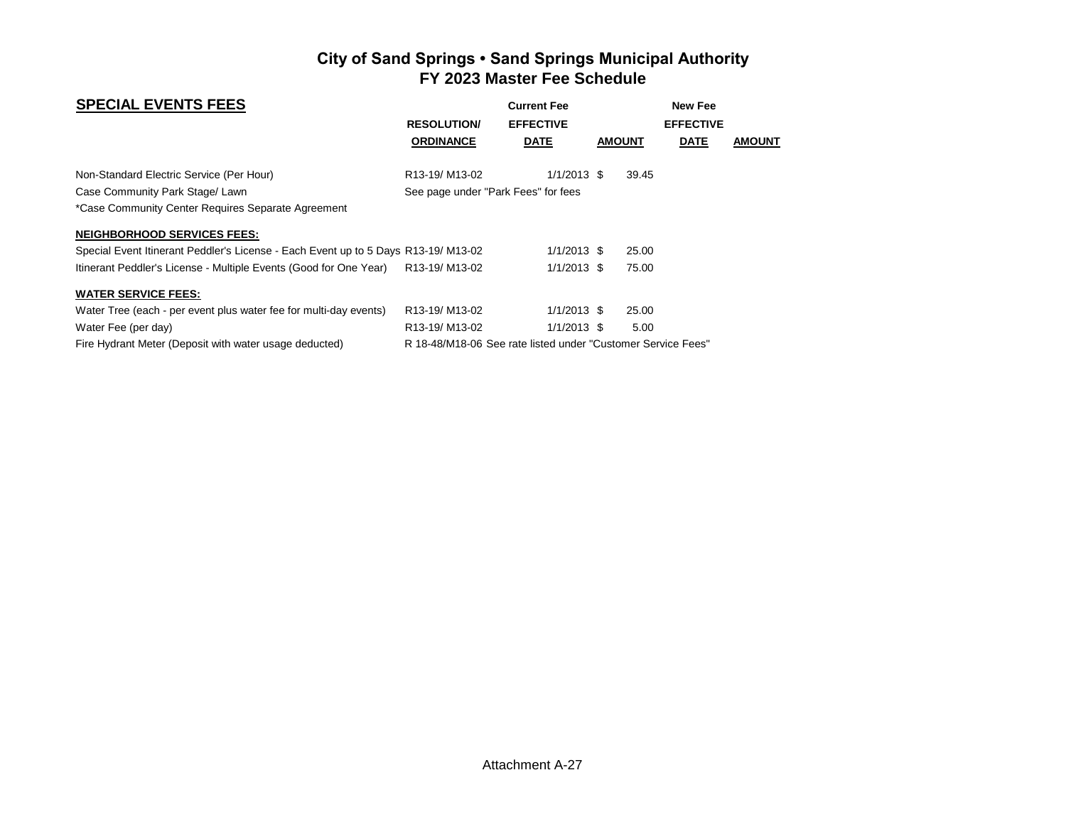# City of Sand Springs • Sand Springs Municipal Authority
## FY 2023 Master Fee Schedule

| SPECIAL EVENTS FEES | RESOLUTION/ ORDINANCE | Current Fee EFFECTIVE DATE | AMOUNT | New Fee EFFECTIVE DATE | AMOUNT |
|---|---|---|---|---|---|
| Non-Standard Electric Service (Per Hour) | R13-19/ M13-02 | 1/1/2013 | $ 39.45 | | |
| Case Community Park Stage/ Lawn | See page under "Park Fees" for fees | | | | |
| *Case Community Center Requires Separate Agreement | | | | | |
| **NEIGHBORHOOD SERVICES FEES:** | | | | | |
| Special Event Itinerant Peddler's License - Each Event up to 5 Days | R13-19/ M13-02 | 1/1/2013 | $ 25.00 | | |
| Itinerant Peddler's License - Multiple Events (Good for One Year) | R13-19/ M13-02 | 1/1/2013 | $ 75.00 | | |
| **WATER SERVICE FEES:** | | | | | |
| Water Tree (each - per event plus water fee for multi-day events) | R13-19/ M13-02 | 1/1/2013 | $ 25.00 | | |
| Water Fee (per day) | R13-19/ M13-02 | 1/1/2013 | $ 5.00 | | |
| Fire Hydrant Meter (Deposit with water usage deducted) | R 18-48/M18-06 See rate listed under "Customer Service Fees" | | | | |

Attachment A-27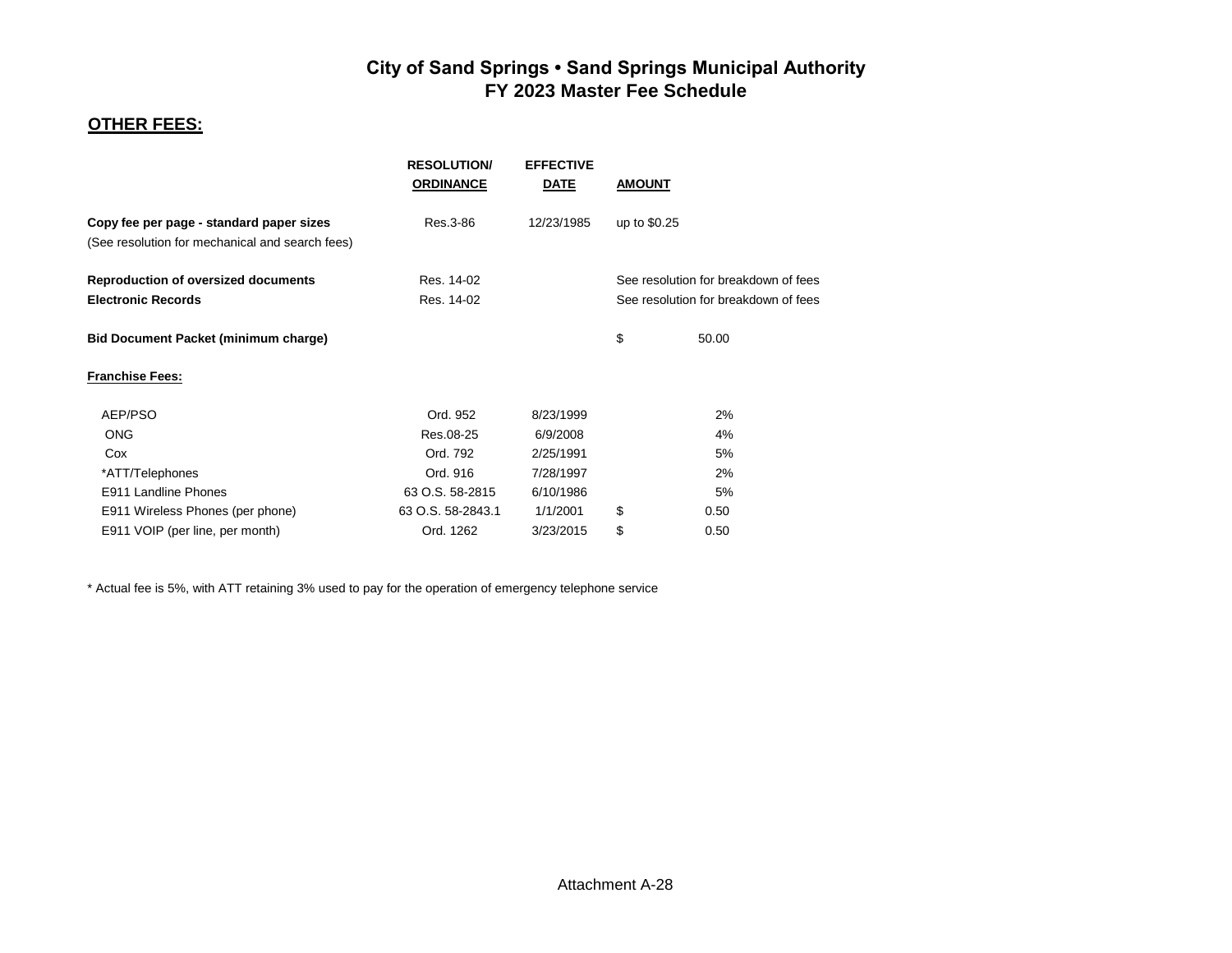# City of Sand Springs • Sand Springs Municipal Authority
## FY 2023 Master Fee Schedule

**OTHER FEES:**

| | RESOLUTION/ ORDINANCE | EFFECTIVE DATE | AMOUNT | |
|---|---|---|---|---|
| **Copy fee per page - standard paper sizes** | Res.3-86 | 12/23/1985 | up to $0.25 | |
| (See resolution for mechanical and search fees) | | | | |
| **Reproduction of oversized documents** | Res. 14-02 | | See resolution for breakdown of fees | |
| **Electronic Records** | Res. 14-02 | | See resolution for breakdown of fees | |
| **Bid Document Packet (minimum charge)** | | | $ | 50.00 |
| **Franchise Fees:** | | | | |
| AEP/PSO | Ord. 952 | 8/23/1999 | | 2% |
| ONG | Res.08-25 | 6/9/2008 | | 4% |
| Cox | Ord. 792 | 2/25/1991 | | 5% |
| *ATT/Telephones | Ord. 916 | 7/28/1997 | | 2% |
| E911 Landline Phones | 63 O.S. 58-2815 | 6/10/1986 | | 5% |
| E911 Wireless Phones (per phone) | 63 O.S. 58-2843.1 | 1/1/2001 | $ | 0.50 |
| E911 VOIP (per line, per month) | Ord. 1262 | 3/23/2015 | $ | 0.50 |

* Actual fee is 5%, with ATT retaining 3% used to pay for the operation of emergency telephone service

Attachment A-28